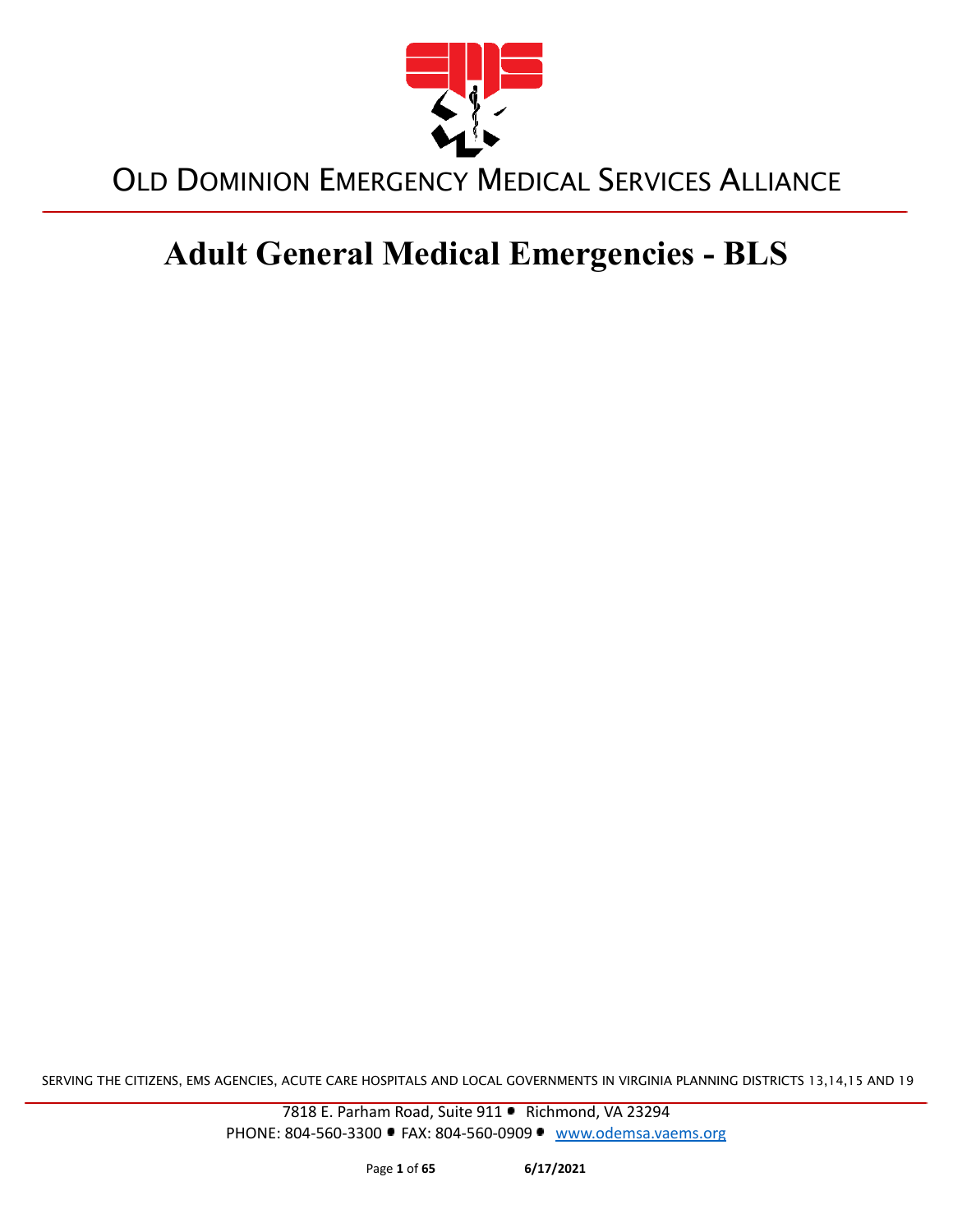OLD DOMINION EMERGENCY MEDICAL SERVICES ALLIANCE

# Adult General Medical Emergencies - BLS

SERVING THE CITIZENS, EMS AGENCIES, ACUTE CARE HOSPITALS AND LOCAL GOVERNMENTS IN VIRGINIA PLANNING DISTRICTS 13,14,15 AND 19

7818 E. Parham Road, Suite 911 • Richmond, VA 23294
PHONE: 804-560-3300 • FAX: 804-560-0909 • www.odemsa.vaems.org

6/17/2021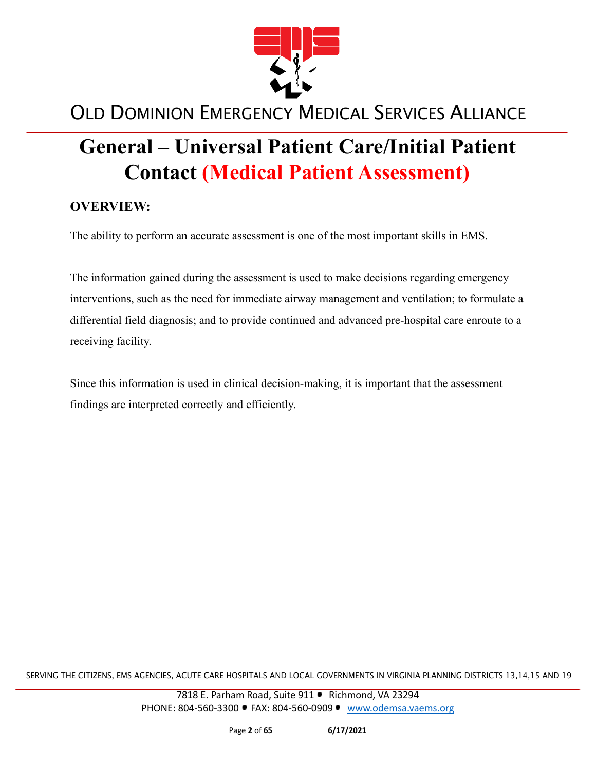# General – Universal Patient Care/Initial Patient Contact (Medical Patient Assessment)

## OVERVIEW:

The ability to perform an accurate assessment is one of the most important skills in EMS.

The information gained during the assessment is used to make decisions regarding emergency interventions, such as the need for immediate airway management and ventilation; to formulate a differential field diagnosis; and to provide continued and advanced pre-hospital care enroute to a receiving facility.

Since this information is used in clinical decision-making, it is important that the assessment findings are interpreted correctly and efficiently.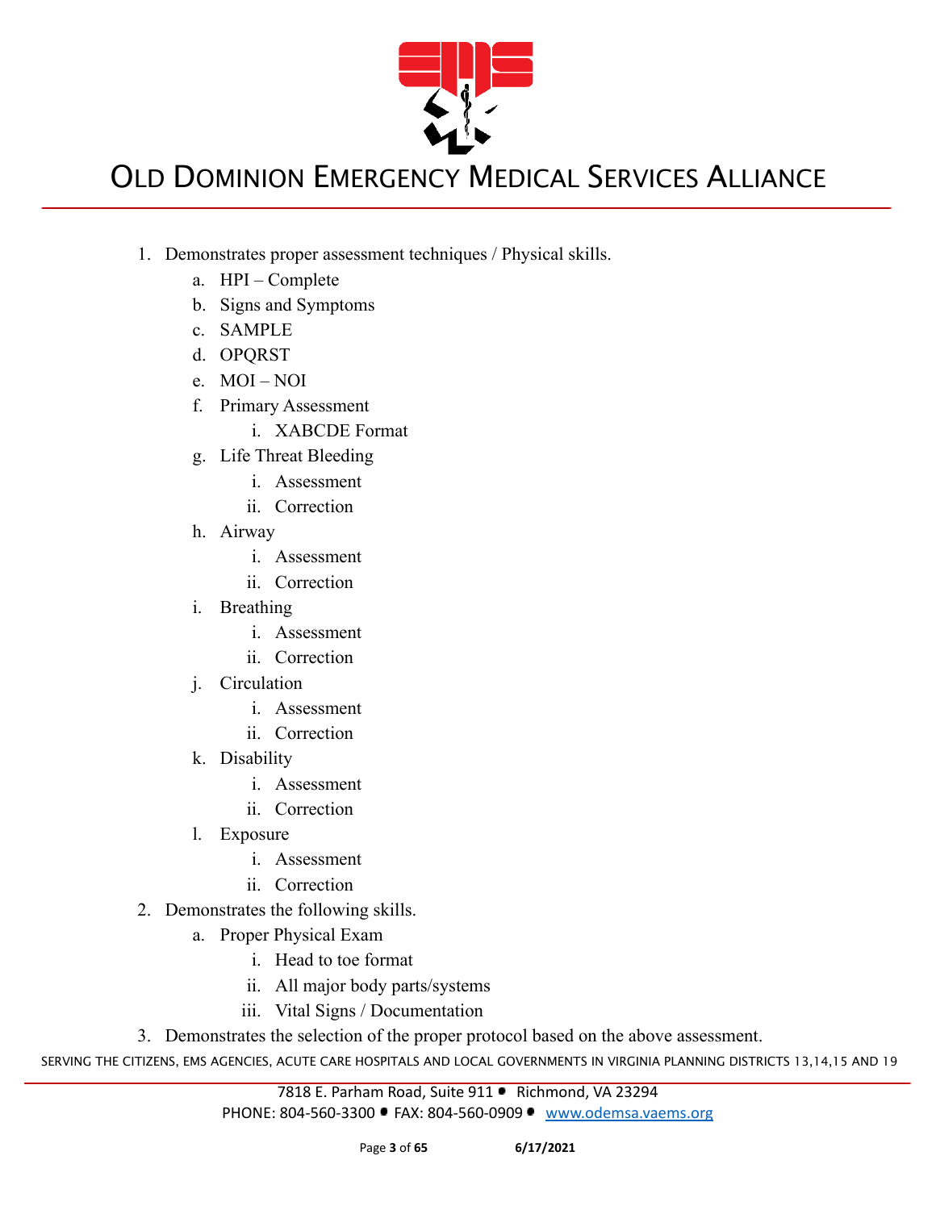1. Demonstrates proper assessment techniques / Physical skills.
    a. HPI – Complete
    b. Signs and Symptoms
    c. SAMPLE
    d. OPQRST
    e. MOI – NOI
    f. Primary Assessment
        i. XABCDE Format
    g. Life Threat Bleeding
        i. Assessment
        ii. Correction
    h. Airway
        i. Assessment
        ii. Correction
    i. Breathing
        i. Assessment
        ii. Correction
    j. Circulation
        i. Assessment
        ii. Correction
    k. Disability
        i. Assessment
        ii. Correction
    l. Exposure
        i. Assessment
        ii. Correction
2. Demonstrates the following skills.
    a. Proper Physical Exam
        i. Head to toe format
        ii. All major body parts/systems
        iii. Vital Signs / Documentation
3. Demonstrates the selection of the proper protocol based on the above assessment.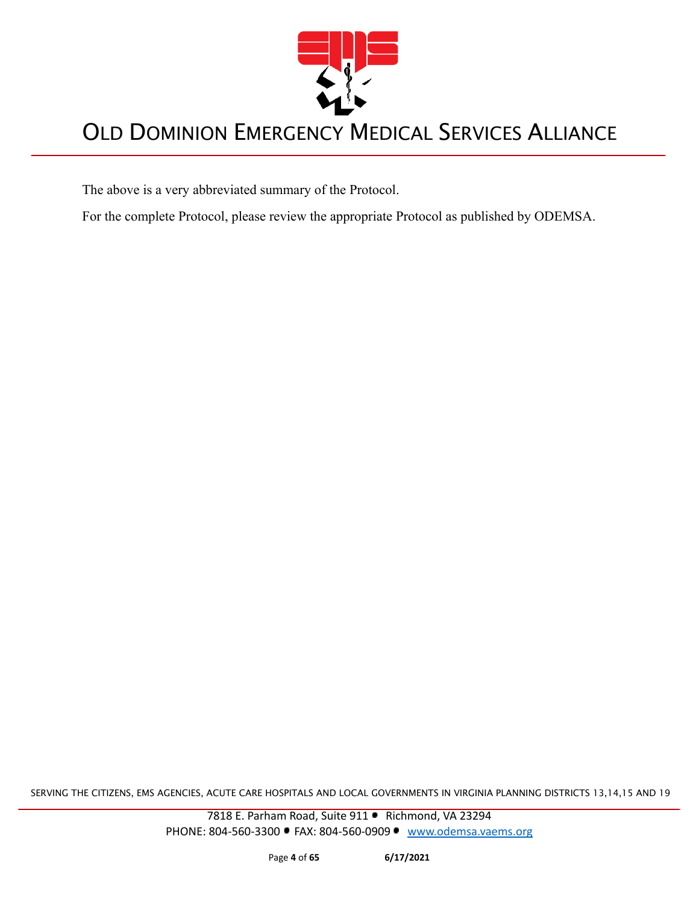The above is a very abbreviated summary of the Protocol.

For the complete Protocol, please review the appropriate Protocol as published by ODEMSA.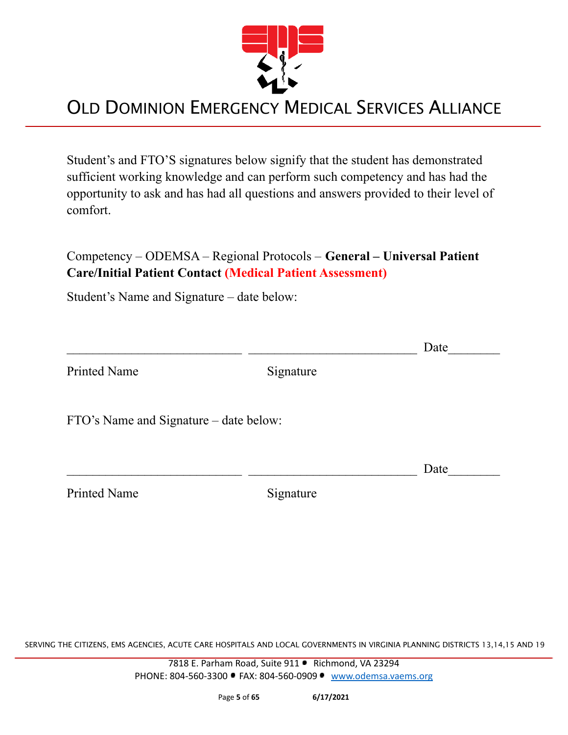# Old Dominion Emergency Medical Services Alliance

Student's and FTO'S signatures below signify that the student has demonstrated sufficient working knowledge and can perform such competency and has had the opportunity to ask and has had all questions and answers provided to their level of comfort.

Competency – ODEMSA – Regional Protocols – **General – Universal Patient Care/Initial Patient Contact (Medical Patient Assessment)**

Student's Name and Signature – date below:

___________________________ ___________________________ Date________

Printed Name Signature

FTO's Name and Signature – date below:

___________________________ ___________________________ Date________

Printed Name Signature

SERVING THE CITIZENS, EMS AGENCIES, ACUTE CARE HOSPITALS AND LOCAL GOVERNMENTS IN VIRGINIA PLANNING DISTRICTS 13,14,15 AND 19

7818 E. Parham Road, Suite 911 • Richmond, VA 23294
PHONE: 804-560-3300 • FAX: 804-560-0909 • www.odemsa.vaems.org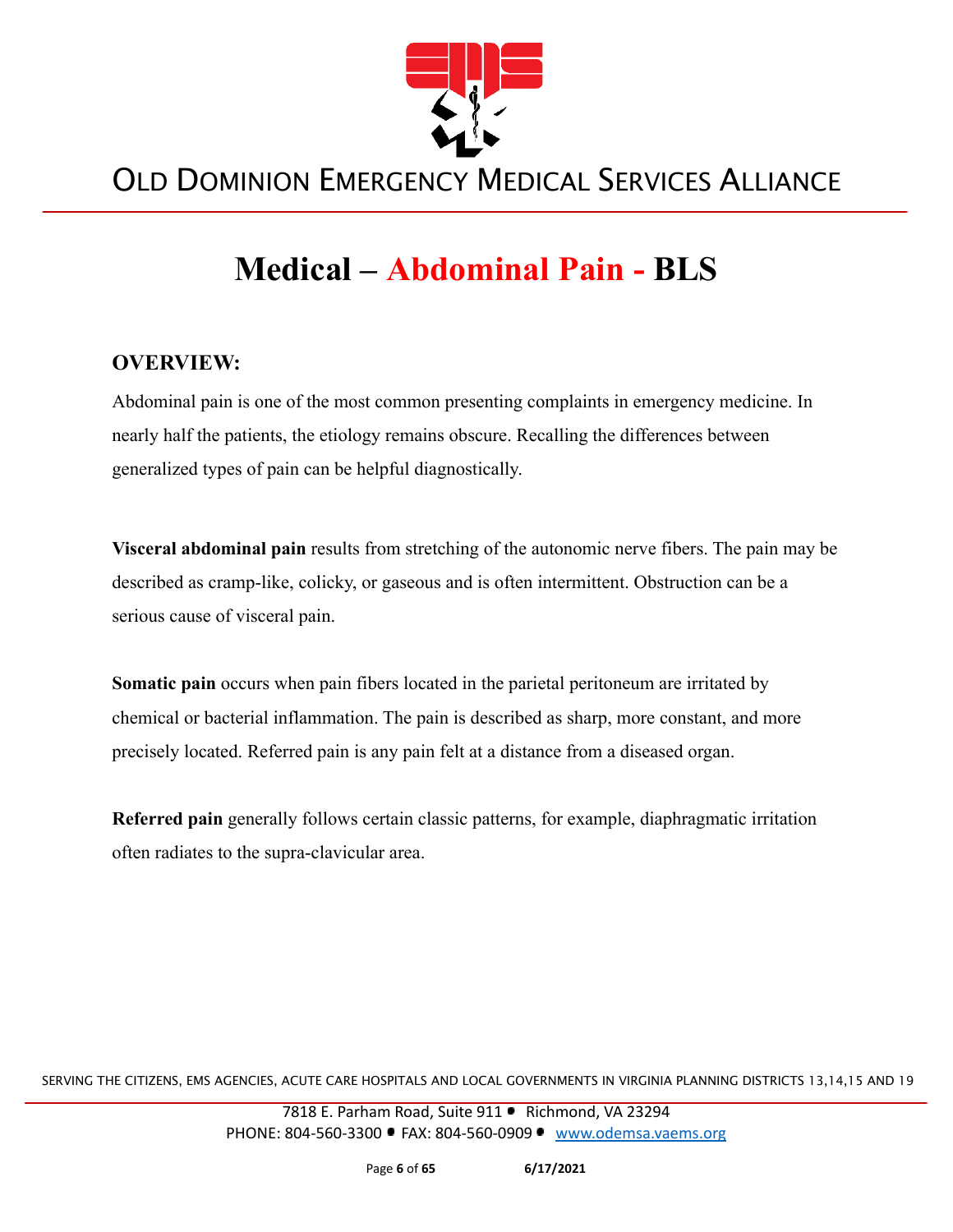# Medical – Abdominal Pain - BLS

## OVERVIEW:

Abdominal pain is one of the most common presenting complaints in emergency medicine. In nearly half the patients, the etiology remains obscure. Recalling the differences between generalized types of pain can be helpful diagnostically.

**Visceral abdominal pain** results from stretching of the autonomic nerve fibers. The pain may be described as cramp-like, colicky, or gaseous and is often intermittent. Obstruction can be a serious cause of visceral pain.

**Somatic pain** occurs when pain fibers located in the parietal peritoneum are irritated by chemical or bacterial inflammation. The pain is described as sharp, more constant, and more precisely located. Referred pain is any pain felt at a distance from a diseased organ.

**Referred pain** generally follows certain classic patterns, for example, diaphragmatic irritation often radiates to the supra-clavicular area.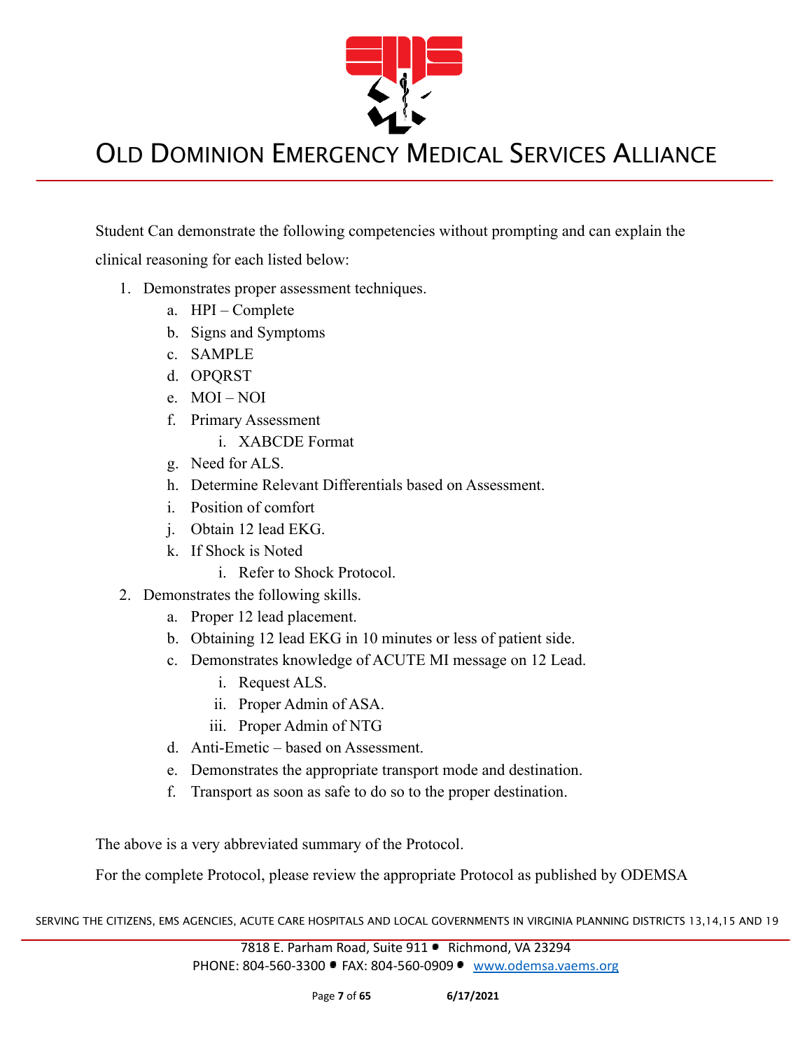Student Can demonstrate the following competencies without prompting and can explain the clinical reasoning for each listed below:

1. Demonstrates proper assessment techniques.
    a. HPI – Complete
    b. Signs and Symptoms
    c. SAMPLE
    d. OPQRST
    e. MOI – NOI
    f. Primary Assessment
        i. XABCDE Format
    g. Need for ALS.
    h. Determine Relevant Differentials based on Assessment.
    i. Position of comfort
    j. Obtain 12 lead EKG.
    k. If Shock is Noted
        i. Refer to Shock Protocol.
2. Demonstrates the following skills.
    a. Proper 12 lead placement.
    b. Obtaining 12 lead EKG in 10 minutes or less of patient side.
    c. Demonstrates knowledge of ACUTE MI message on 12 Lead.
        i. Request ALS.
        ii. Proper Admin of ASA.
        iii. Proper Admin of NTG
    d. Anti-Emetic – based on Assessment.
    e. Demonstrates the appropriate transport mode and destination.
    f. Transport as soon as safe to do so to the proper destination.

The above is a very abbreviated summary of the Protocol.

For the complete Protocol, please review the appropriate Protocol as published by ODEMSA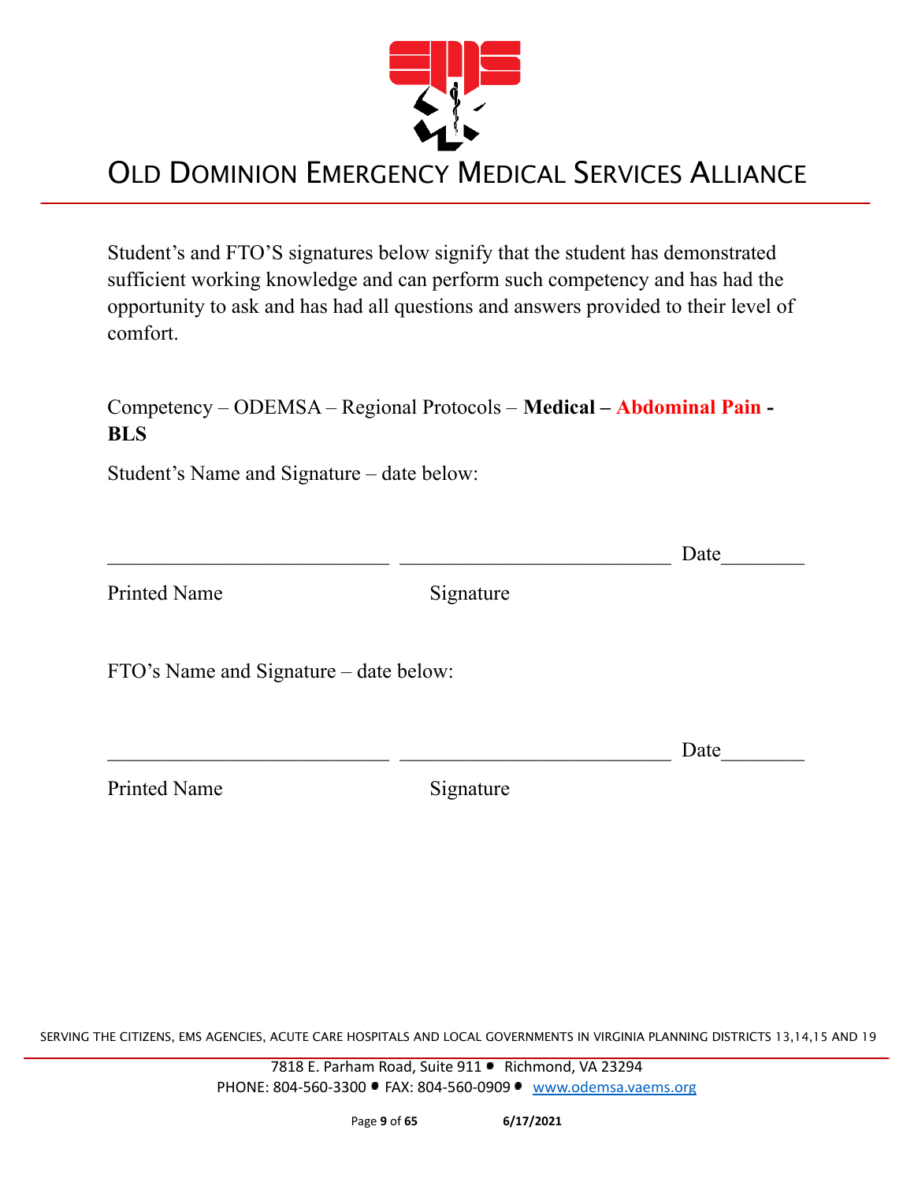Student's and FTO'S signatures below signify that the student has demonstrated sufficient working knowledge and can perform such competency and has had the opportunity to ask and has had all questions and answers provided to their level of comfort.

Competency – ODEMSA – Regional Protocols – **Medical – Abdominal Pain - BLS**

Student's Name and Signature – date below:

\_\_\_\_\_\_\_\_\_\_\_\_\_\_\_\_\_\_\_\_\_\_\_\_\_\_\_\_ \_\_\_\_\_\_\_\_\_\_\_\_\_\_\_\_\_\_\_\_\_\_\_\_\_\_\_ Date\_\_\_\_\_\_\_\_

Printed Name Signature

FTO's Name and Signature – date below:

\_\_\_\_\_\_\_\_\_\_\_\_\_\_\_\_\_\_\_\_\_\_\_\_\_\_\_\_ \_\_\_\_\_\_\_\_\_\_\_\_\_\_\_\_\_\_\_\_\_\_\_\_\_\_\_ Date\_\_\_\_\_\_\_\_

Printed Name Signature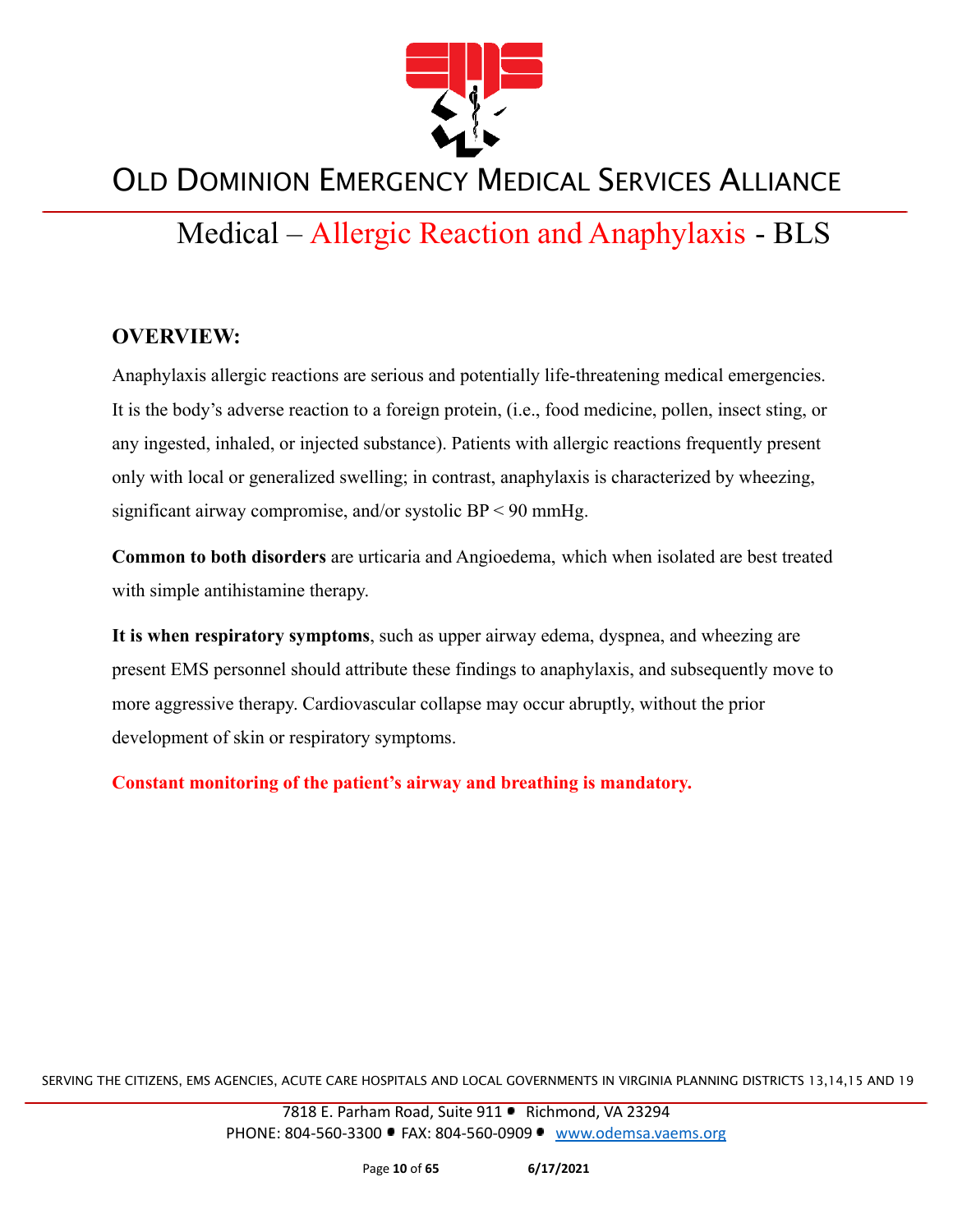# Old Dominion Emergency Medical Services Alliance

## Medical – Allergic Reaction and Anaphylaxis - BLS

### OVERVIEW:

Anaphylaxis allergic reactions are serious and potentially life-threatening medical emergencies. It is the body's adverse reaction to a foreign protein, (i.e., food medicine, pollen, insect sting, or any ingested, inhaled, or injected substance). Patients with allergic reactions frequently present only with local or generalized swelling; in contrast, anaphylaxis is characterized by wheezing, significant airway compromise, and/or systolic BP < 90 mmHg.

**Common to both disorders** are urticaria and Angioedema, which when isolated are best treated with simple antihistamine therapy.

**It is when respiratory symptoms**, such as upper airway edema, dyspnea, and wheezing are present EMS personnel should attribute these findings to anaphylaxis, and subsequently move to more aggressive therapy. Cardiovascular collapse may occur abruptly, without the prior development of skin or respiratory symptoms.

**Constant monitoring of the patient's airway and breathing is mandatory.**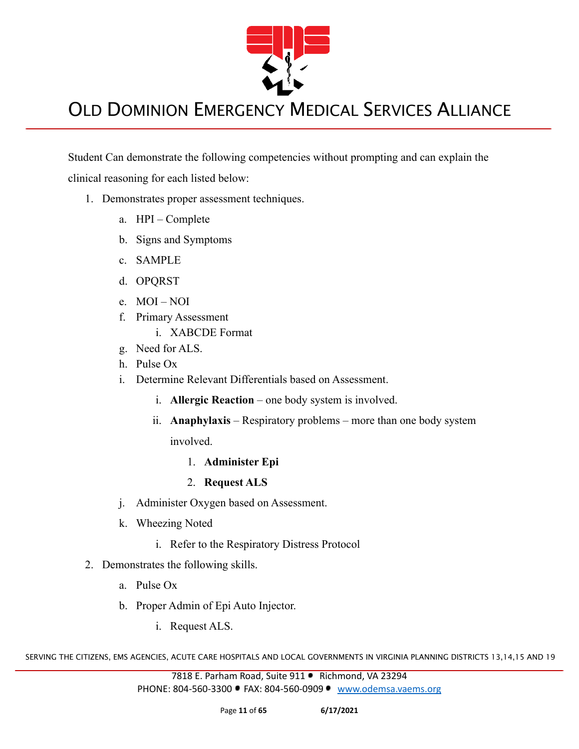Student Can demonstrate the following competencies without prompting and can explain the clinical reasoning for each listed below:

1. Demonstrates proper assessment techniques.
   a. HPI – Complete
   b. Signs and Symptoms
   c. SAMPLE
   d. OPQRST
   e. MOI – NOI
   f. Primary Assessment
      i. XABCDE Format
   g. Need for ALS.
   h. Pulse Ox
   i. Determine Relevant Differentials based on Assessment.
      i. **Allergic Reaction** – one body system is involved.
      ii. **Anaphylaxis** – Respiratory problems – more than one body system involved.
         1. **Administer Epi**
         2. **Request ALS**
   j. Administer Oxygen based on Assessment.
   k. Wheezing Noted
      i. Refer to the Respiratory Distress Protocol
2. Demonstrates the following skills.
   a. Pulse Ox
   b. Proper Admin of Epi Auto Injector.
      i. Request ALS.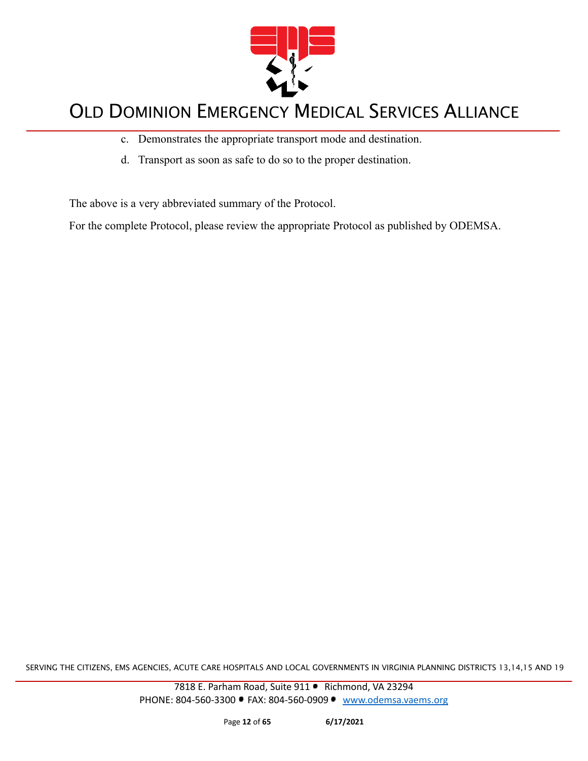c. Demonstrates the appropriate transport mode and destination.

d. Transport as soon as safe to do so to the proper destination.

The above is a very abbreviated summary of the Protocol.

For the complete Protocol, please review the appropriate Protocol as published by ODEMSA.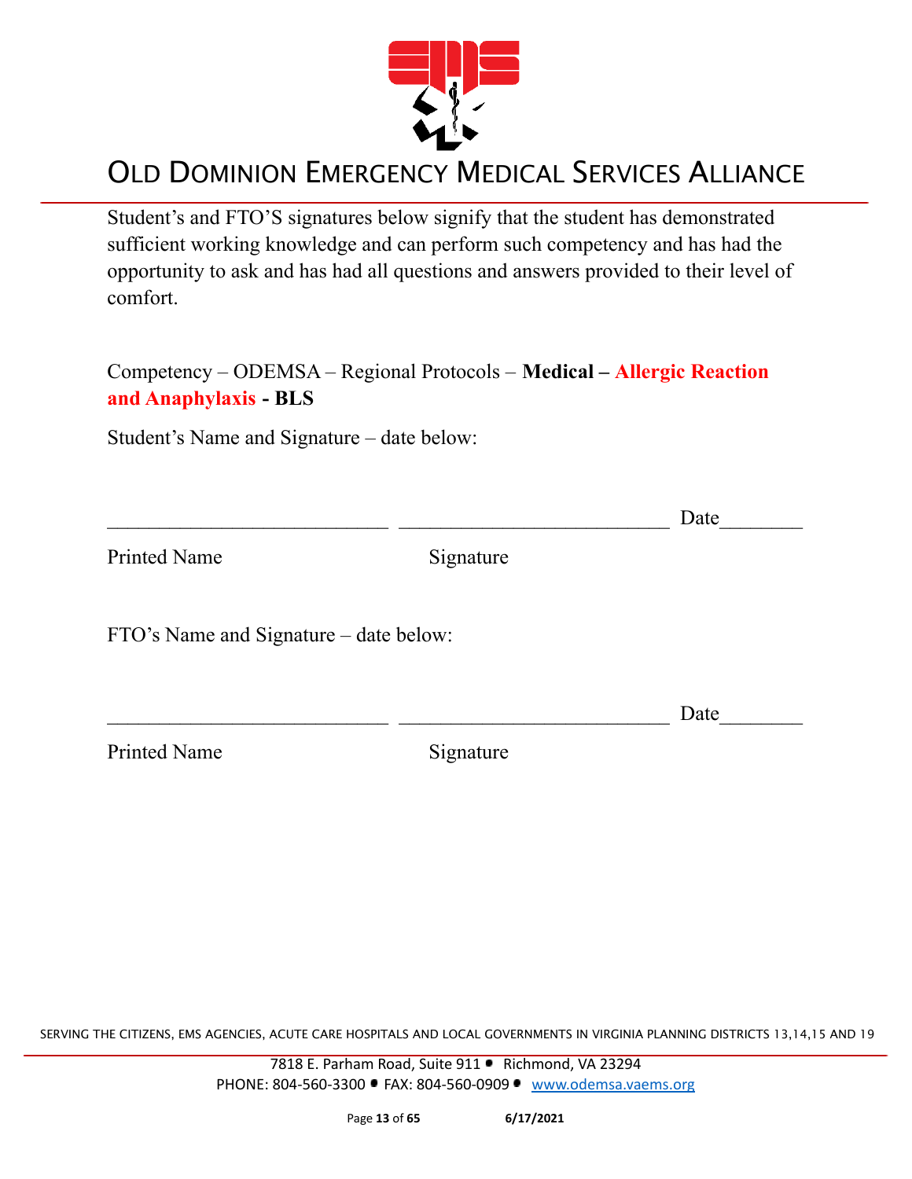Student's and FTO'S signatures below signify that the student has demonstrated sufficient working knowledge and can perform such competency and has had the opportunity to ask and has had all questions and answers provided to their level of comfort.

Competency – ODEMSA – Regional Protocols – **Medical – Allergic Reaction and Anaphylaxis - BLS**

Student's Name and Signature – date below:

\_\_\_\_\_\_\_\_\_\_\_\_\_\_\_\_\_\_\_\_\_\_\_\_\_\_\_ \_\_\_\_\_\_\_\_\_\_\_\_\_\_\_\_\_\_\_\_\_\_\_\_\_\_ Date\_\_\_\_\_\_\_\_

Printed Name Signature

FTO's Name and Signature – date below:

\_\_\_\_\_\_\_\_\_\_\_\_\_\_\_\_\_\_\_\_\_\_\_\_\_\_\_ \_\_\_\_\_\_\_\_\_\_\_\_\_\_\_\_\_\_\_\_\_\_\_\_\_\_ Date\_\_\_\_\_\_\_\_

Printed Name Signature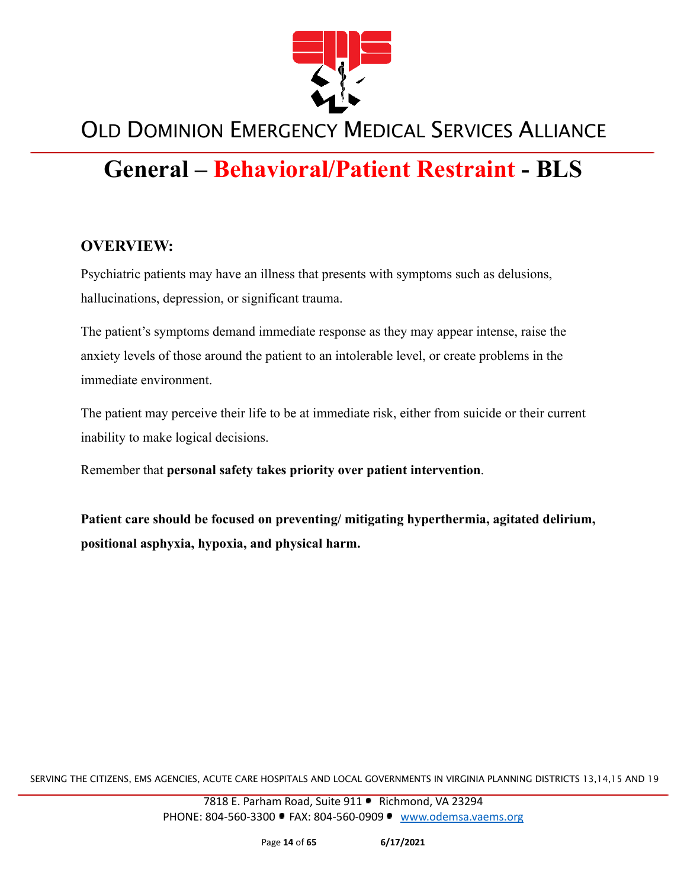# General – Behavioral/Patient Restraint - BLS

## OVERVIEW:

Psychiatric patients may have an illness that presents with symptoms such as delusions, hallucinations, depression, or significant trauma.

The patient's symptoms demand immediate response as they may appear intense, raise the anxiety levels of those around the patient to an intolerable level, or create problems in the immediate environment.

The patient may perceive their life to be at immediate risk, either from suicide or their current inability to make logical decisions.

Remember that **personal safety takes priority over patient intervention**.

**Patient care should be focused on preventing/ mitigating hyperthermia, agitated delirium, positional asphyxia, hypoxia, and physical harm.**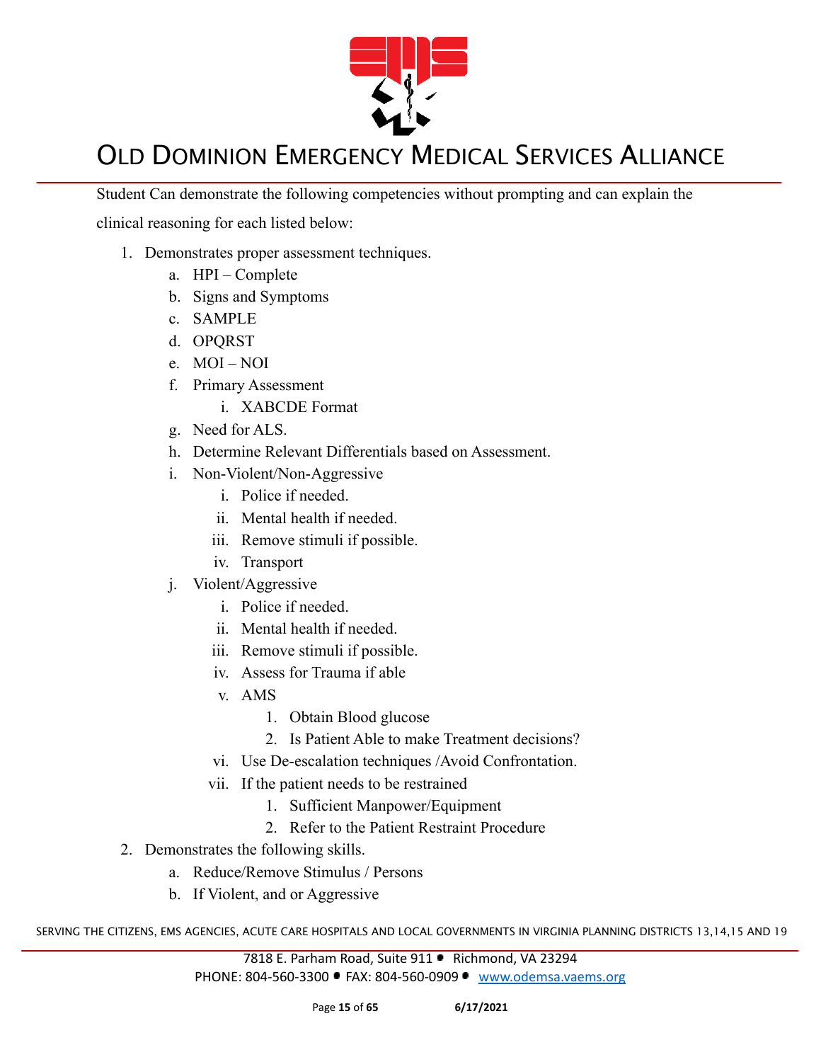Student Can demonstrate the following competencies without prompting and can explain the clinical reasoning for each listed below:

1. Demonstrates proper assessment techniques.
    a. HPI – Complete
    b. Signs and Symptoms
    c. SAMPLE
    d. OPQRST
    e. MOI – NOI
    f. Primary Assessment
        i. XABCDE Format
    g. Need for ALS.
    h. Determine Relevant Differentials based on Assessment.
    i. Non-Violent/Non-Aggressive
        i. Police if needed.
        ii. Mental health if needed.
        iii. Remove stimuli if possible.
        iv. Transport
    j. Violent/Aggressive
        i. Police if needed.
        ii. Mental health if needed.
        iii. Remove stimuli if possible.
        iv. Assess for Trauma if able
        v. AMS
            1. Obtain Blood glucose
            2. Is Patient Able to make Treatment decisions?
        vi. Use De-escalation techniques /Avoid Confrontation.
        vii. If the patient needs to be restrained
            1. Sufficient Manpower/Equipment
            2. Refer to the Patient Restraint Procedure
2. Demonstrates the following skills.
    a. Reduce/Remove Stimulus / Persons
    b. If Violent, and or Aggressive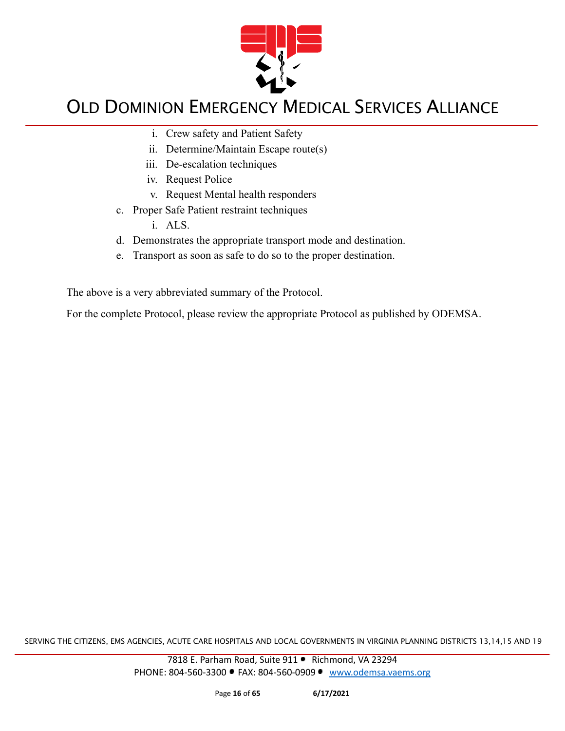i. Crew safety and Patient Safety
   ii. Determine/Maintain Escape route(s)
   iii. De-escalation techniques
   iv. Request Police
   v. Request Mental health responders

c. Proper Safe Patient restraint techniques
   i. ALS.

d. Demonstrates the appropriate transport mode and destination.

e. Transport as soon as safe to do so to the proper destination.

The above is a very abbreviated summary of the Protocol.

For the complete Protocol, please review the appropriate Protocol as published by ODEMSA.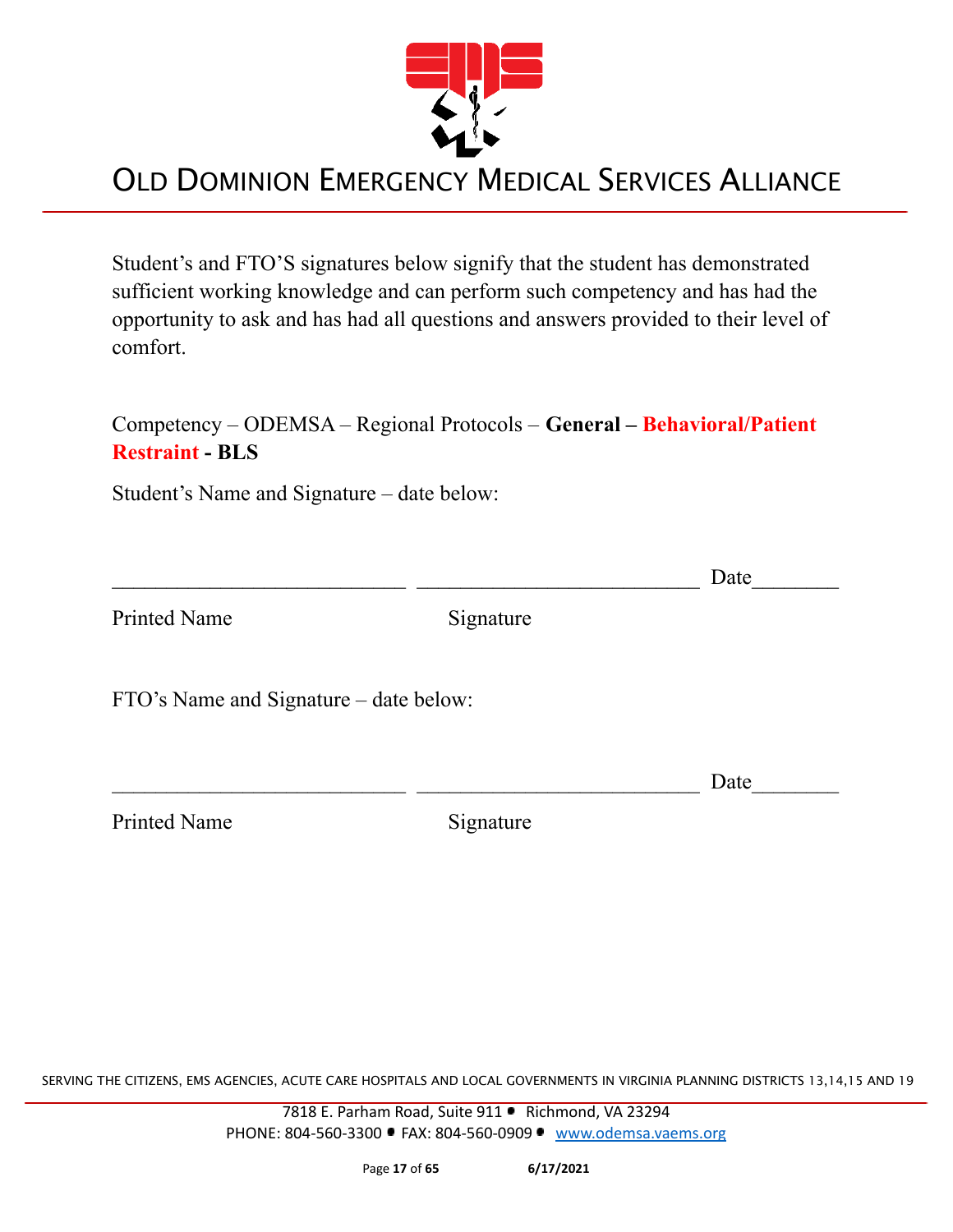# OLD DOMINION EMERGENCY MEDICAL SERVICES ALLIANCE

Student's and FTO'S signatures below signify that the student has demonstrated sufficient working knowledge and can perform such competency and has had the opportunity to ask and has had all questions and answers provided to their level of comfort.

Competency – ODEMSA – Regional Protocols – **General – Behavioral/Patient Restraint - BLS**

Student's Name and Signature – date below:

___________________________ ___________________________ Date________

Printed Name Signature

FTO's Name and Signature – date below:

___________________________ ___________________________ Date________

Printed Name Signature

SERVING THE CITIZENS, EMS AGENCIES, ACUTE CARE HOSPITALS AND LOCAL GOVERNMENTS IN VIRGINIA PLANNING DISTRICTS 13,14,15 AND 19

7818 E. Parham Road, Suite 911 • Richmond, VA 23294
PHONE: 804-560-3300 • FAX: 804-560-0909 • www.odemsa.vaems.org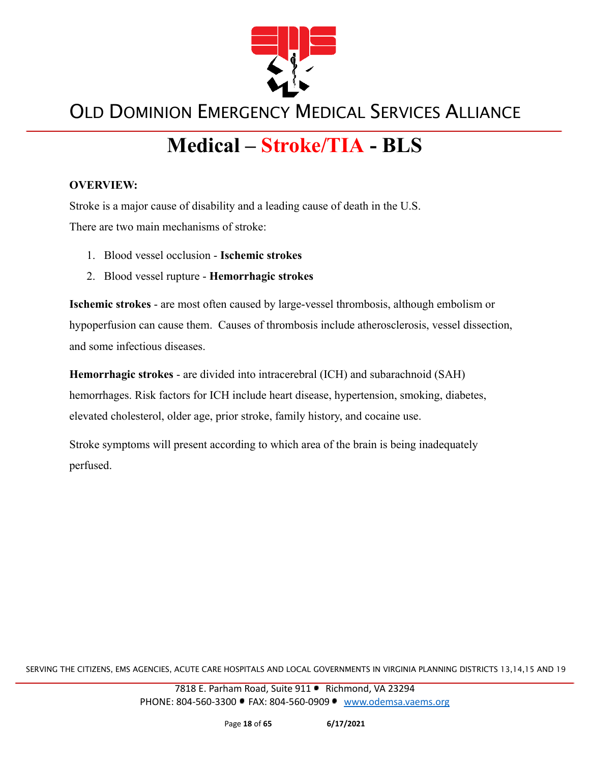# Medical – Stroke/TIA - BLS

**OVERVIEW:**

Stroke is a major cause of disability and a leading cause of death in the U.S.

There are two main mechanisms of stroke:

1. Blood vessel occlusion - **Ischemic strokes**
2. Blood vessel rupture - **Hemorrhagic strokes**

**Ischemic strokes** - are most often caused by large-vessel thrombosis, although embolism or hypoperfusion can cause them. Causes of thrombosis include atherosclerosis, vessel dissection, and some infectious diseases.

**Hemorrhagic strokes** - are divided into intracerebral (ICH) and subarachnoid (SAH) hemorrhages. Risk factors for ICH include heart disease, hypertension, smoking, diabetes, elevated cholesterol, older age, prior stroke, family history, and cocaine use.

Stroke symptoms will present according to which area of the brain is being inadequately perfused.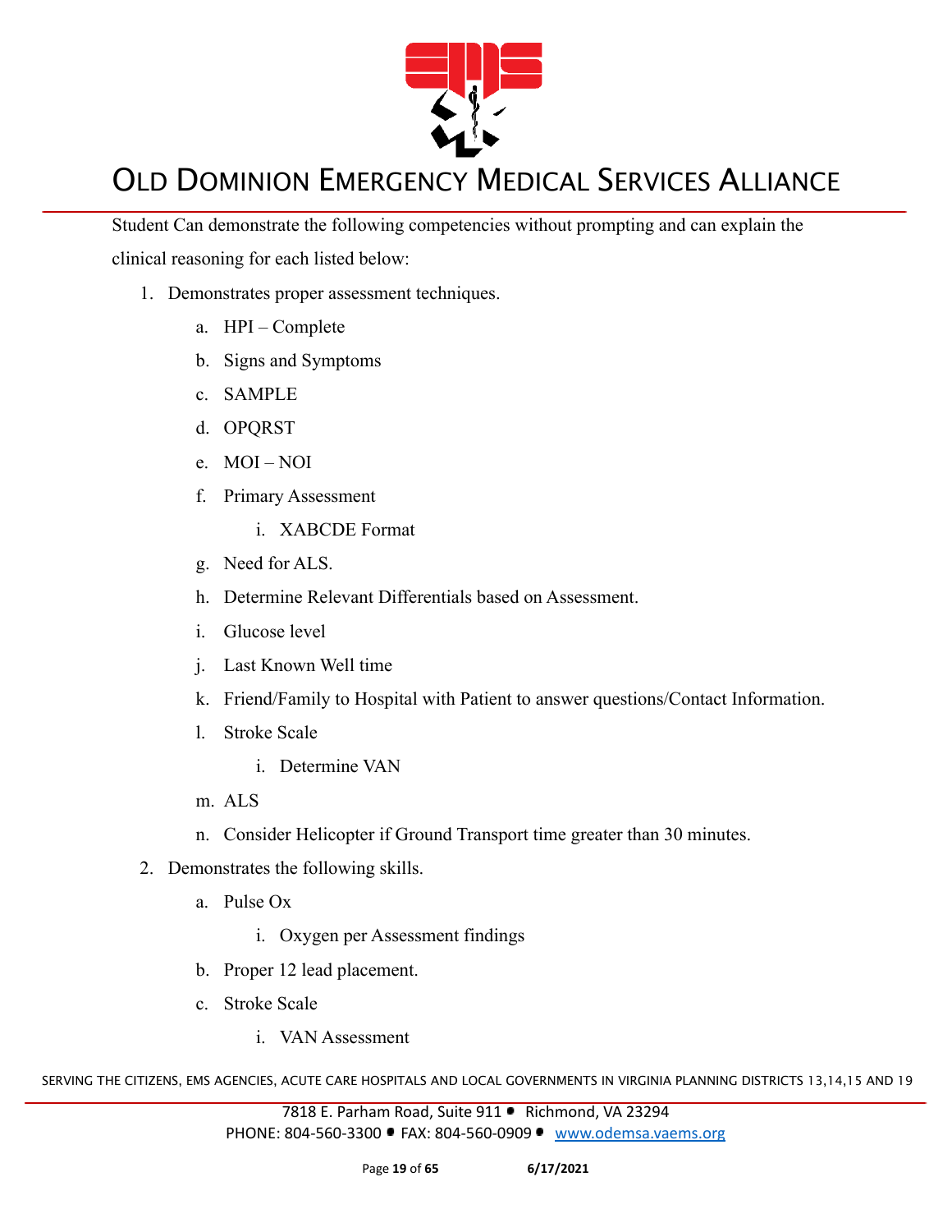Student Can demonstrate the following competencies without prompting and can explain the clinical reasoning for each listed below:

1. Demonstrates proper assessment techniques.
   a. HPI – Complete
   b. Signs and Symptoms
   c. SAMPLE
   d. OPQRST
   e. MOI – NOI
   f. Primary Assessment
      i. XABCDE Format
   g. Need for ALS.
   h. Determine Relevant Differentials based on Assessment.
   i. Glucose level
   j. Last Known Well time
   k. Friend/Family to Hospital with Patient to answer questions/Contact Information.
   l. Stroke Scale
      i. Determine VAN
   m. ALS
   n. Consider Helicopter if Ground Transport time greater than 30 minutes.
2. Demonstrates the following skills.
   a. Pulse Ox
      i. Oxygen per Assessment findings
   b. Proper 12 lead placement.
   c. Stroke Scale
      i. VAN Assessment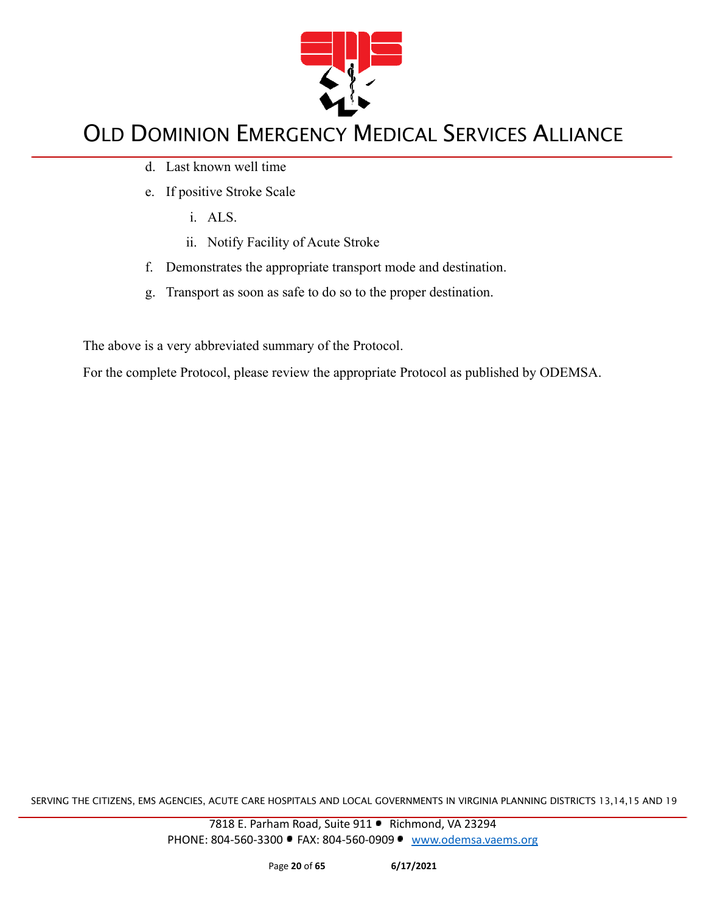d. Last known well time
e. If positive Stroke Scale
    i. ALS.
    ii. Notify Facility of Acute Stroke
f. Demonstrates the appropriate transport mode and destination.
g. Transport as soon as safe to do so to the proper destination.

The above is a very abbreviated summary of the Protocol.

For the complete Protocol, please review the appropriate Protocol as published by ODEMSA.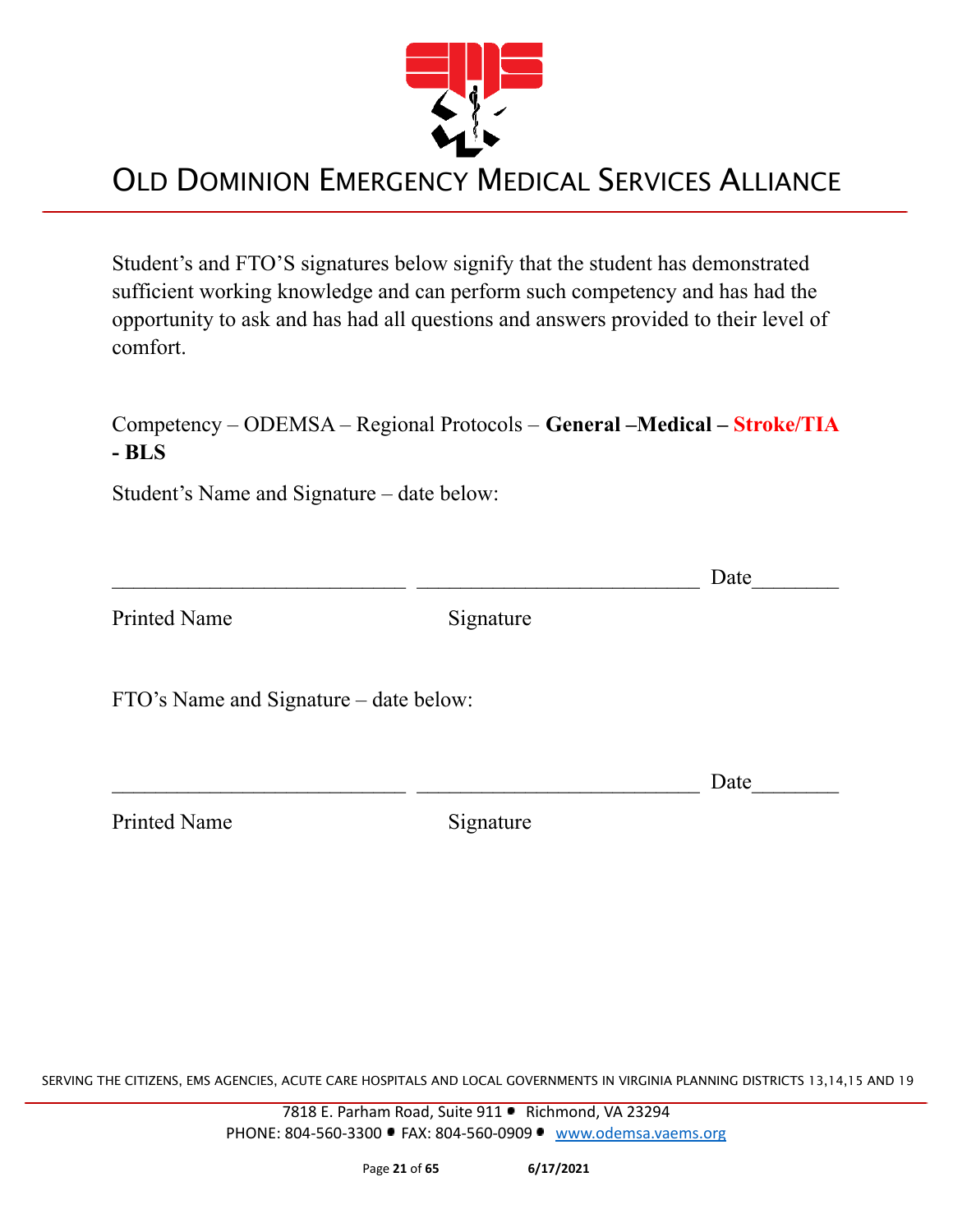# OLD DOMINION EMERGENCY MEDICAL SERVICES ALLIANCE

Student's and FTO'S signatures below signify that the student has demonstrated sufficient working knowledge and can perform such competency and has had the opportunity to ask and has had all questions and answers provided to their level of comfort.

Competency – ODEMSA – Regional Protocols – **General –Medical – Stroke/TIA - BLS**

Student's Name and Signature – date below:

\_\_\_\_\_\_\_\_\_\_\_\_\_\_\_\_\_\_\_\_\_\_\_\_\_\_\_\_ \_\_\_\_\_\_\_\_\_\_\_\_\_\_\_\_\_\_\_\_\_\_\_\_\_\_\_ Date\_\_\_\_\_\_\_\_

Printed Name                    Signature

FTO's Name and Signature – date below:

\_\_\_\_\_\_\_\_\_\_\_\_\_\_\_\_\_\_\_\_\_\_\_\_\_\_\_\_ \_\_\_\_\_\_\_\_\_\_\_\_\_\_\_\_\_\_\_\_\_\_\_\_\_\_\_ Date\_\_\_\_\_\_\_\_

Printed Name                    Signature

SERVING THE CITIZENS, EMS AGENCIES, ACUTE CARE HOSPITALS AND LOCAL GOVERNMENTS IN VIRGINIA PLANNING DISTRICTS 13,14,15 AND 19

7818 E. Parham Road, Suite 911 • Richmond, VA 23294
PHONE: 804-560-3300 • FAX: 804-560-0909 • www.odemsa.vaems.org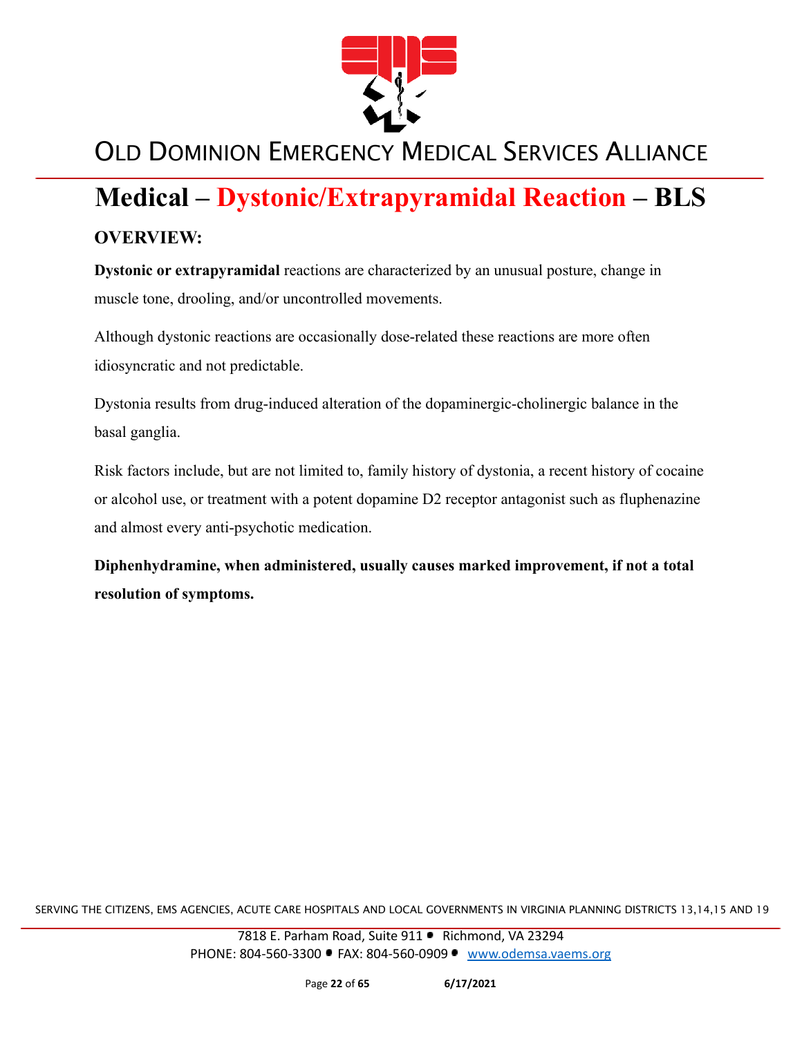# Medical – Dystonic/Extrapyramidal Reaction – BLS

## OVERVIEW:

**Dystonic or extrapyramidal** reactions are characterized by an unusual posture, change in muscle tone, drooling, and/or uncontrolled movements.

Although dystonic reactions are occasionally dose-related these reactions are more often idiosyncratic and not predictable.

Dystonia results from drug-induced alteration of the dopaminergic-cholinergic balance in the basal ganglia.

Risk factors include, but are not limited to, family history of dystonia, a recent history of cocaine or alcohol use, or treatment with a potent dopamine D2 receptor antagonist such as fluphenazine and almost every anti-psychotic medication.

**Diphenhydramine, when administered, usually causes marked improvement, if not a total resolution of symptoms.**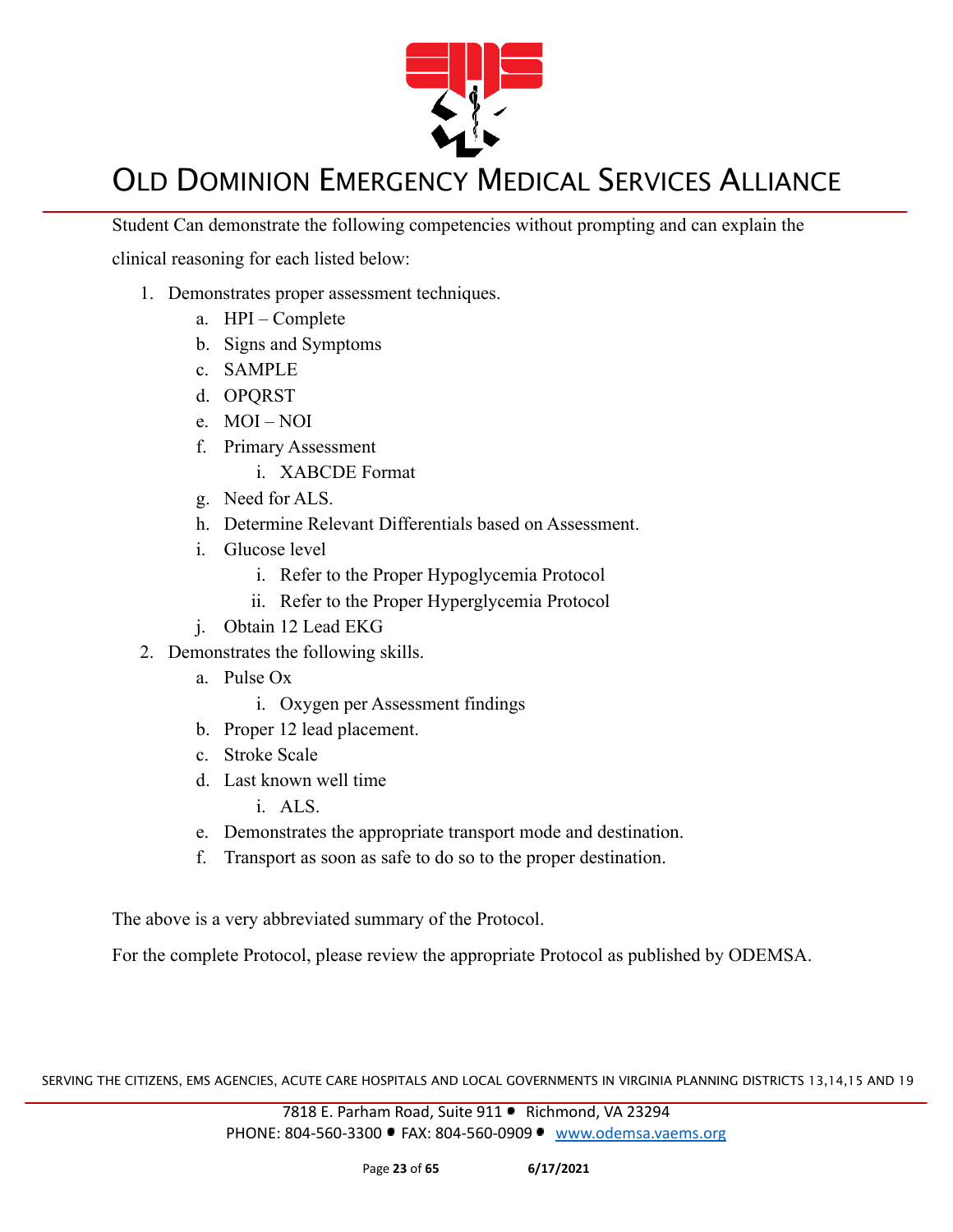Student Can demonstrate the following competencies without prompting and can explain the clinical reasoning for each listed below:

1. Demonstrates proper assessment techniques.
    a. HPI – Complete
    b. Signs and Symptoms
    c. SAMPLE
    d. OPQRST
    e. MOI – NOI
    f. Primary Assessment
        i. XABCDE Format
    g. Need for ALS.
    h. Determine Relevant Differentials based on Assessment.
    i. Glucose level
        i. Refer to the Proper Hypoglycemia Protocol
        ii. Refer to the Proper Hyperglycemia Protocol
    j. Obtain 12 Lead EKG
2. Demonstrates the following skills.
    a. Pulse Ox
        i. Oxygen per Assessment findings
    b. Proper 12 lead placement.
    c. Stroke Scale
    d. Last known well time
        i. ALS.
    e. Demonstrates the appropriate transport mode and destination.
    f. Transport as soon as safe to do so to the proper destination.

The above is a very abbreviated summary of the Protocol.

For the complete Protocol, please review the appropriate Protocol as published by ODEMSA.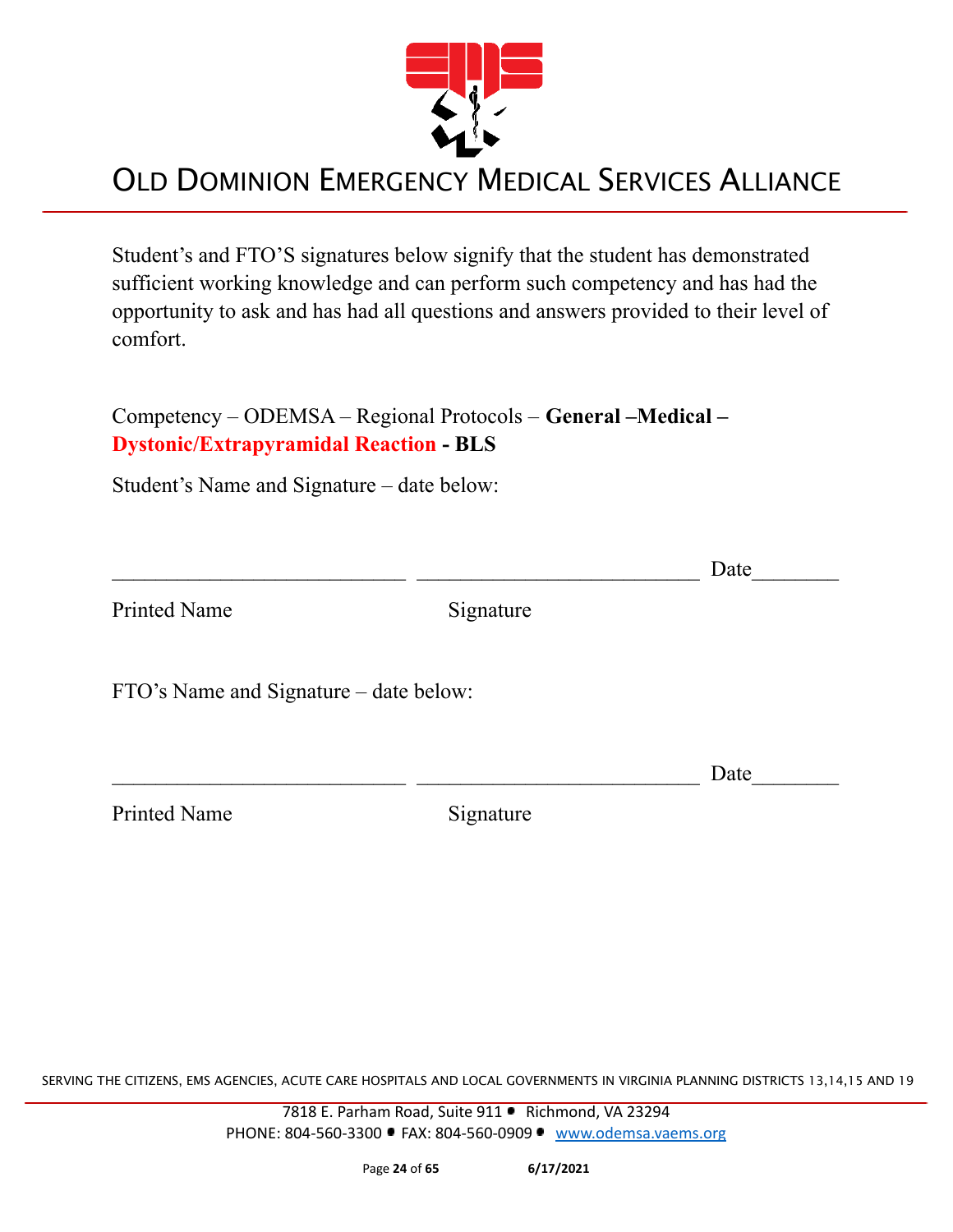# OLD DOMINION EMERGENCY MEDICAL SERVICES ALLIANCE

Student's and FTO'S signatures below signify that the student has demonstrated sufficient working knowledge and can perform such competency and has had the opportunity to ask and has had all questions and answers provided to their level of comfort.

Competency – ODEMSA – Regional Protocols – **General –Medical – Dystonic/Extrapyramidal Reaction - BLS**

Student's Name and Signature – date below:

___________________________ ___________________________ Date________

Printed Name Signature

FTO's Name and Signature – date below:

___________________________ ___________________________ Date________

Printed Name Signature

SERVING THE CITIZENS, EMS AGENCIES, ACUTE CARE HOSPITALS AND LOCAL GOVERNMENTS IN VIRGINIA PLANNING DISTRICTS 13,14,15 AND 19

7818 E. Parham Road, Suite 911 • Richmond, VA 23294
PHONE: 804-560-3300 • FAX: 804-560-0909 • www.odemsa.vaems.org

6/17/2021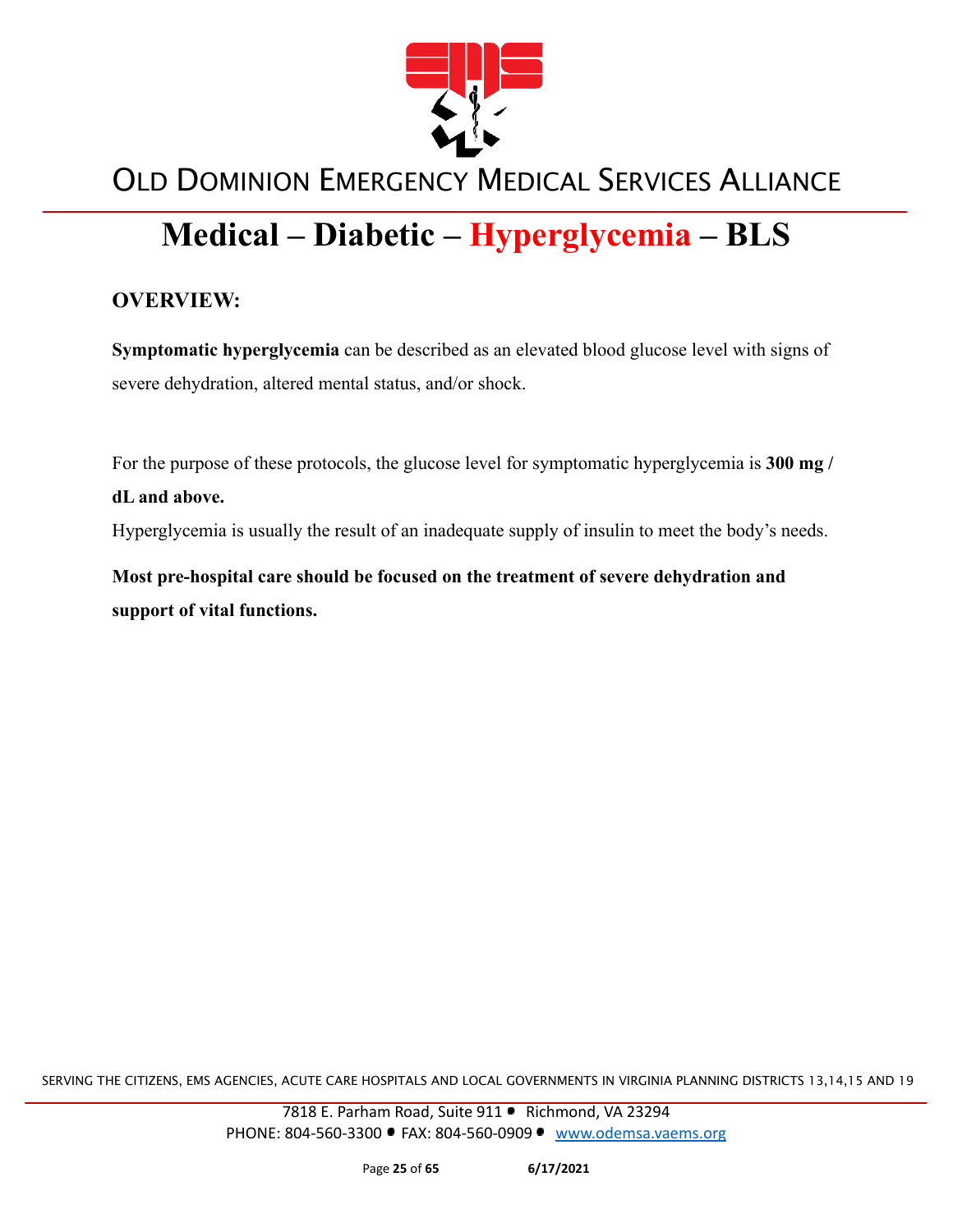# Medical – Diabetic – Hyperglycemia – BLS

## OVERVIEW:

**Symptomatic hyperglycemia** can be described as an elevated blood glucose level with signs of severe dehydration, altered mental status, and/or shock.

For the purpose of these protocols, the glucose level for symptomatic hyperglycemia is **300 mg / dL and above.**

Hyperglycemia is usually the result of an inadequate supply of insulin to meet the body's needs.

**Most pre-hospital care should be focused on the treatment of severe dehydration and support of vital functions.**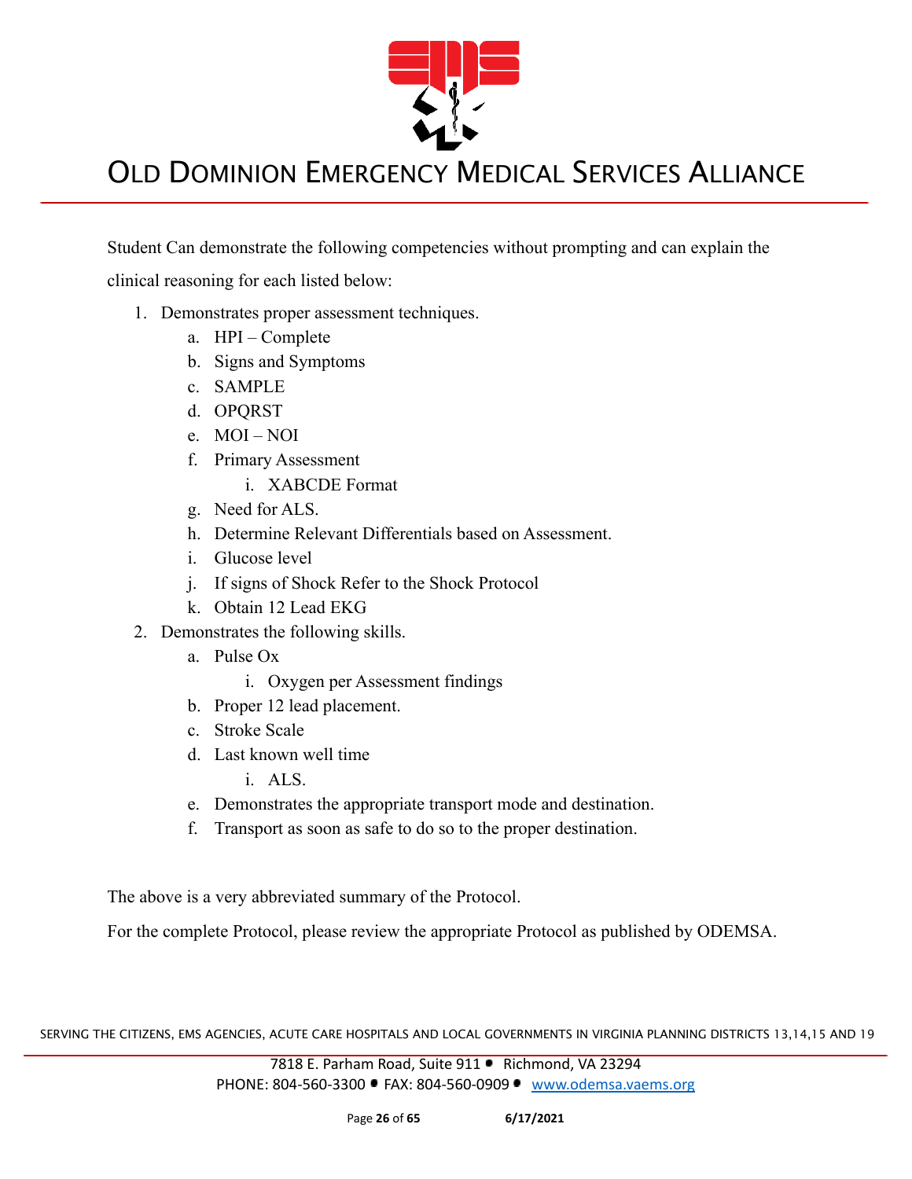Student Can demonstrate the following competencies without prompting and can explain the clinical reasoning for each listed below:

1. Demonstrates proper assessment techniques.
    a. HPI – Complete
    b. Signs and Symptoms
    c. SAMPLE
    d. OPQRST
    e. MOI – NOI
    f. Primary Assessment
        i. XABCDE Format
    g. Need for ALS.
    h. Determine Relevant Differentials based on Assessment.
    i. Glucose level
    j. If signs of Shock Refer to the Shock Protocol
    k. Obtain 12 Lead EKG
2. Demonstrates the following skills.
    a. Pulse Ox
        i. Oxygen per Assessment findings
    b. Proper 12 lead placement.
    c. Stroke Scale
    d. Last known well time
        i. ALS.
    e. Demonstrates the appropriate transport mode and destination.
    f. Transport as soon as safe to do so to the proper destination.

The above is a very abbreviated summary of the Protocol.

For the complete Protocol, please review the appropriate Protocol as published by ODEMSA.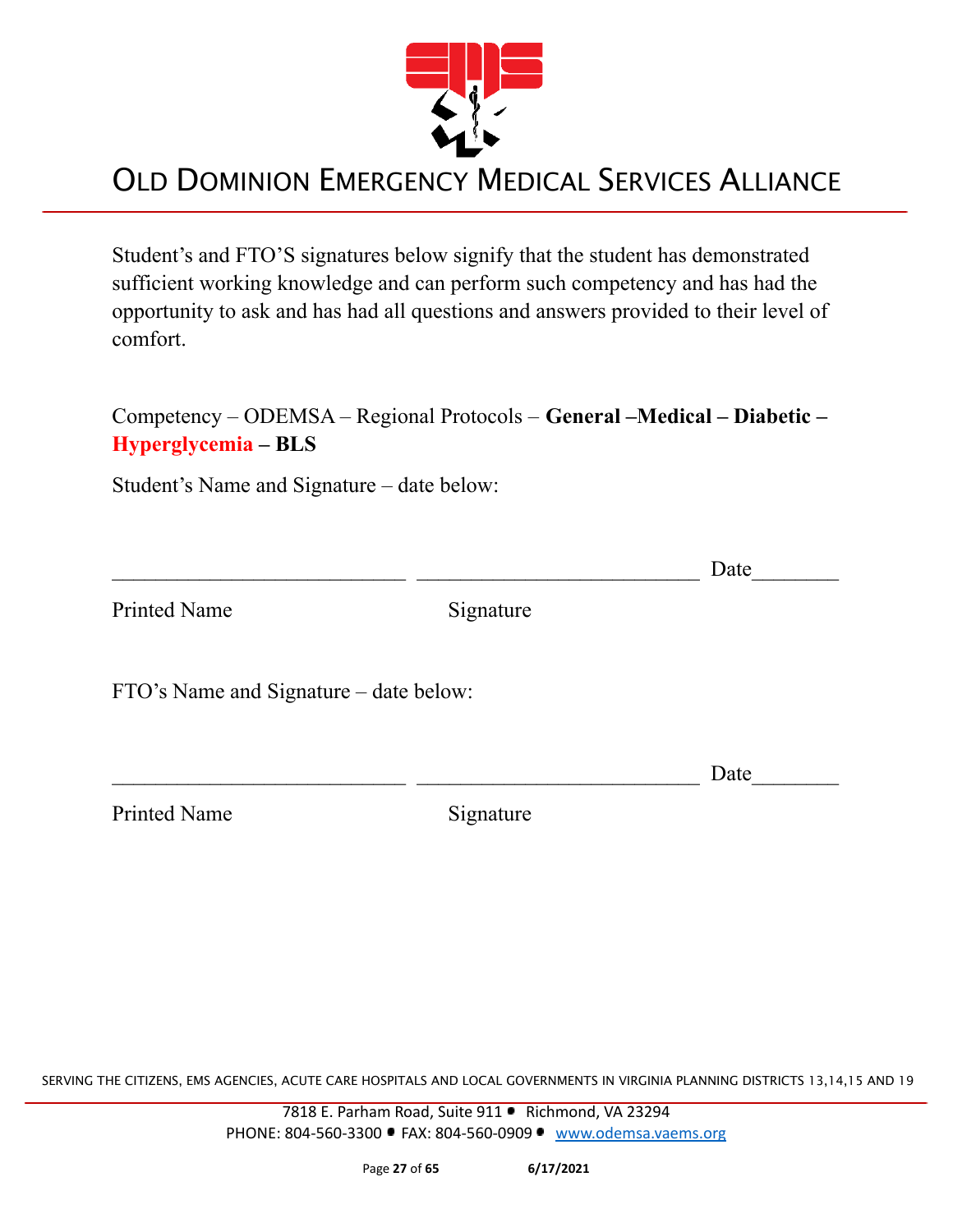# OLD DOMINION EMERGENCY MEDICAL SERVICES ALLIANCE

Student's and FTO'S signatures below signify that the student has demonstrated sufficient working knowledge and can perform such competency and has had the opportunity to ask and has had all questions and answers provided to their level of comfort.

Competency – ODEMSA – Regional Protocols – **General –Medical – Diabetic – Hyperglycemia – BLS**

Student's Name and Signature – date below:

\_\_\_\_\_\_\_\_\_\_\_\_\_\_\_\_\_\_\_\_\_\_\_\_\_\_\_ \_\_\_\_\_\_\_\_\_\_\_\_\_\_\_\_\_\_\_\_\_\_\_\_\_\_\_ Date\_\_\_\_\_\_\_\_

Printed Name Signature

FTO's Name and Signature – date below:

\_\_\_\_\_\_\_\_\_\_\_\_\_\_\_\_\_\_\_\_\_\_\_\_\_\_\_ \_\_\_\_\_\_\_\_\_\_\_\_\_\_\_\_\_\_\_\_\_\_\_\_\_\_\_ Date\_\_\_\_\_\_\_\_

Printed Name Signature

SERVING THE CITIZENS, EMS AGENCIES, ACUTE CARE HOSPITALS AND LOCAL GOVERNMENTS IN VIRGINIA PLANNING DISTRICTS 13,14,15 AND 19

7818 E. Parham Road, Suite 911 • Richmond, VA 23294
PHONE: 804-560-3300 • FAX: 804-560-0909 • www.odemsa.vaems.org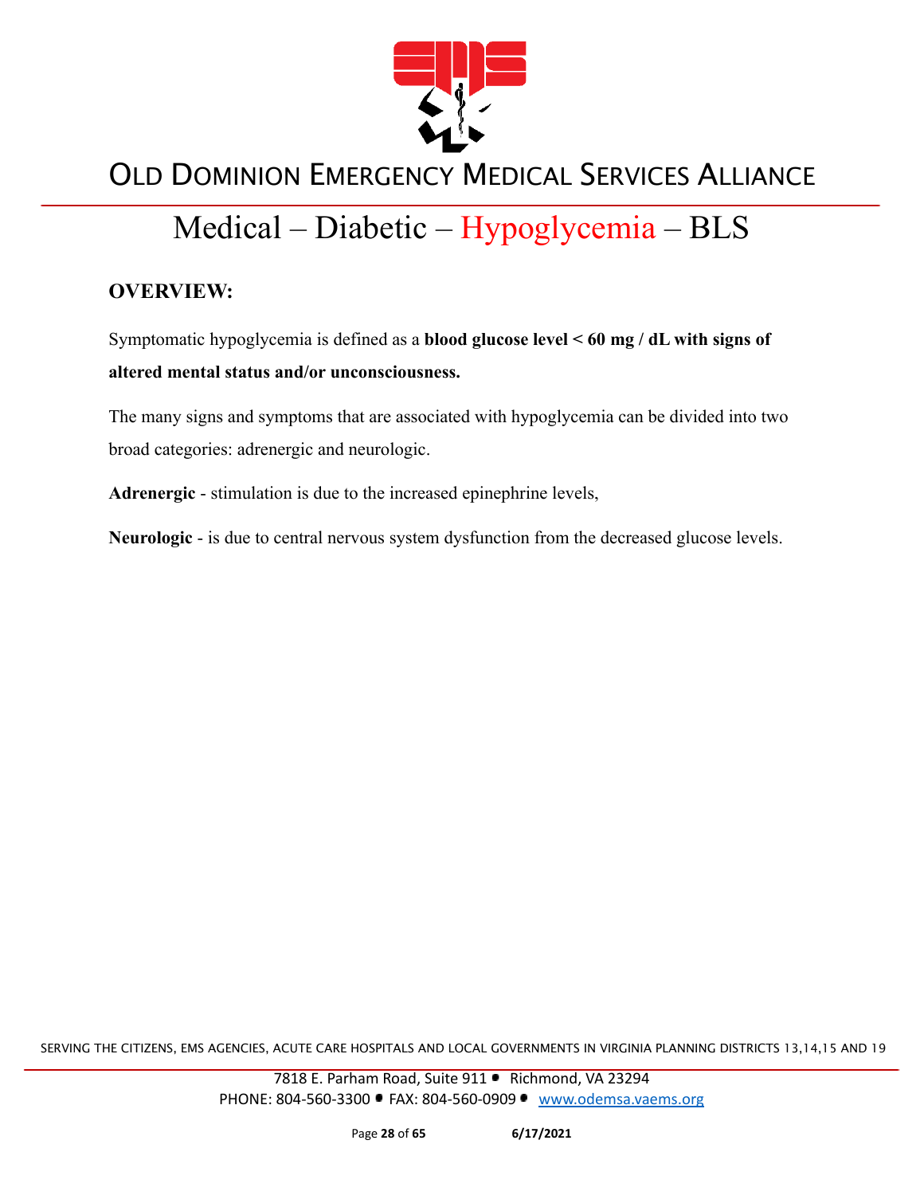# OLD DOMINION EMERGENCY MEDICAL SERVICES ALLIANCE

## Medical – Diabetic – Hypoglycemia – BLS

### OVERVIEW:

Symptomatic hypoglycemia is defined as a **blood glucose level < 60 mg / dL with signs of altered mental status and/or unconsciousness.**

The many signs and symptoms that are associated with hypoglycemia can be divided into two broad categories: adrenergic and neurologic.

**Adrenergic** - stimulation is due to the increased epinephrine levels,

**Neurologic** - is due to central nervous system dysfunction from the decreased glucose levels.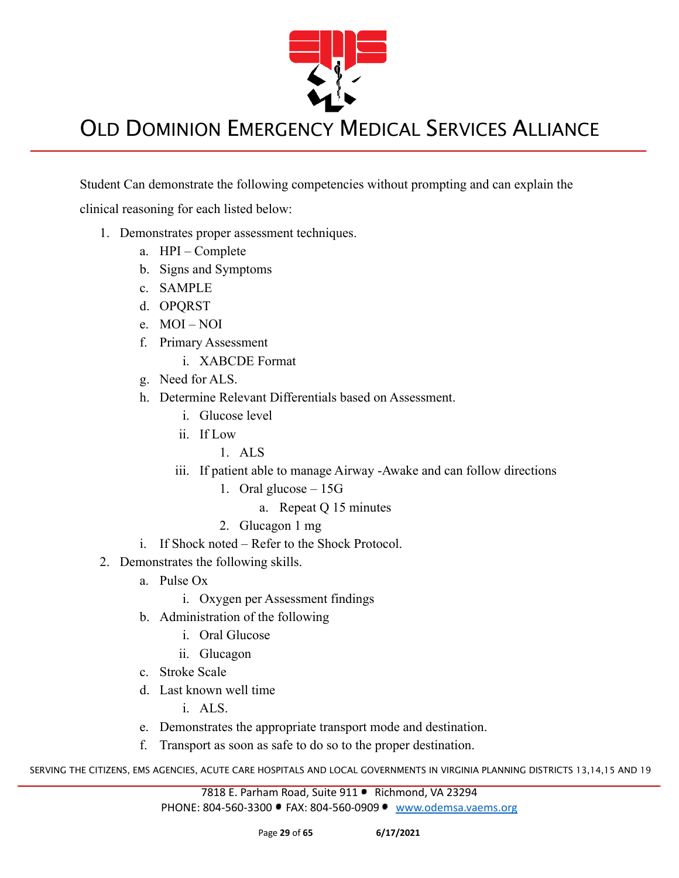Student Can demonstrate the following competencies without prompting and can explain the clinical reasoning for each listed below:

1. Demonstrates proper assessment techniques.
    a. HPI – Complete
    b. Signs and Symptoms
    c. SAMPLE
    d. OPQRST
    e. MOI – NOI
    f. Primary Assessment
        i. XABCDE Format
    g. Need for ALS.
    h. Determine Relevant Differentials based on Assessment.
        i. Glucose level
        ii. If Low
            1. ALS
        iii. If patient able to manage Airway -Awake and can follow directions
            1. Oral glucose – 15G
                a. Repeat Q 15 minutes
            2. Glucagon 1 mg
    i. If Shock noted – Refer to the Shock Protocol.
2. Demonstrates the following skills.
    a. Pulse Ox
        i. Oxygen per Assessment findings
    b. Administration of the following
        i. Oral Glucose
        ii. Glucagon
    c. Stroke Scale
    d. Last known well time
        i. ALS.
    e. Demonstrates the appropriate transport mode and destination.
    f. Transport as soon as safe to do so to the proper destination.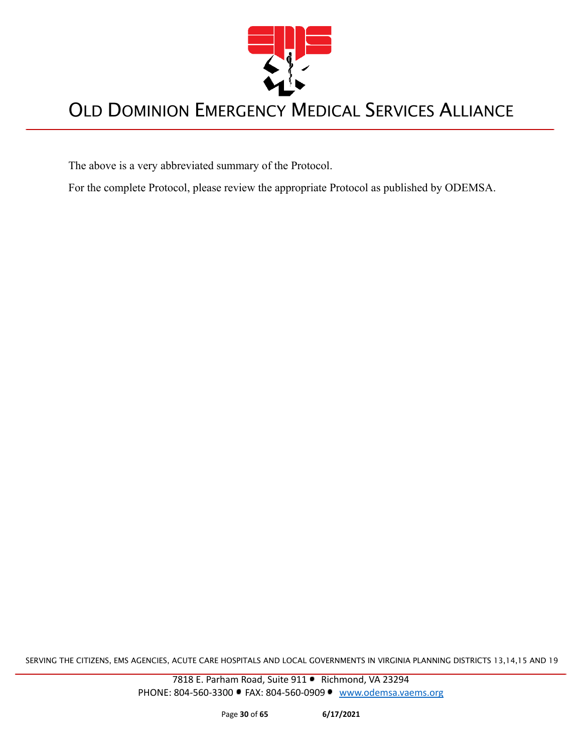The above is a very abbreviated summary of the Protocol.

For the complete Protocol, please review the appropriate Protocol as published by ODEMSA.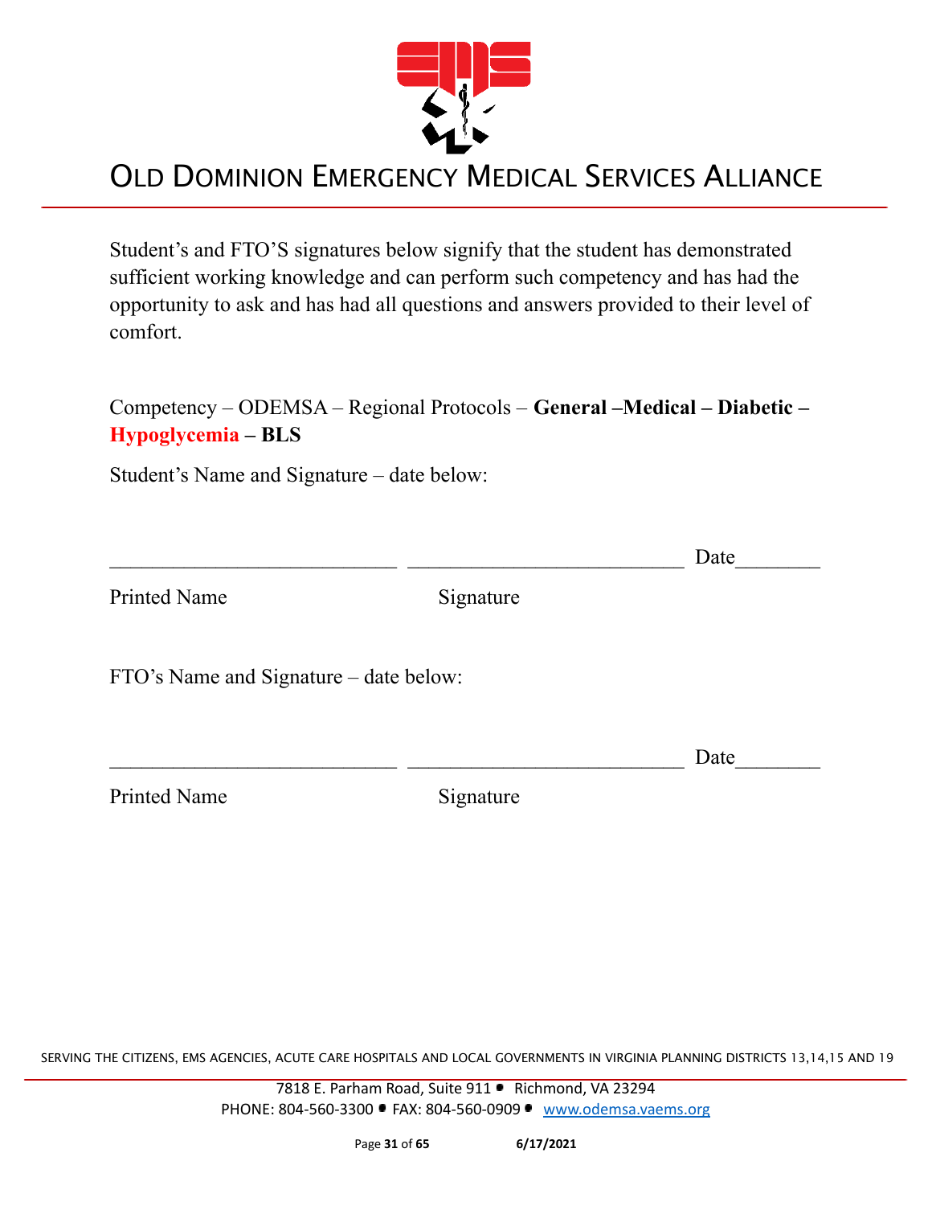# OLD DOMINION EMERGENCY MEDICAL SERVICES ALLIANCE

Student's and FTO'S signatures below signify that the student has demonstrated sufficient working knowledge and can perform such competency and has had the opportunity to ask and has had all questions and answers provided to their level of comfort.

Competency – ODEMSA – Regional Protocols – **General –Medical – Diabetic – Hypoglycemia – BLS**

Student's Name and Signature – date below:

___________________________ ___________________________ Date________

Printed Name                                        Signature

FTO's Name and Signature – date below:

___________________________ ___________________________ Date________

Printed Name                                        Signature

SERVING THE CITIZENS, EMS AGENCIES, ACUTE CARE HOSPITALS AND LOCAL GOVERNMENTS IN VIRGINIA PLANNING DISTRICTS 13,14,15 AND 19

7818 E. Parham Road, Suite 911 • Richmond, VA 23294
PHONE: 804-560-3300 • FAX: 804-560-0909 • www.odemsa.vaems.org

6/17/2021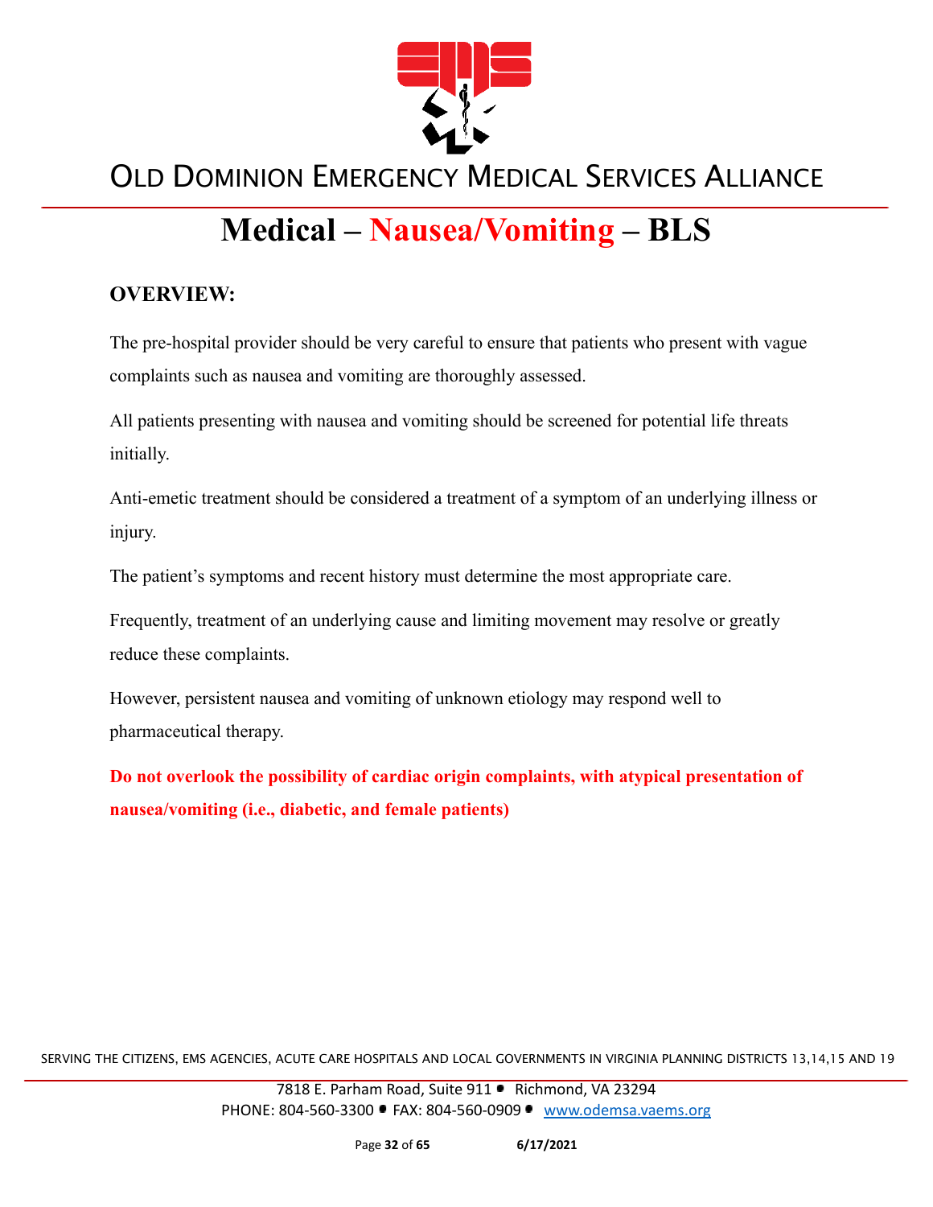# Medical – Nausea/Vomiting – BLS

## OVERVIEW:

The pre-hospital provider should be very careful to ensure that patients who present with vague complaints such as nausea and vomiting are thoroughly assessed.

All patients presenting with nausea and vomiting should be screened for potential life threats initially.

Anti-emetic treatment should be considered a treatment of a symptom of an underlying illness or injury.

The patient's symptoms and recent history must determine the most appropriate care.

Frequently, treatment of an underlying cause and limiting movement may resolve or greatly reduce these complaints.

However, persistent nausea and vomiting of unknown etiology may respond well to pharmaceutical therapy.

**Do not overlook the possibility of cardiac origin complaints, with atypical presentation of nausea/vomiting (i.e., diabetic, and female patients)**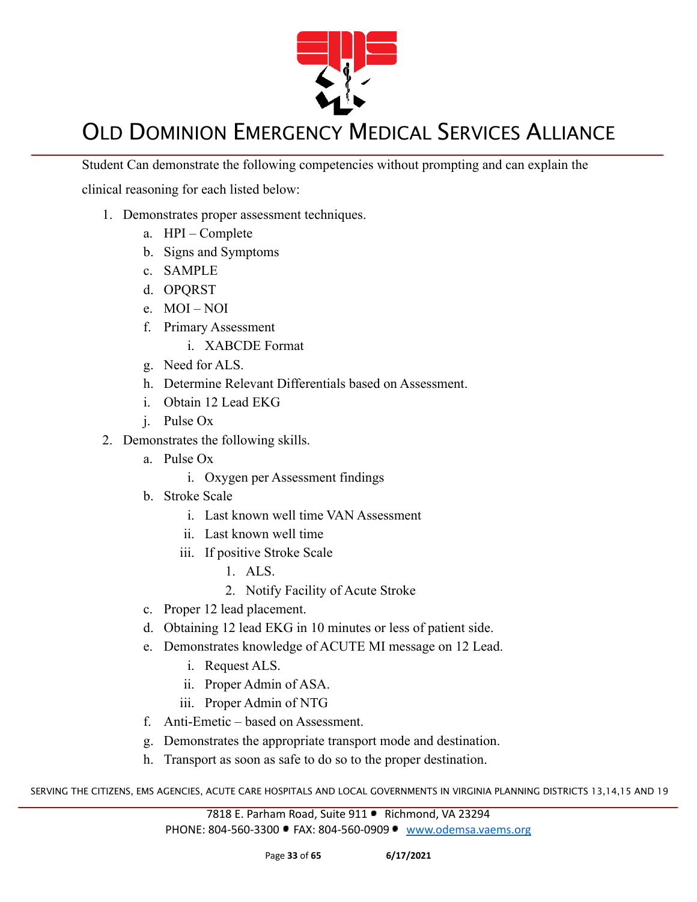Student Can demonstrate the following competencies without prompting and can explain the clinical reasoning for each listed below:

1. Demonstrates proper assessment techniques.
    a. HPI – Complete
    b. Signs and Symptoms
    c. SAMPLE
    d. OPQRST
    e. MOI – NOI
    f. Primary Assessment
        i. XABCDE Format
    g. Need for ALS.
    h. Determine Relevant Differentials based on Assessment.
    i. Obtain 12 Lead EKG
    j. Pulse Ox
2. Demonstrates the following skills.
    a. Pulse Ox
        i. Oxygen per Assessment findings
    b. Stroke Scale
        i. Last known well time VAN Assessment
        ii. Last known well time
        iii. If positive Stroke Scale
            1. ALS.
            2. Notify Facility of Acute Stroke
    c. Proper 12 lead placement.
    d. Obtaining 12 lead EKG in 10 minutes or less of patient side.
    e. Demonstrates knowledge of ACUTE MI message on 12 Lead.
        i. Request ALS.
        ii. Proper Admin of ASA.
        iii. Proper Admin of NTG
    f. Anti-Emetic – based on Assessment.
    g. Demonstrates the appropriate transport mode and destination.
    h. Transport as soon as safe to do so to the proper destination.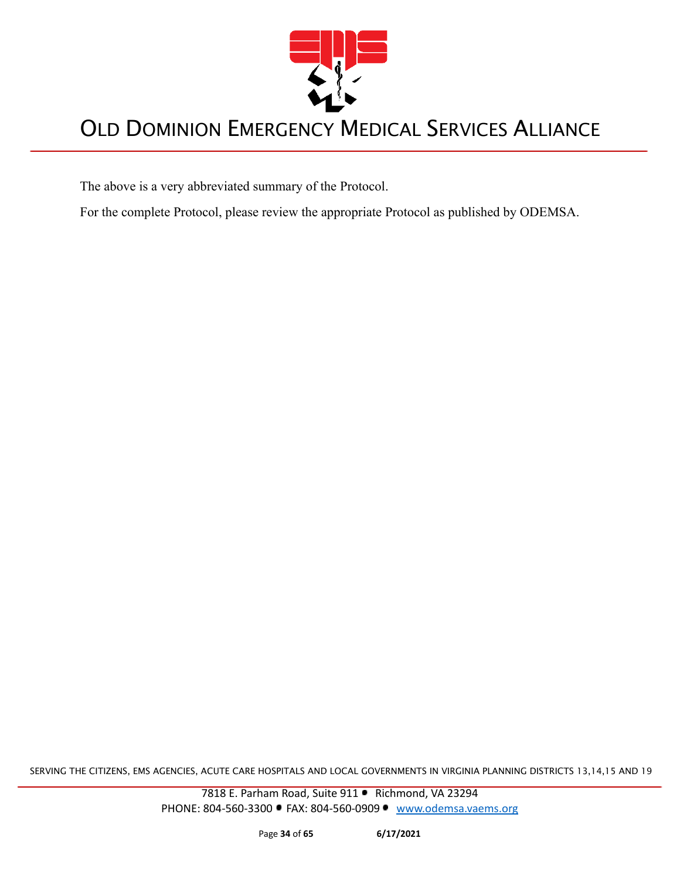The above is a very abbreviated summary of the Protocol.

For the complete Protocol, please review the appropriate Protocol as published by ODEMSA.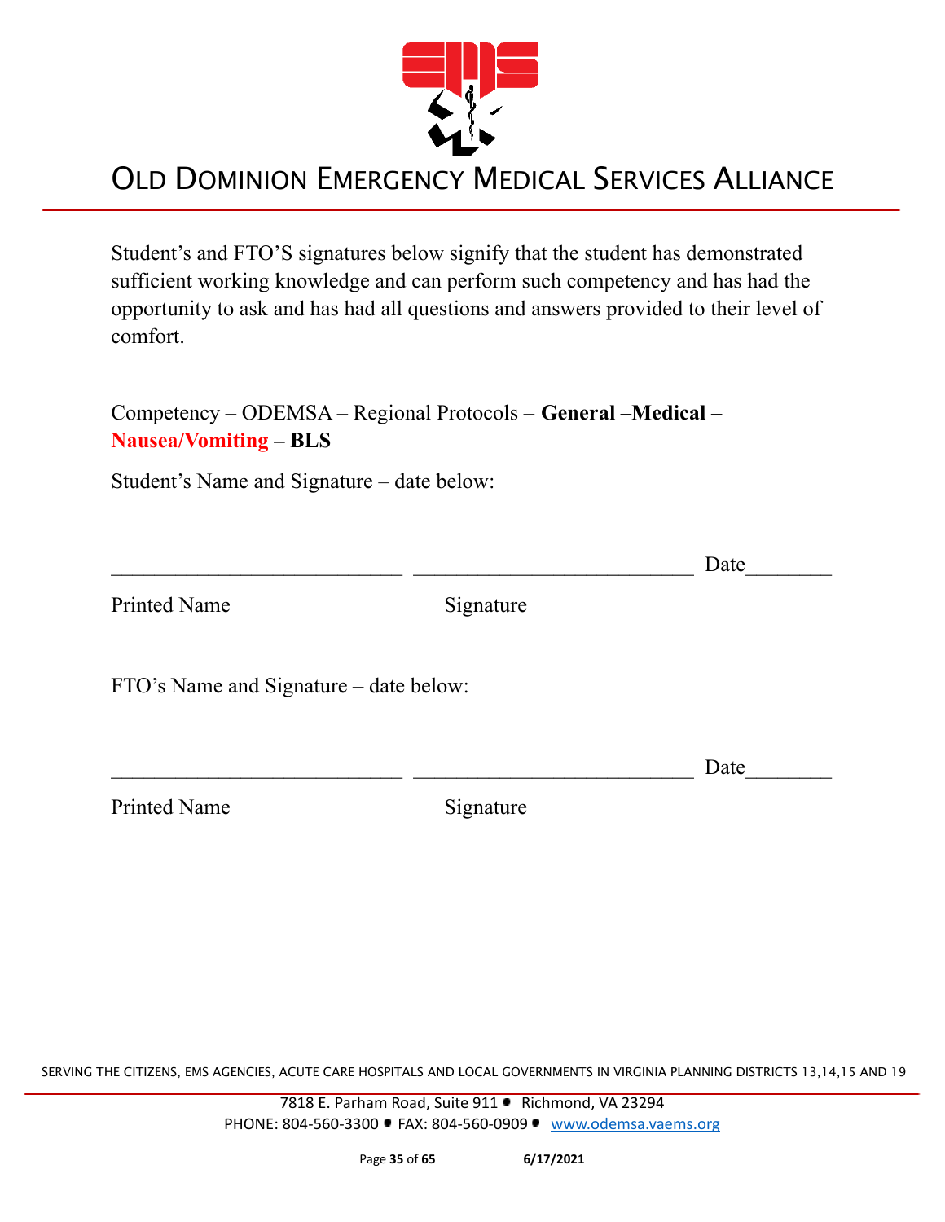# OLD DOMINION EMERGENCY MEDICAL SERVICES ALLIANCE

Student's and FTO'S signatures below signify that the student has demonstrated sufficient working knowledge and can perform such competency and has had the opportunity to ask and has had all questions and answers provided to their level of comfort.

Competency – ODEMSA – Regional Protocols – **General –Medical – Nausea/Vomiting – BLS**

Student's Name and Signature – date below:

___________________________ ___________________________ Date________

Printed Name Signature

FTO's Name and Signature – date below:

___________________________ ___________________________ Date________

Printed Name Signature

SERVING THE CITIZENS, EMS AGENCIES, ACUTE CARE HOSPITALS AND LOCAL GOVERNMENTS IN VIRGINIA PLANNING DISTRICTS 13,14,15 AND 19

7818 E. Parham Road, Suite 911 • Richmond, VA 23294
PHONE: 804-560-3300 • FAX: 804-560-0909 • www.odemsa.vaems.org

6/17/2021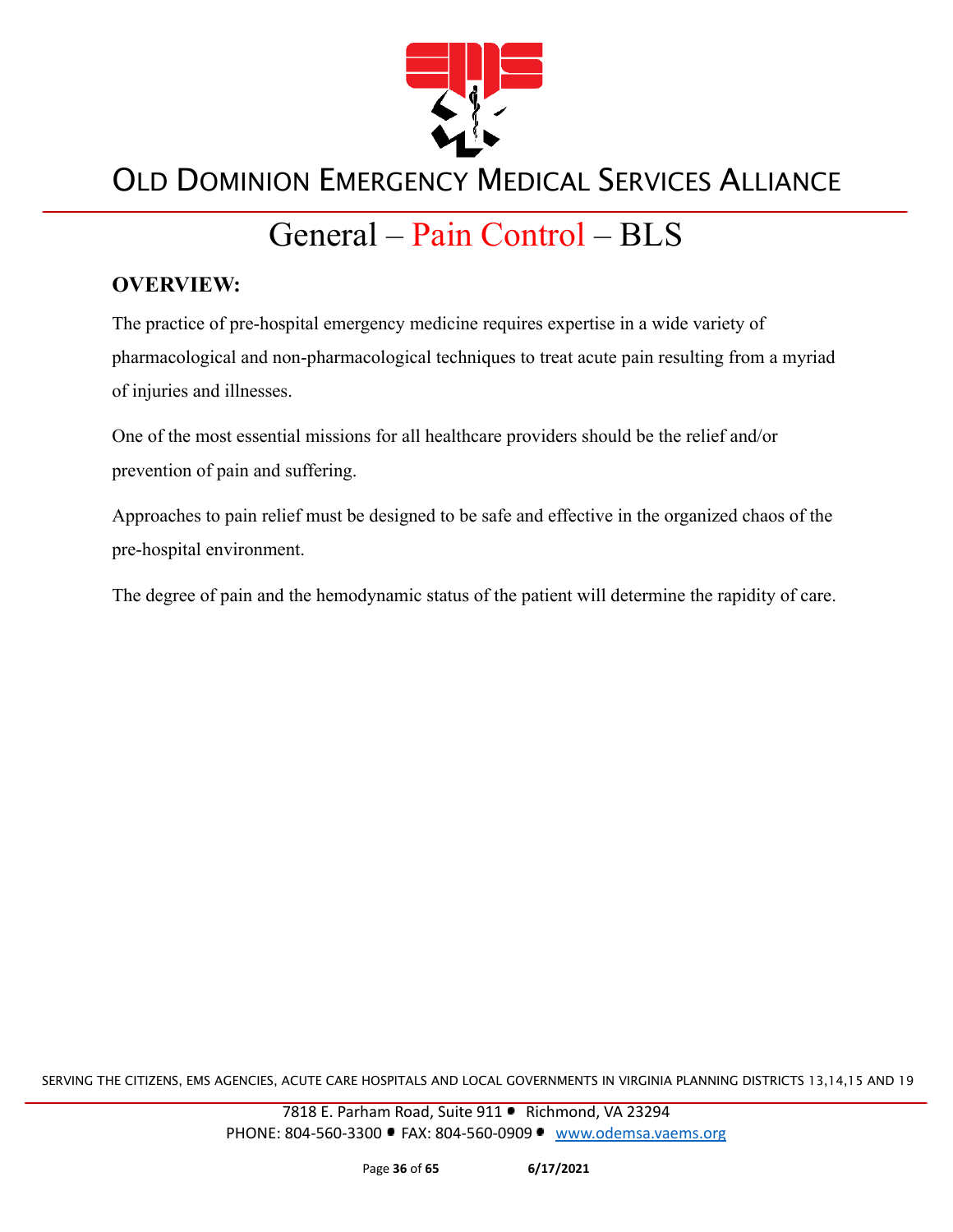# General – Pain Control – BLS

## OVERVIEW:

The practice of pre-hospital emergency medicine requires expertise in a wide variety of pharmacological and non-pharmacological techniques to treat acute pain resulting from a myriad of injuries and illnesses.

One of the most essential missions for all healthcare providers should be the relief and/or prevention of pain and suffering.

Approaches to pain relief must be designed to be safe and effective in the organized chaos of the pre-hospital environment.

The degree of pain and the hemodynamic status of the patient will determine the rapidity of care.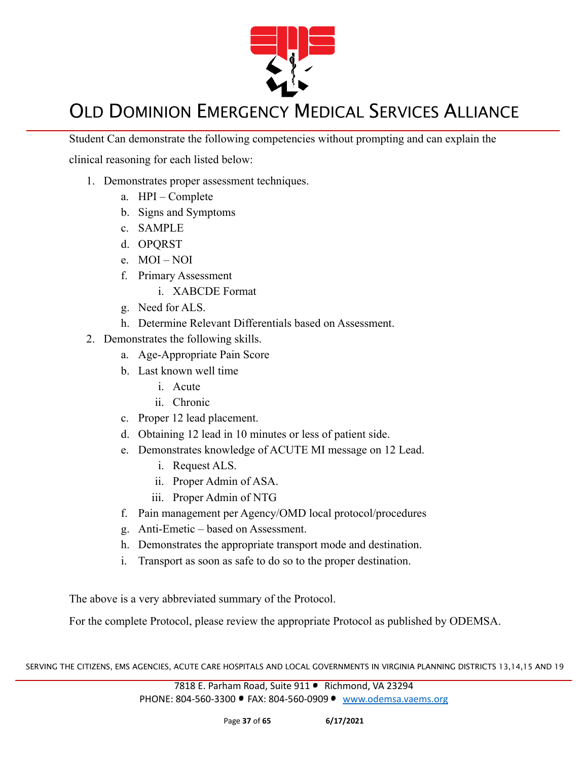Student Can demonstrate the following competencies without prompting and can explain the clinical reasoning for each listed below:

1. Demonstrates proper assessment techniques.
    a. HPI – Complete
    b. Signs and Symptoms
    c. SAMPLE
    d. OPQRST
    e. MOI – NOI
    f. Primary Assessment
        i. XABCDE Format
    g. Need for ALS.
    h. Determine Relevant Differentials based on Assessment.
2. Demonstrates the following skills.
    a. Age-Appropriate Pain Score
    b. Last known well time
        i. Acute
        ii. Chronic
    c. Proper 12 lead placement.
    d. Obtaining 12 lead in 10 minutes or less of patient side.
    e. Demonstrates knowledge of ACUTE MI message on 12 Lead.
        i. Request ALS.
        ii. Proper Admin of ASA.
        iii. Proper Admin of NTG
    f. Pain management per Agency/OMD local protocol/procedures
    g. Anti-Emetic – based on Assessment.
    h. Demonstrates the appropriate transport mode and destination.
    i. Transport as soon as safe to do so to the proper destination.

The above is a very abbreviated summary of the Protocol.

For the complete Protocol, please review the appropriate Protocol as published by ODEMSA.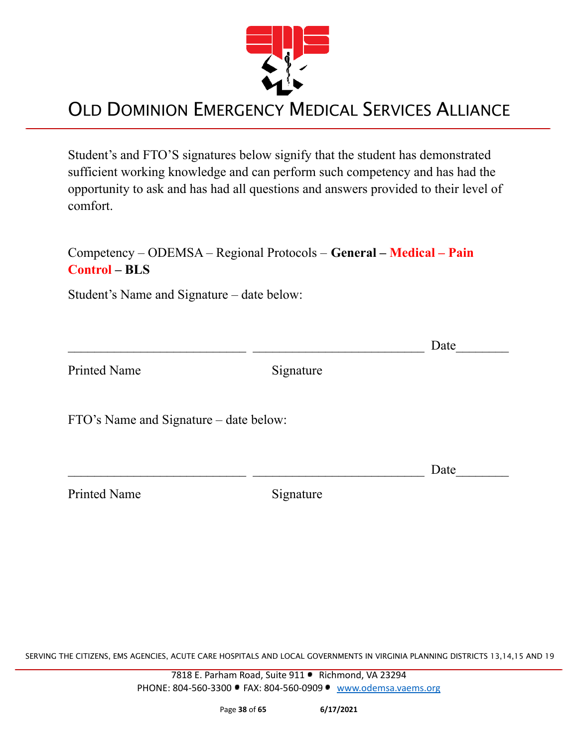# OLD DOMINION EMERGENCY MEDICAL SERVICES ALLIANCE

Student's and FTO'S signatures below signify that the student has demonstrated sufficient working knowledge and can perform such competency and has had the opportunity to ask and has had all questions and answers provided to their level of comfort.

Competency – ODEMSA – Regional Protocols – **General – Medical – Pain Control – BLS**

Student's Name and Signature – date below:

___________________________ ___________________________ Date________

Printed Name Signature

FTO's Name and Signature – date below:

___________________________ ___________________________ Date________

Printed Name Signature

SERVING THE CITIZENS, EMS AGENCIES, ACUTE CARE HOSPITALS AND LOCAL GOVERNMENTS IN VIRGINIA PLANNING DISTRICTS 13,14,15 AND 19

7818 E. Parham Road, Suite 911 • Richmond, VA 23294
PHONE: 804-560-3300 • FAX: 804-560-0909 • www.odemsa.vaems.org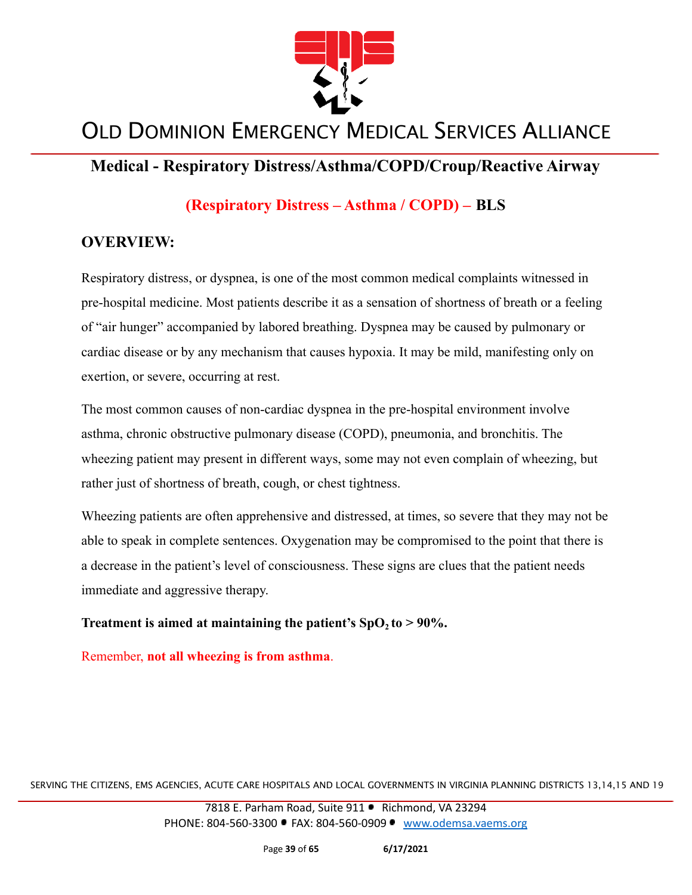## Medical - Respiratory Distress/Asthma/COPD/Croup/Reactive Airway

### (Respiratory Distress – Asthma / COPD) – BLS

### OVERVIEW:

Respiratory distress, or dyspnea, is one of the most common medical complaints witnessed in pre-hospital medicine. Most patients describe it as a sensation of shortness of breath or a feeling of "air hunger" accompanied by labored breathing. Dyspnea may be caused by pulmonary or cardiac disease or by any mechanism that causes hypoxia. It may be mild, manifesting only on exertion, or severe, occurring at rest.

The most common causes of non-cardiac dyspnea in the pre-hospital environment involve asthma, chronic obstructive pulmonary disease (COPD), pneumonia, and bronchitis. The wheezing patient may present in different ways, some may not even complain of wheezing, but rather just of shortness of breath, cough, or chest tightness.

Wheezing patients are often apprehensive and distressed, at times, so severe that they may not be able to speak in complete sentences. Oxygenation may be compromised to the point that there is a decrease in the patient's level of consciousness. These signs are clues that the patient needs immediate and aggressive therapy.

**Treatment is aimed at maintaining the patient's $SpO_2$ to > 90%.**

Remember, **not all wheezing is from asthma**.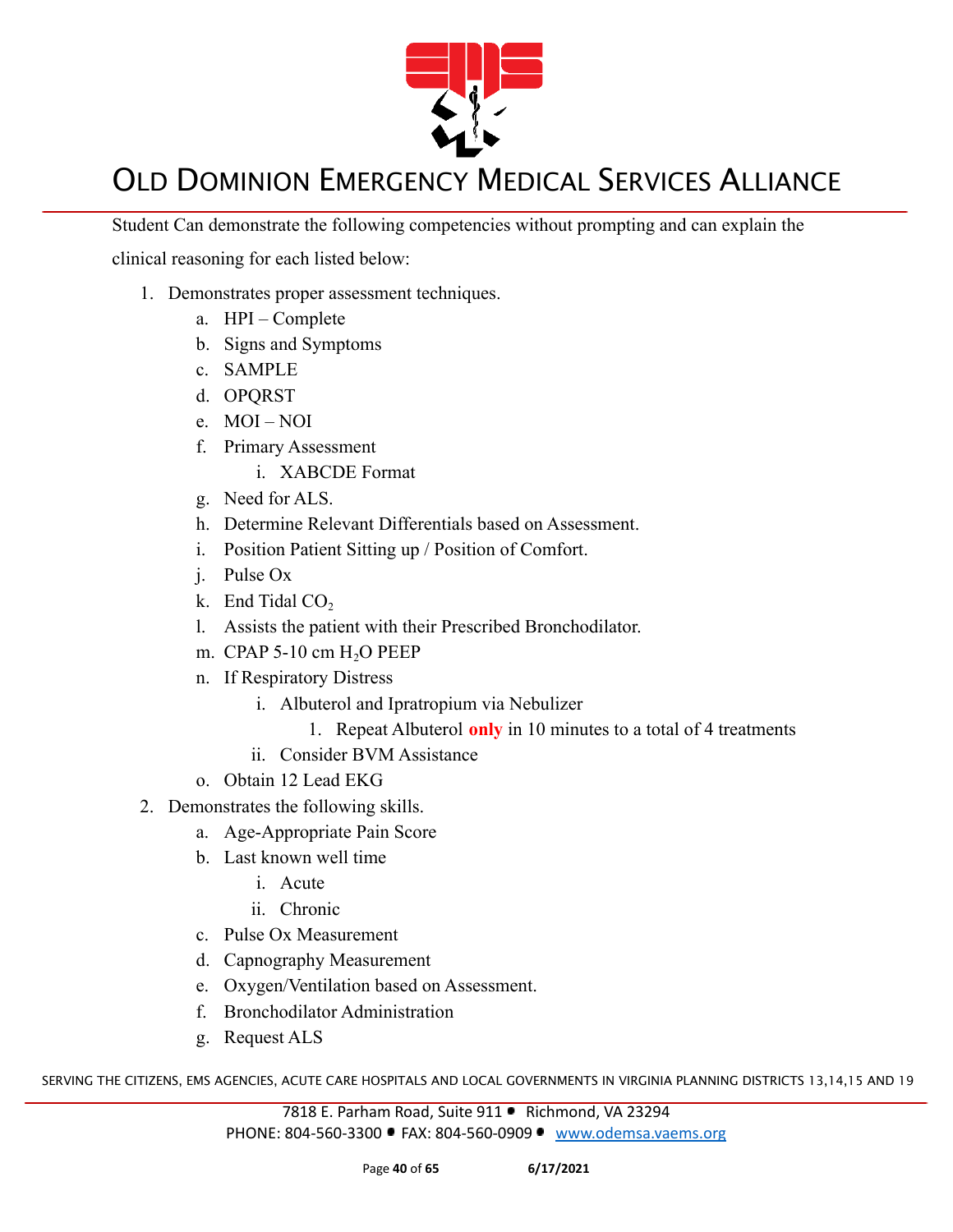Student Can demonstrate the following competencies without prompting and can explain the clinical reasoning for each listed below:

1. Demonstrates proper assessment techniques.
   a. HPI – Complete
   b. Signs and Symptoms
   c. SAMPLE
   d. OPQRST
   e. MOI – NOI
   f. Primary Assessment
      i. XABCDE Format
   g. Need for ALS.
   h. Determine Relevant Differentials based on Assessment.
   i. Position Patient Sitting up / Position of Comfort.
   j. Pulse Ox
   k. End Tidal $CO_2$
   l. Assists the patient with their Prescribed Bronchodilator.
   m. CPAP 5-10 cm $H_2O$ PEEP
   n. If Respiratory Distress
      i. Albuterol and Ipratropium via Nebulizer
         1. Repeat Albuterol **only** in 10 minutes to a total of 4 treatments
      ii. Consider BVM Assistance
   o. Obtain 12 Lead EKG
2. Demonstrates the following skills.
   a. Age-Appropriate Pain Score
   b. Last known well time
      i. Acute
      ii. Chronic
   c. Pulse Ox Measurement
   d. Capnography Measurement
   e. Oxygen/Ventilation based on Assessment.
   f. Bronchodilator Administration
   g. Request ALS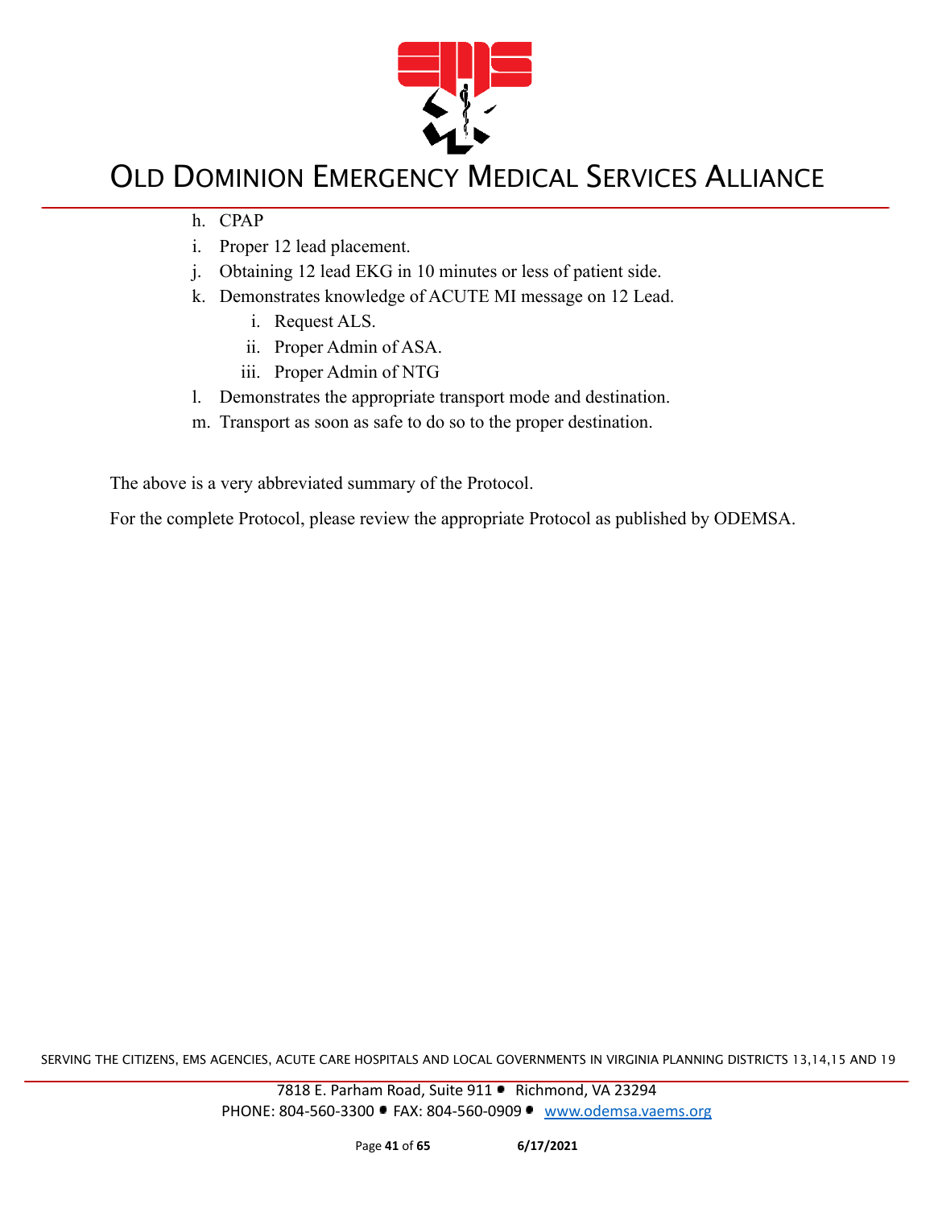h. CPAP
i. Proper 12 lead placement.
j. Obtaining 12 lead EKG in 10 minutes or less of patient side.
k. Demonstrates knowledge of ACUTE MI message on 12 Lead.
    i. Request ALS.
    ii. Proper Admin of ASA.
    iii. Proper Admin of NTG
l. Demonstrates the appropriate transport mode and destination.
m. Transport as soon as safe to do so to the proper destination.

The above is a very abbreviated summary of the Protocol.

For the complete Protocol, please review the appropriate Protocol as published by ODEMSA.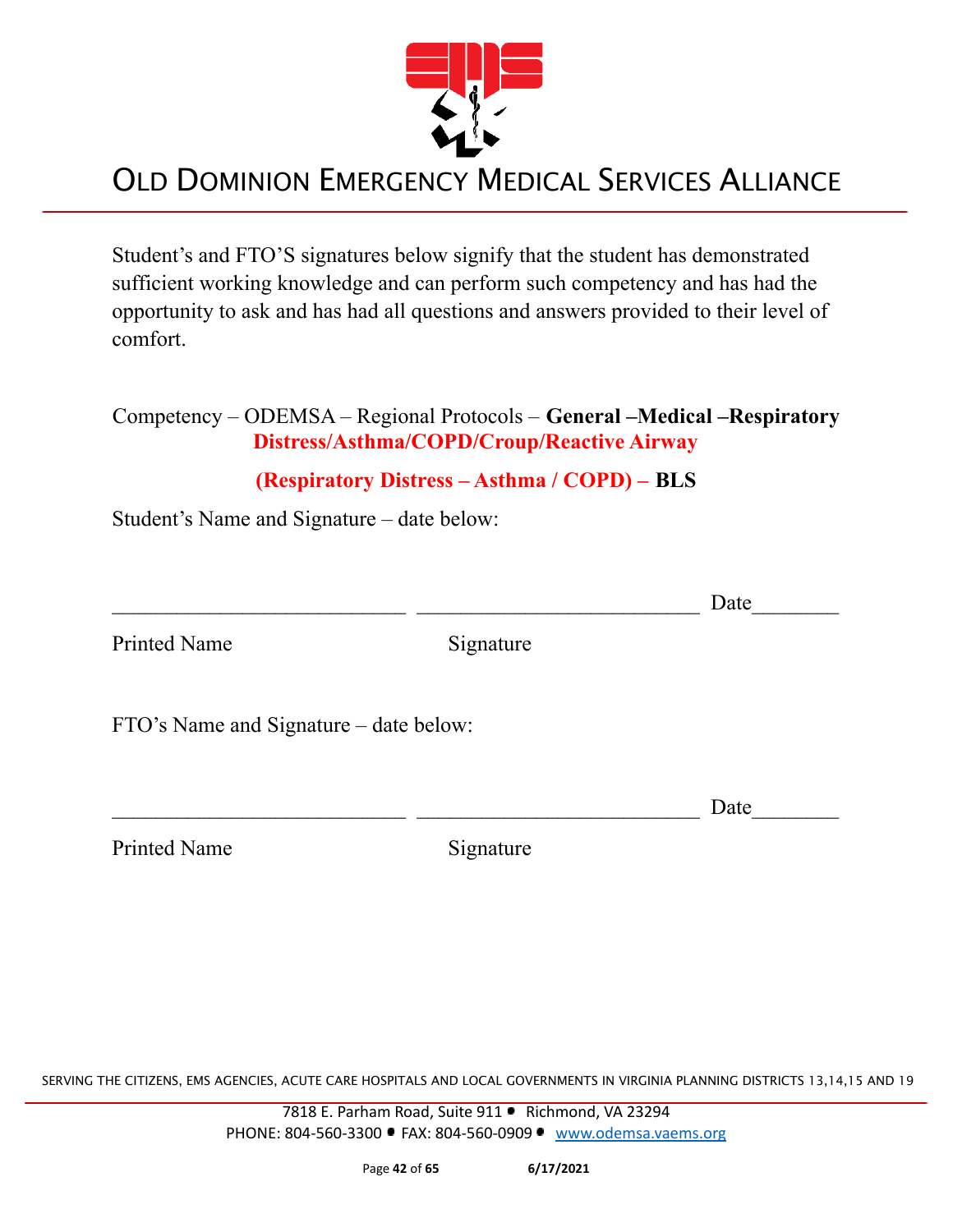Student's and FTO'S signatures below signify that the student has demonstrated sufficient working knowledge and can perform such competency and has had the opportunity to ask and has had all questions and answers provided to their level of comfort.

Competency – ODEMSA – Regional Protocols – **General –Medical –Respiratory Distress/Asthma/COPD/Croup/Reactive Airway**

**(Respiratory Distress – Asthma / COPD) – BLS**

Student's Name and Signature – date below:

\_\_\_\_\_\_\_\_\_\_\_\_\_\_\_\_\_\_\_\_\_\_\_\_\_\_\_ \_\_\_\_\_\_\_\_\_\_\_\_\_\_\_\_\_\_\_\_\_\_\_\_\_\_ Date\_\_\_\_\_\_\_\_

Printed Name                    Signature

FTO's Name and Signature – date below:

\_\_\_\_\_\_\_\_\_\_\_\_\_\_\_\_\_\_\_\_\_\_\_\_\_\_\_ \_\_\_\_\_\_\_\_\_\_\_\_\_\_\_\_\_\_\_\_\_\_\_\_\_\_ Date\_\_\_\_\_\_\_\_

Printed Name                    Signature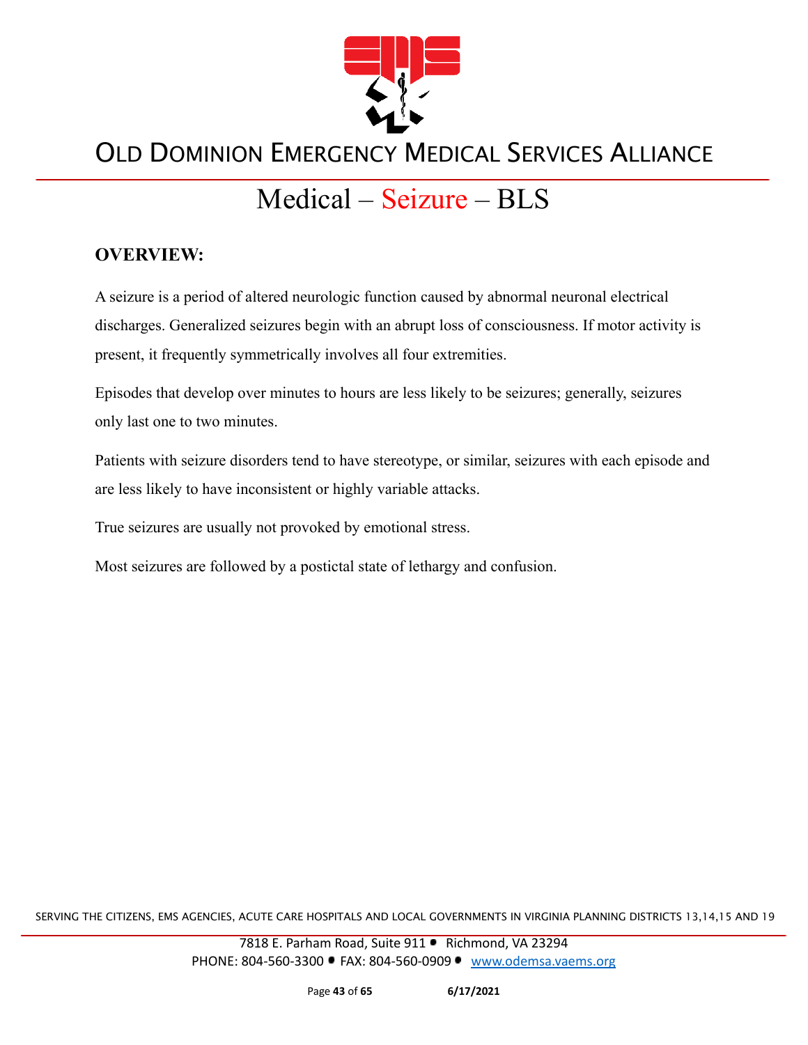# Medical – Seizure – BLS

## OVERVIEW:

A seizure is a period of altered neurologic function caused by abnormal neuronal electrical discharges. Generalized seizures begin with an abrupt loss of consciousness. If motor activity is present, it frequently symmetrically involves all four extremities.

Episodes that develop over minutes to hours are less likely to be seizures; generally, seizures only last one to two minutes.

Patients with seizure disorders tend to have stereotype, or similar, seizures with each episode and are less likely to have inconsistent or highly variable attacks.

True seizures are usually not provoked by emotional stress.

Most seizures are followed by a postictal state of lethargy and confusion.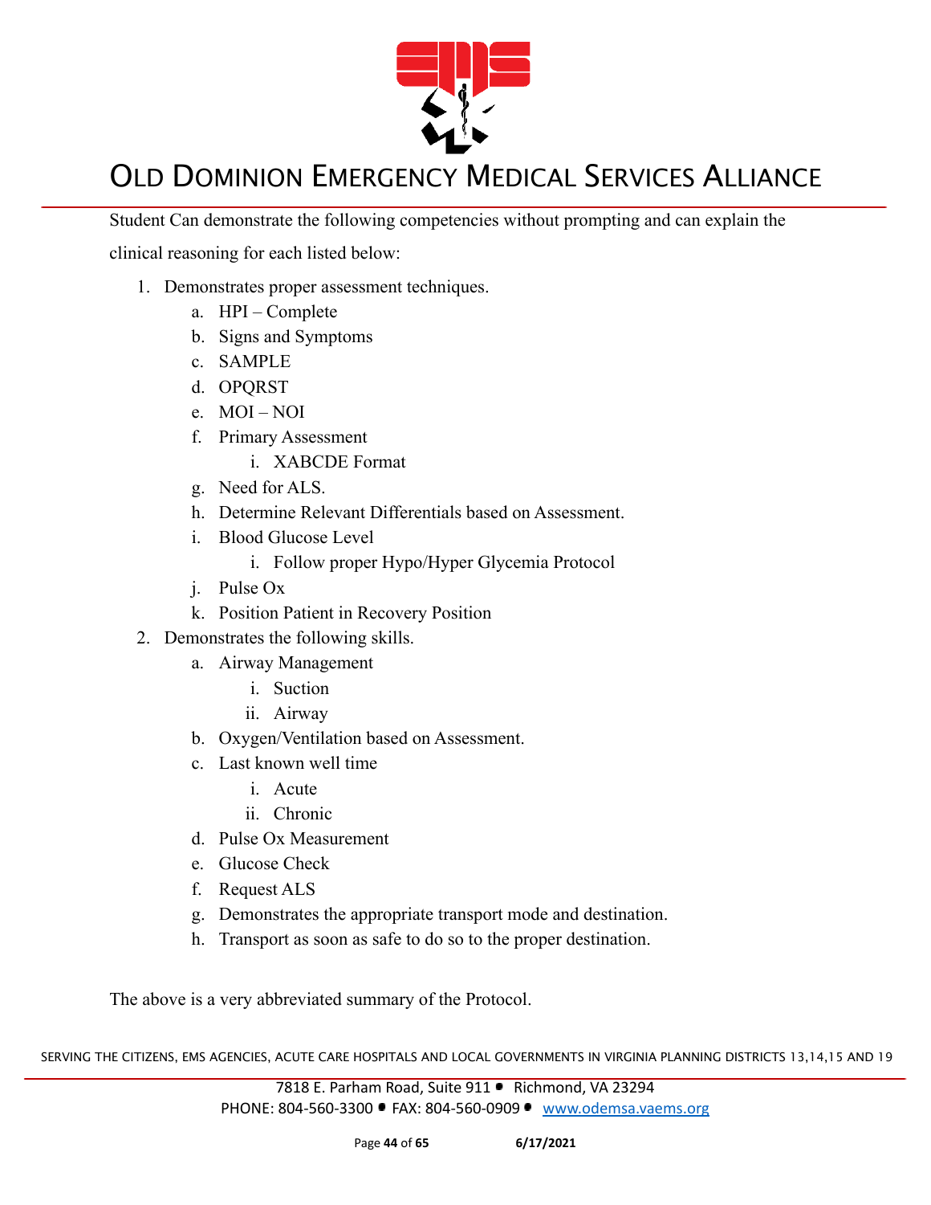Student Can demonstrate the following competencies without prompting and can explain the clinical reasoning for each listed below:

1. Demonstrates proper assessment techniques.
   a. HPI – Complete
   b. Signs and Symptoms
   c. SAMPLE
   d. OPQRST
   e. MOI – NOI
   f. Primary Assessment
      i. XABCDE Format
   g. Need for ALS.
   h. Determine Relevant Differentials based on Assessment.
   i. Blood Glucose Level
      i. Follow proper Hypo/Hyper Glycemia Protocol
   j. Pulse Ox
   k. Position Patient in Recovery Position
2. Demonstrates the following skills.
   a. Airway Management
      i. Suction
      ii. Airway
   b. Oxygen/Ventilation based on Assessment.
   c. Last known well time
      i. Acute
      ii. Chronic
   d. Pulse Ox Measurement
   e. Glucose Check
   f. Request ALS
   g. Demonstrates the appropriate transport mode and destination.
   h. Transport as soon as safe to do so to the proper destination.

The above is a very abbreviated summary of the Protocol.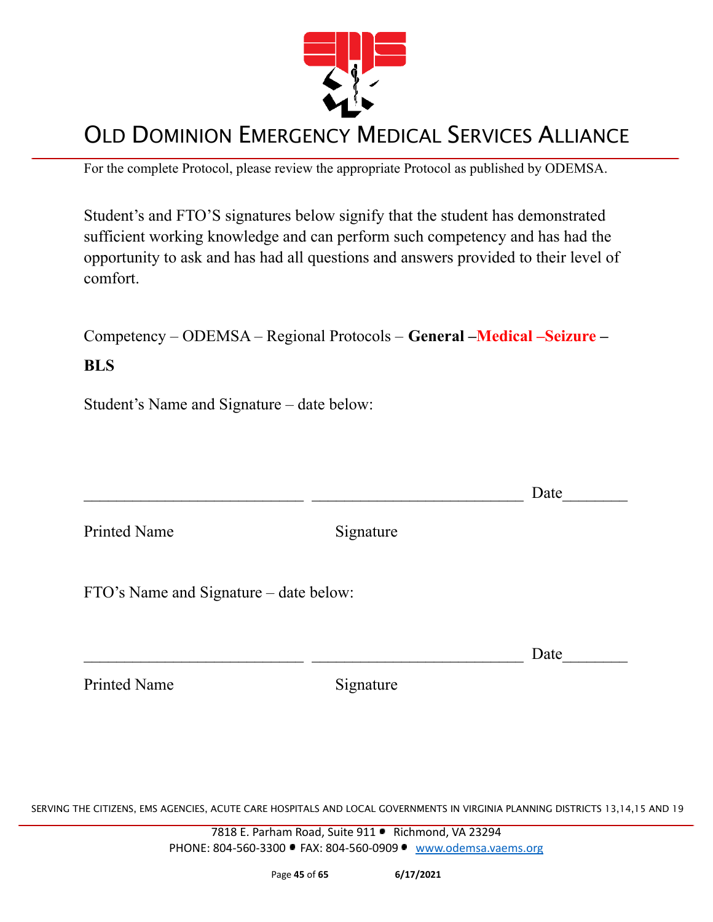# OLD DOMINION EMERGENCY MEDICAL SERVICES ALLIANCE

For the complete Protocol, please review the appropriate Protocol as published by ODEMSA.

Student's and FTO'S signatures below signify that the student has demonstrated sufficient working knowledge and can perform such competency and has had the opportunity to ask and has had all questions and answers provided to their level of comfort.

Competency – ODEMSA – Regional Protocols – **General –Medical –Seizure – BLS**

Student's Name and Signature – date below:

\_\_\_\_\_\_\_\_\_\_\_\_\_\_\_\_\_\_\_\_\_\_\_\_\_\_\_ \_\_\_\_\_\_\_\_\_\_\_\_\_\_\_\_\_\_\_\_\_\_\_\_\_\_ Date\_\_\_\_\_\_\_\_

Printed Name Signature

FTO's Name and Signature – date below:

\_\_\_\_\_\_\_\_\_\_\_\_\_\_\_\_\_\_\_\_\_\_\_\_\_\_\_ \_\_\_\_\_\_\_\_\_\_\_\_\_\_\_\_\_\_\_\_\_\_\_\_\_\_ Date\_\_\_\_\_\_\_\_

Printed Name Signature

SERVING THE CITIZENS, EMS AGENCIES, ACUTE CARE HOSPITALS AND LOCAL GOVERNMENTS IN VIRGINIA PLANNING DISTRICTS 13,14,15 AND 19

7818 E. Parham Road, Suite 911 • Richmond, VA 23294
PHONE: 804-560-3300 • FAX: 804-560-0909 • www.odemsa.vaems.org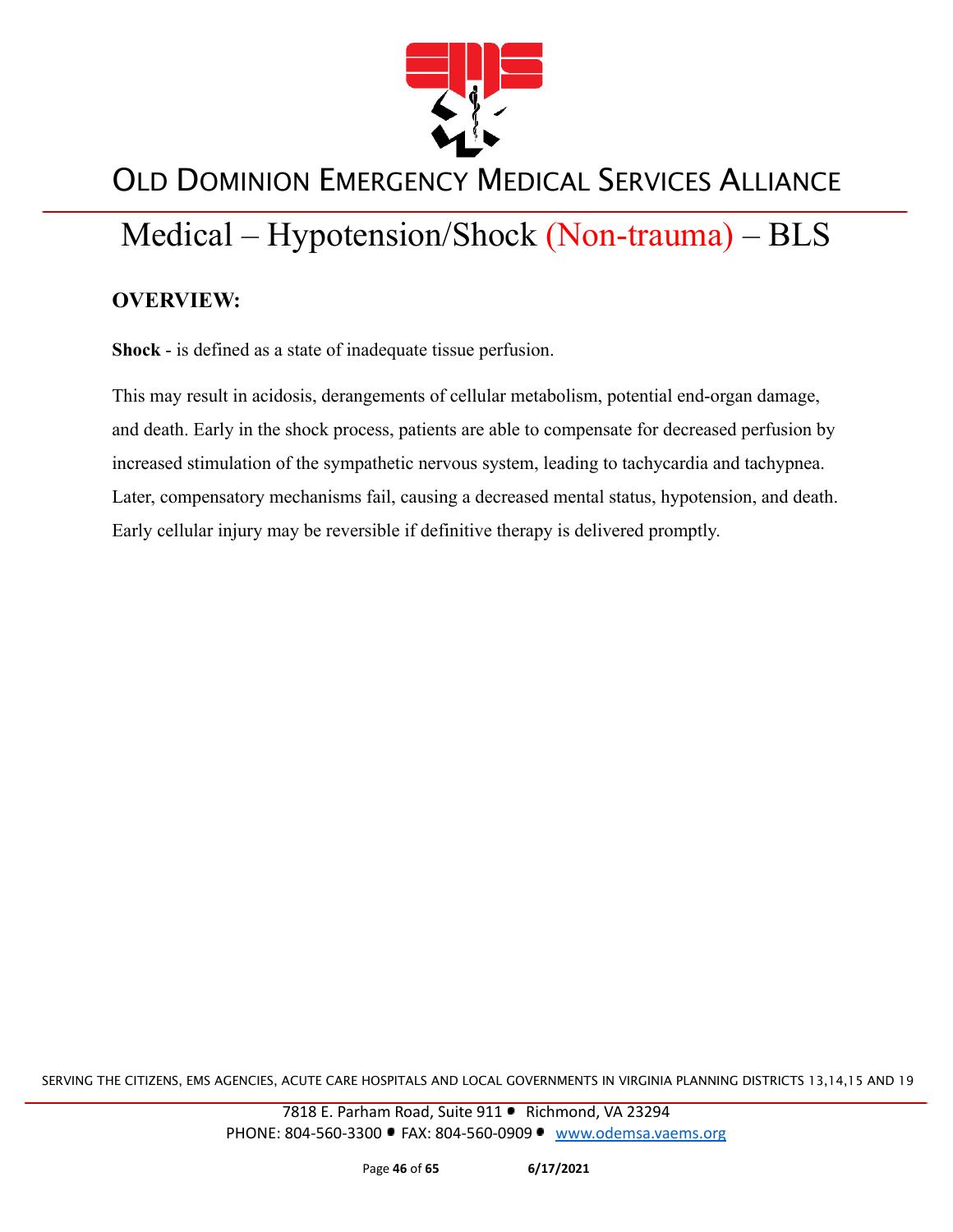# Medical – Hypotension/Shock (Non-trauma) – BLS

## OVERVIEW:

**Shock** - is defined as a state of inadequate tissue perfusion.

This may result in acidosis, derangements of cellular metabolism, potential end-organ damage, and death. Early in the shock process, patients are able to compensate for decreased perfusion by increased stimulation of the sympathetic nervous system, leading to tachycardia and tachypnea. Later, compensatory mechanisms fail, causing a decreased mental status, hypotension, and death. Early cellular injury may be reversible if definitive therapy is delivered promptly.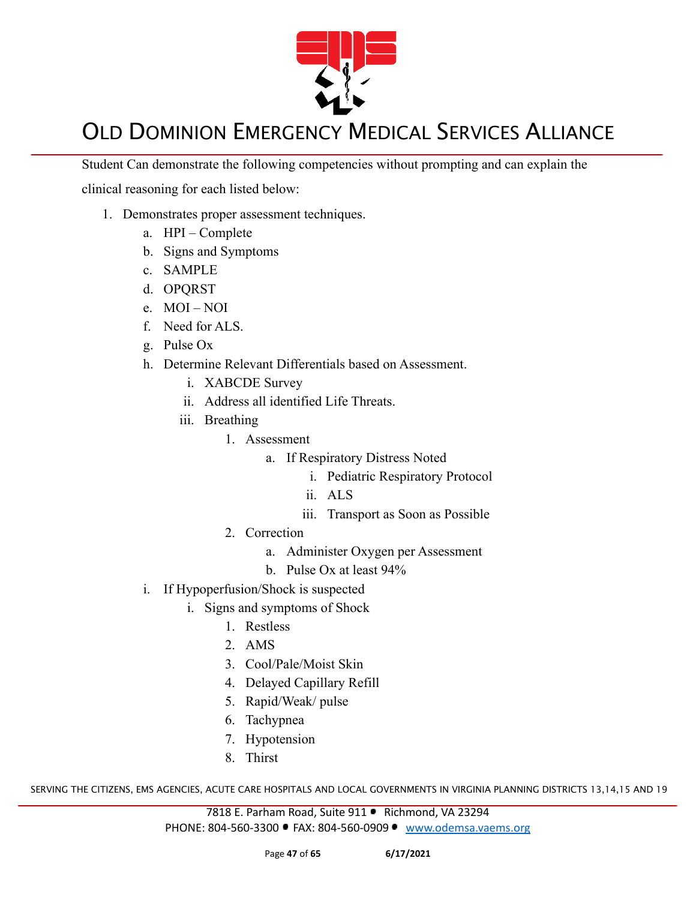Student Can demonstrate the following competencies without prompting and can explain the clinical reasoning for each listed below:

1. Demonstrates proper assessment techniques.
    a. HPI – Complete
    b. Signs and Symptoms
    c. SAMPLE
    d. OPQRST
    e. MOI – NOI
    f. Need for ALS.
    g. Pulse Ox
    h. Determine Relevant Differentials based on Assessment.
        i. XABCDE Survey
        ii. Address all identified Life Threats.
        iii. Breathing
            1. Assessment
                a. If Respiratory Distress Noted
                    i. Pediatric Respiratory Protocol
                    ii. ALS
                    iii. Transport as Soon as Possible
            2. Correction
                a. Administer Oxygen per Assessment
                b. Pulse Ox at least 94%
    i. If Hypoperfusion/Shock is suspected
        i. Signs and symptoms of Shock
            1. Restless
            2. AMS
            3. Cool/Pale/Moist Skin
            4. Delayed Capillary Refill
            5. Rapid/Weak/ pulse
            6. Tachypnea
            7. Hypotension
            8. Thirst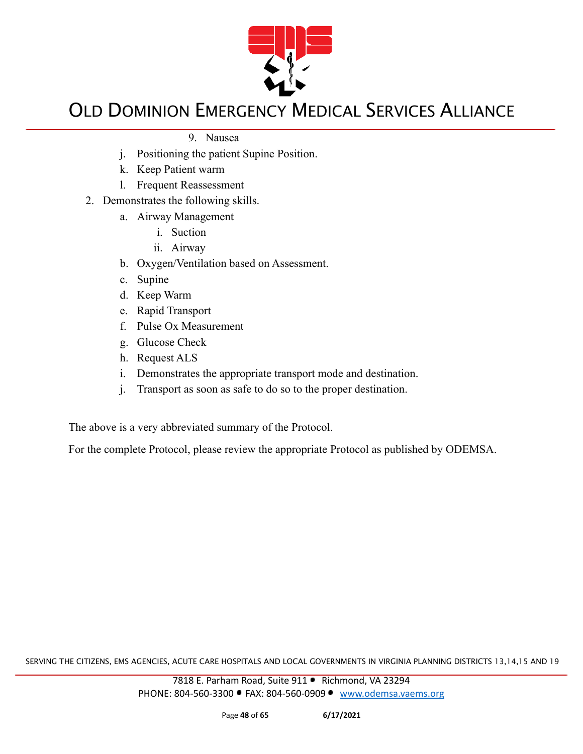9. Nausea

j. Positioning the patient Supine Position.
k. Keep Patient warm
l. Frequent Reassessment

2. Demonstrates the following skills.
   a. Airway Management
      i. Suction
      ii. Airway
   b. Oxygen/Ventilation based on Assessment.
   c. Supine
   d. Keep Warm
   e. Rapid Transport
   f. Pulse Ox Measurement
   g. Glucose Check
   h. Request ALS
   i. Demonstrates the appropriate transport mode and destination.
   j. Transport as soon as safe to do so to the proper destination.

The above is a very abbreviated summary of the Protocol.

For the complete Protocol, please review the appropriate Protocol as published by ODEMSA.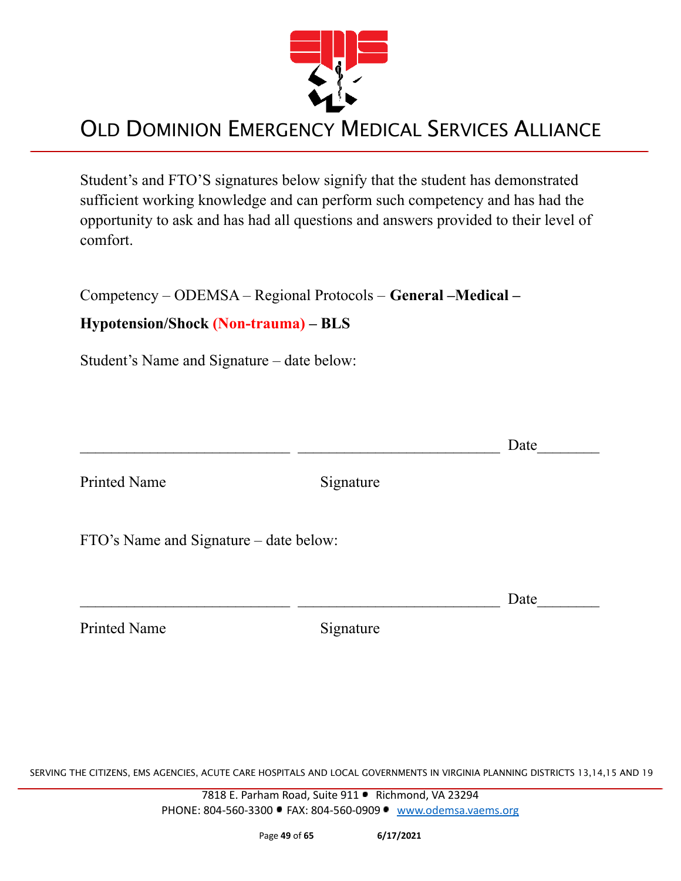# OLD DOMINION EMERGENCY MEDICAL SERVICES ALLIANCE

Student's and FTO'S signatures below signify that the student has demonstrated sufficient working knowledge and can perform such competency and has had the opportunity to ask and has had all questions and answers provided to their level of comfort.

Competency – ODEMSA – Regional Protocols – **General –Medical – Hypotension/Shock (Non-trauma) – BLS**

Student's Name and Signature – date below:

\_\_\_\_\_\_\_\_\_\_\_\_\_\_\_\_\_\_\_\_\_\_\_\_\_\_\_\_\_\_\_\_ \_\_\_\_\_\_\_\_\_\_\_\_\_\_\_\_\_\_\_\_\_\_\_\_\_\_\_\_\_\_\_\_ Date\_\_\_\_\_\_\_\_

Printed Name Signature

FTO's Name and Signature – date below:

\_\_\_\_\_\_\_\_\_\_\_\_\_\_\_\_\_\_\_\_\_\_\_\_\_\_\_\_\_\_\_\_ \_\_\_\_\_\_\_\_\_\_\_\_\_\_\_\_\_\_\_\_\_\_\_\_\_\_\_\_\_\_\_\_ Date\_\_\_\_\_\_\_\_

Printed Name Signature

SERVING THE CITIZENS, EMS AGENCIES, ACUTE CARE HOSPITALS AND LOCAL GOVERNMENTS IN VIRGINIA PLANNING DISTRICTS 13,14,15 AND 19

7818 E. Parham Road, Suite 911 • Richmond, VA 23294
PHONE: 804-560-3300 • FAX: 804-560-0909 • www.odemsa.vaems.org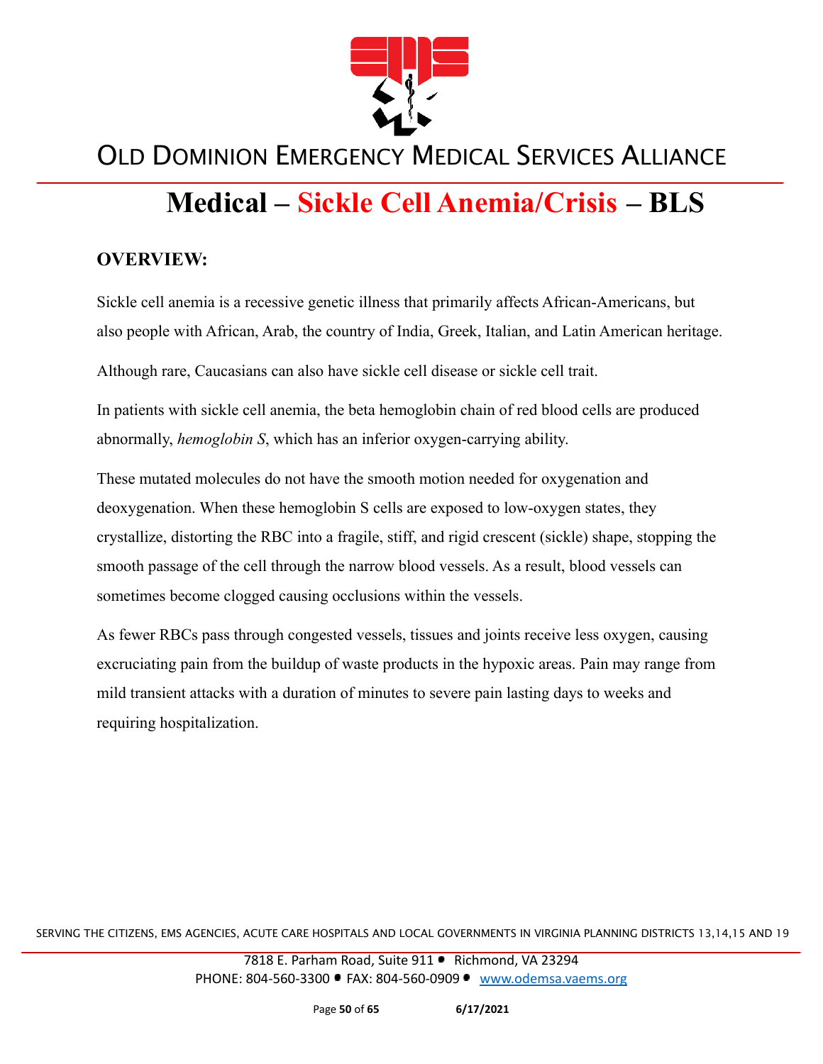# Medical – Sickle Cell Anemia/Crisis – BLS

## OVERVIEW:

Sickle cell anemia is a recessive genetic illness that primarily affects African-Americans, but also people with African, Arab, the country of India, Greek, Italian, and Latin American heritage.

Although rare, Caucasians can also have sickle cell disease or sickle cell trait.

In patients with sickle cell anemia, the beta hemoglobin chain of red blood cells are produced abnormally, *hemoglobin S*, which has an inferior oxygen-carrying ability.

These mutated molecules do not have the smooth motion needed for oxygenation and deoxygenation. When these hemoglobin S cells are exposed to low-oxygen states, they crystallize, distorting the RBC into a fragile, stiff, and rigid crescent (sickle) shape, stopping the smooth passage of the cell through the narrow blood vessels. As a result, blood vessels can sometimes become clogged causing occlusions within the vessels.

As fewer RBCs pass through congested vessels, tissues and joints receive less oxygen, causing excruciating pain from the buildup of waste products in the hypoxic areas. Pain may range from mild transient attacks with a duration of minutes to severe pain lasting days to weeks and requiring hospitalization.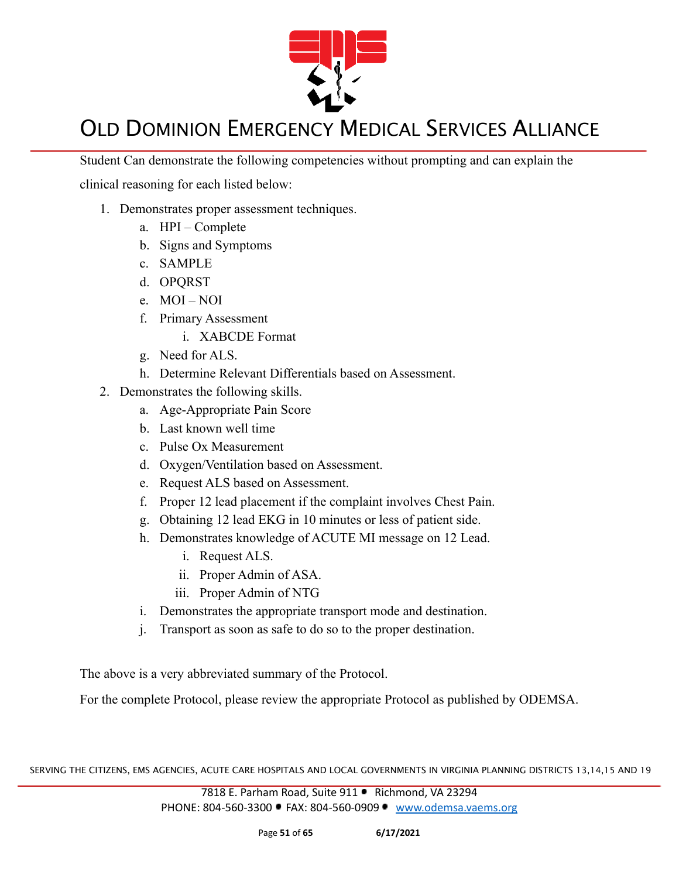Student Can demonstrate the following competencies without prompting and can explain the clinical reasoning for each listed below:

1. Demonstrates proper assessment techniques.
   a. HPI – Complete
   b. Signs and Symptoms
   c. SAMPLE
   d. OPQRST
   e. MOI – NOI
   f. Primary Assessment
      i. XABCDE Format
   g. Need for ALS.
   h. Determine Relevant Differentials based on Assessment.
2. Demonstrates the following skills.
   a. Age-Appropriate Pain Score
   b. Last known well time
   c. Pulse Ox Measurement
   d. Oxygen/Ventilation based on Assessment.
   e. Request ALS based on Assessment.
   f. Proper 12 lead placement if the complaint involves Chest Pain.
   g. Obtaining 12 lead EKG in 10 minutes or less of patient side.
   h. Demonstrates knowledge of ACUTE MI message on 12 Lead.
      i. Request ALS.
      ii. Proper Admin of ASA.
      iii. Proper Admin of NTG
   i. Demonstrates the appropriate transport mode and destination.
   j. Transport as soon as safe to do so to the proper destination.

The above is a very abbreviated summary of the Protocol.

For the complete Protocol, please review the appropriate Protocol as published by ODEMSA.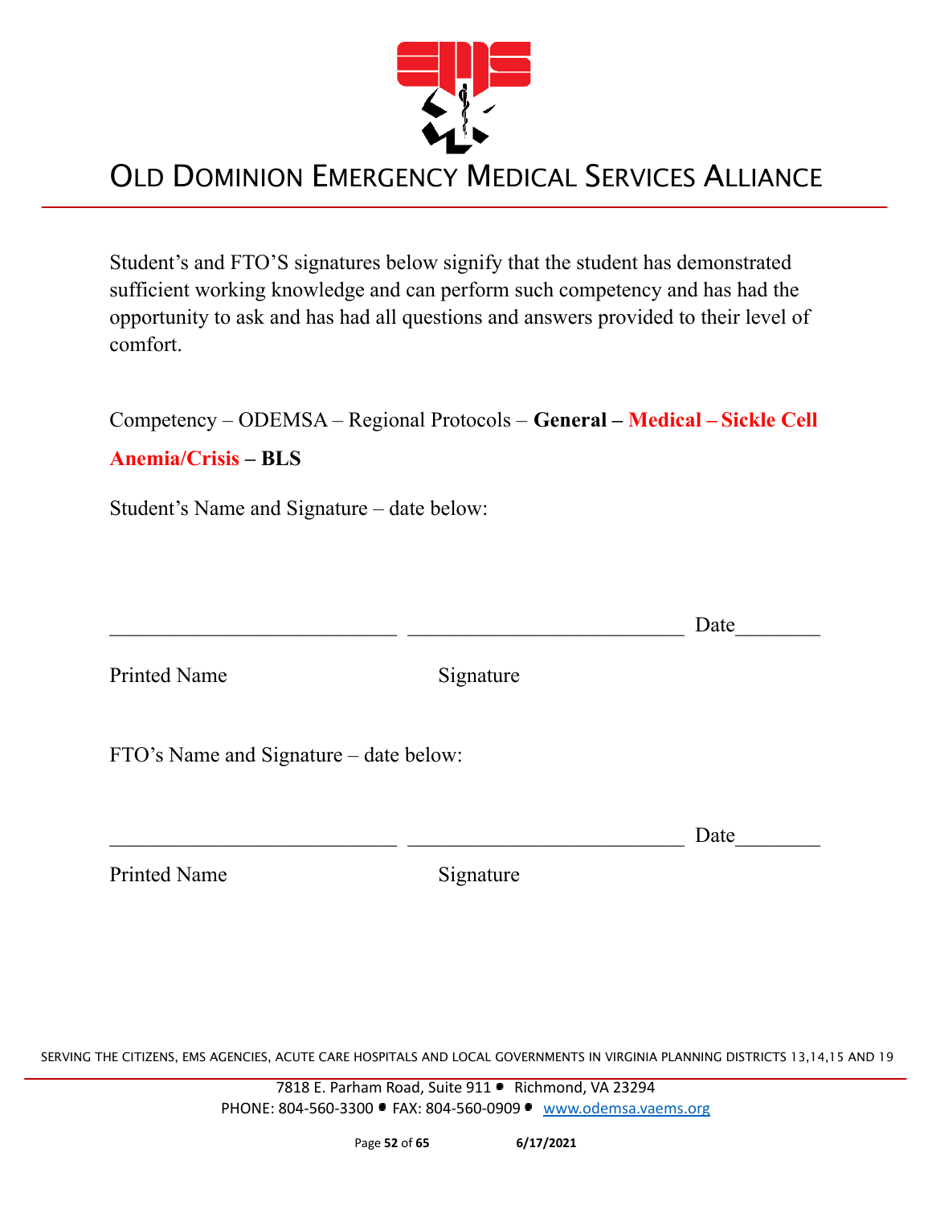Student's and FTO'S signatures below signify that the student has demonstrated sufficient working knowledge and can perform such competency and has had the opportunity to ask and has had all questions and answers provided to their level of comfort.

Competency – ODEMSA – Regional Protocols – **General – Medical – Sickle Cell Anemia/Crisis – BLS**

Student's Name and Signature – date below:

\_\_\_\_\_\_\_\_\_\_\_\_\_\_\_\_\_\_\_\_\_\_\_\_\_\_\_ \_\_\_\_\_\_\_\_\_\_\_\_\_\_\_\_\_\_\_\_\_\_\_\_\_\_ Date\_\_\_\_\_\_\_\_

Printed Name Signature

FTO's Name and Signature – date below:

\_\_\_\_\_\_\_\_\_\_\_\_\_\_\_\_\_\_\_\_\_\_\_\_\_\_\_ \_\_\_\_\_\_\_\_\_\_\_\_\_\_\_\_\_\_\_\_\_\_\_\_\_\_ Date\_\_\_\_\_\_\_\_

Printed Name Signature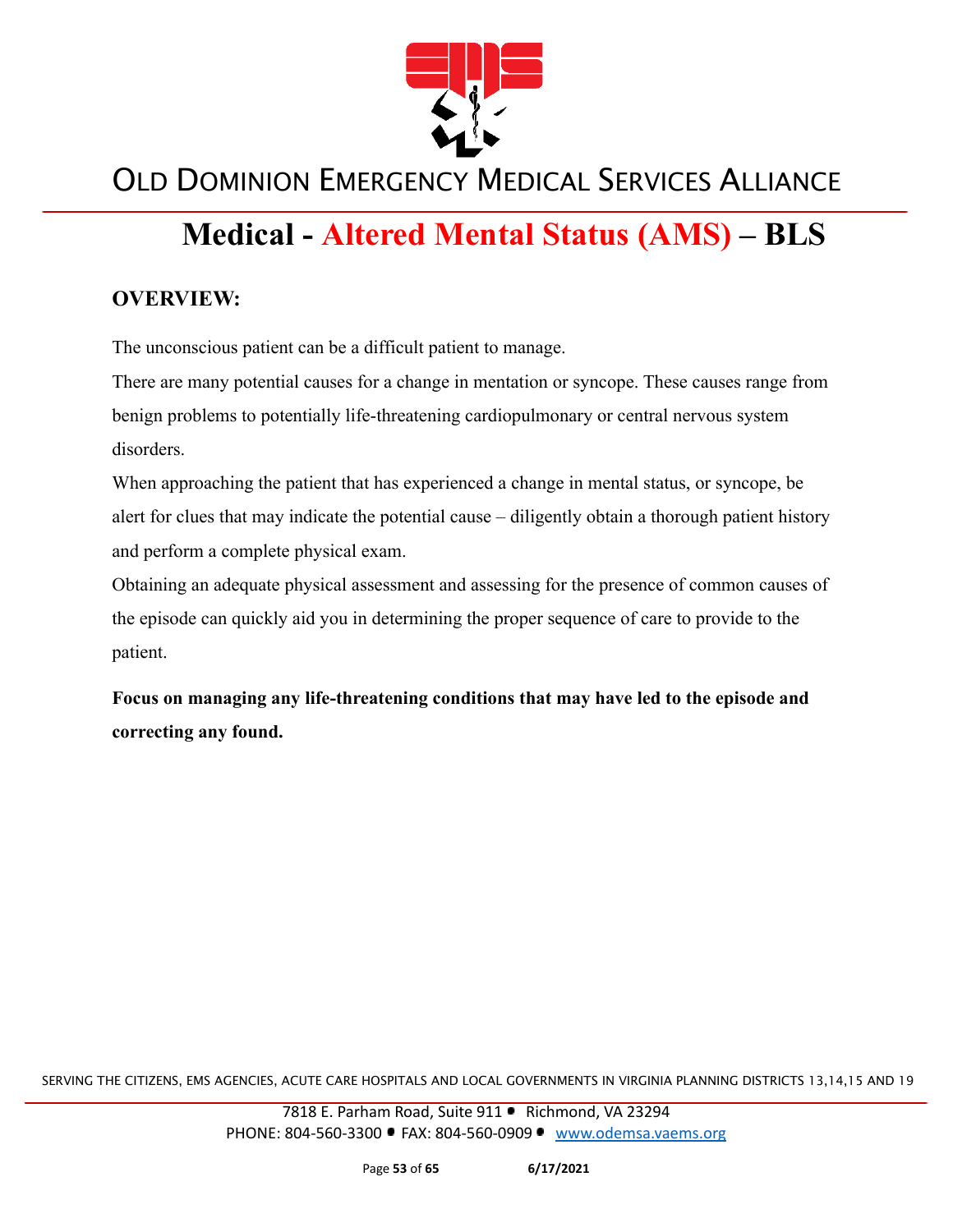# Medical - Altered Mental Status (AMS) – BLS

## OVERVIEW:

The unconscious patient can be a difficult patient to manage.

There are many potential causes for a change in mentation or syncope. These causes range from benign problems to potentially life-threatening cardiopulmonary or central nervous system disorders.

When approaching the patient that has experienced a change in mental status, or syncope, be alert for clues that may indicate the potential cause – diligently obtain a thorough patient history and perform a complete physical exam.

Obtaining an adequate physical assessment and assessing for the presence of common causes of the episode can quickly aid you in determining the proper sequence of care to provide to the patient.

**Focus on managing any life-threatening conditions that may have led to the episode and correcting any found.**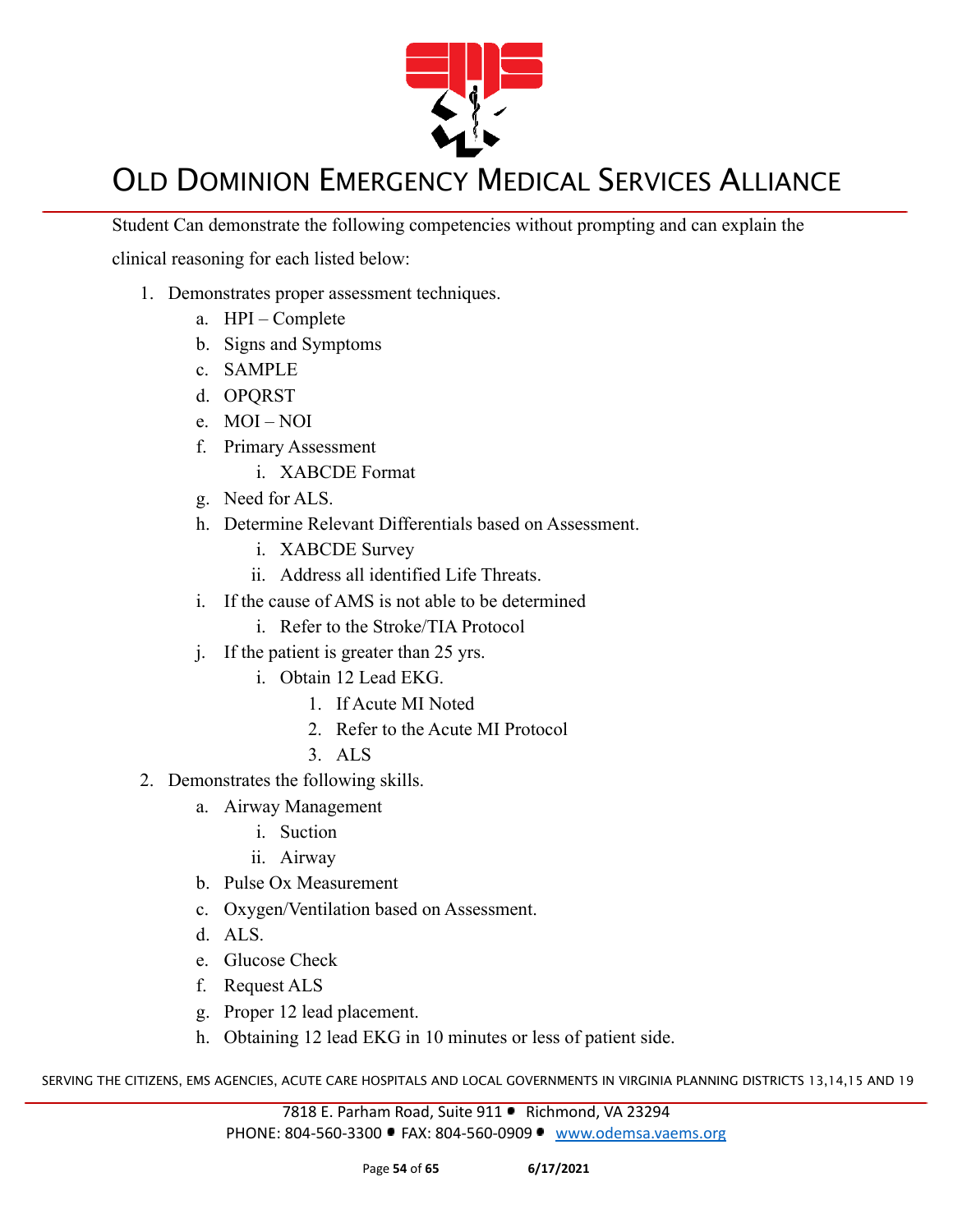Student Can demonstrate the following competencies without prompting and can explain the clinical reasoning for each listed below:

1. Demonstrates proper assessment techniques.
    a. HPI – Complete
    b. Signs and Symptoms
    c. SAMPLE
    d. OPQRST
    e. MOI – NOI
    f. Primary Assessment
        i. XABCDE Format
    g. Need for ALS.
    h. Determine Relevant Differentials based on Assessment.
        i. XABCDE Survey
        ii. Address all identified Life Threats.
    i. If the cause of AMS is not able to be determined
        i. Refer to the Stroke/TIA Protocol
    j. If the patient is greater than 25 yrs.
        i. Obtain 12 Lead EKG.
            1. If Acute MI Noted
            2. Refer to the Acute MI Protocol
            3. ALS
2. Demonstrates the following skills.
    a. Airway Management
        i. Suction
        ii. Airway
    b. Pulse Ox Measurement
    c. Oxygen/Ventilation based on Assessment.
    d. ALS.
    e. Glucose Check
    f. Request ALS
    g. Proper 12 lead placement.
    h. Obtaining 12 lead EKG in 10 minutes or less of patient side.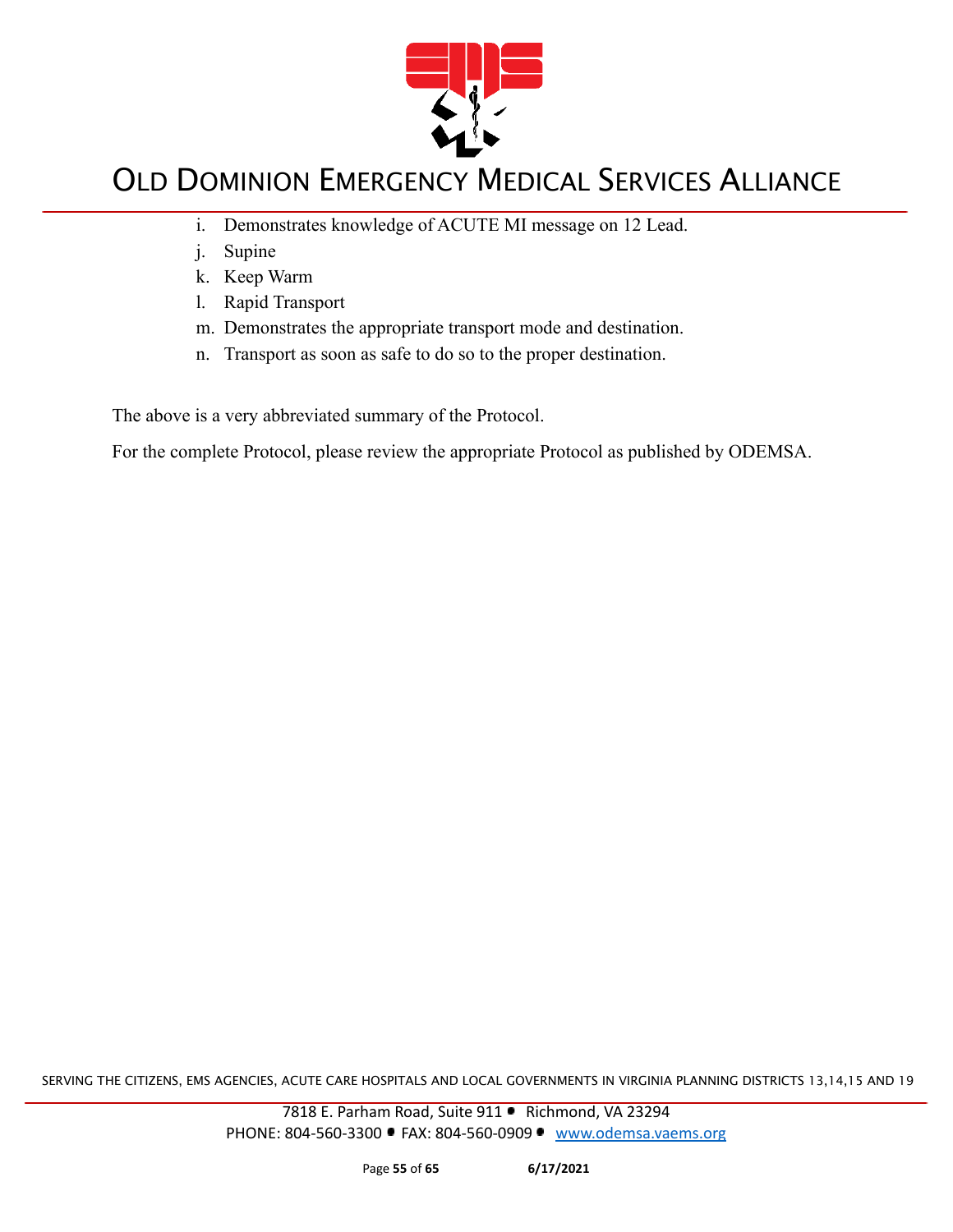i. Demonstrates knowledge of ACUTE MI message on 12 Lead.
j. Supine
k. Keep Warm
l. Rapid Transport
m. Demonstrates the appropriate transport mode and destination.
n. Transport as soon as safe to do so to the proper destination.

The above is a very abbreviated summary of the Protocol.

For the complete Protocol, please review the appropriate Protocol as published by ODEMSA.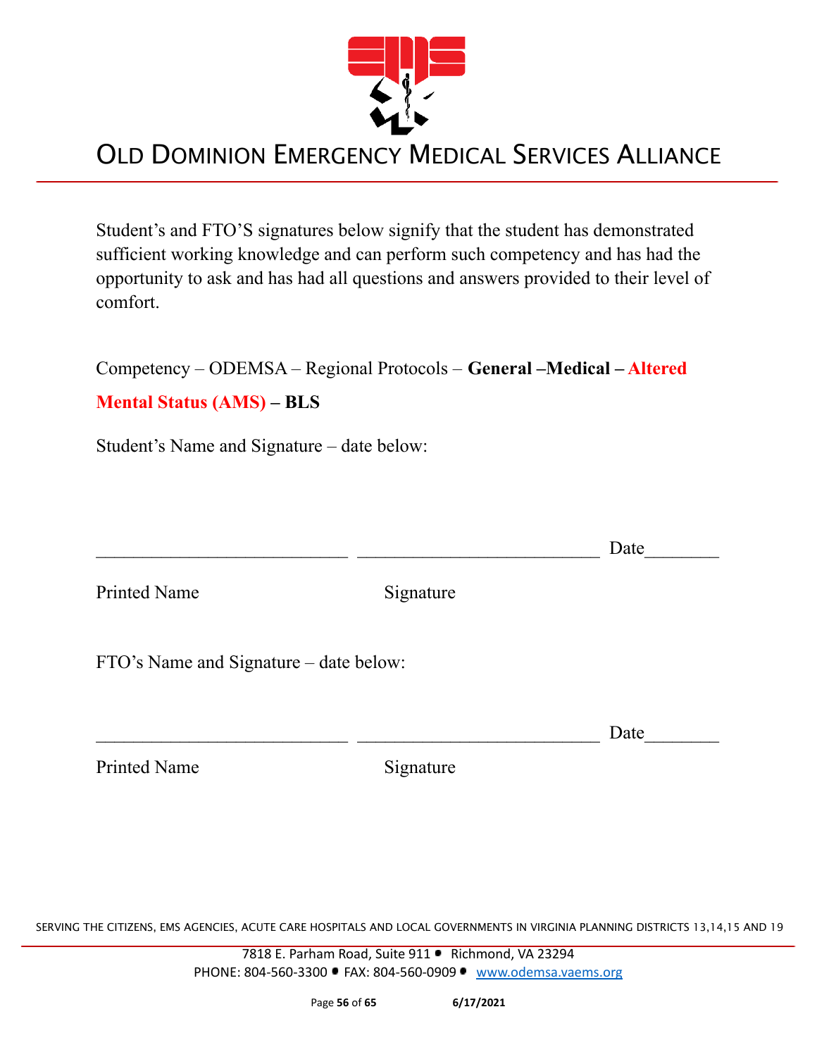# OLD DOMINION EMERGENCY MEDICAL SERVICES ALLIANCE

Student's and FTO'S signatures below signify that the student has demonstrated sufficient working knowledge and can perform such competency and has had the opportunity to ask and has had all questions and answers provided to their level of comfort.

Competency – ODEMSA – Regional Protocols – **General –Medical – Altered Mental Status (AMS) – BLS**

Student's Name and Signature – date below:

\_\_\_\_\_\_\_\_\_\_\_\_\_\_\_\_\_\_\_\_\_\_\_\_\_\_\_ \_\_\_\_\_\_\_\_\_\_\_\_\_\_\_\_\_\_\_\_\_\_\_\_\_\_ Date\_\_\_\_\_\_\_\_

Printed Name Signature

FTO's Name and Signature – date below:

\_\_\_\_\_\_\_\_\_\_\_\_\_\_\_\_\_\_\_\_\_\_\_\_\_\_\_ \_\_\_\_\_\_\_\_\_\_\_\_\_\_\_\_\_\_\_\_\_\_\_\_\_\_ Date\_\_\_\_\_\_\_\_

Printed Name Signature

SERVING THE CITIZENS, EMS AGENCIES, ACUTE CARE HOSPITALS AND LOCAL GOVERNMENTS IN VIRGINIA PLANNING DISTRICTS 13,14,15 AND 19

7818 E. Parham Road, Suite 911 • Richmond, VA 23294
PHONE: 804-560-3300 • FAX: 804-560-0909 • www.odemsa.vaems.org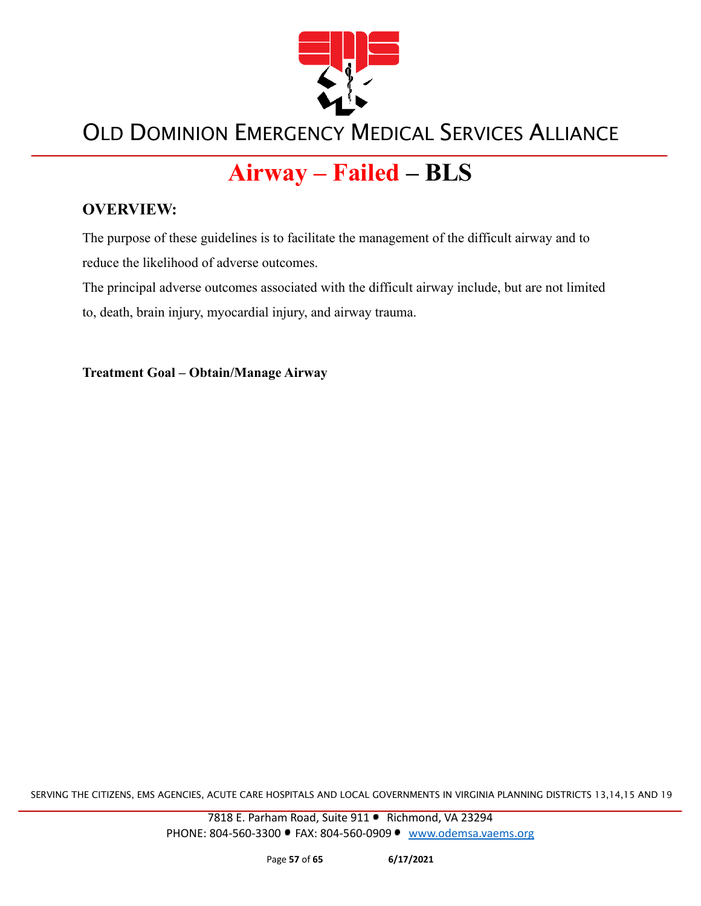# Airway – Failed – BLS

## OVERVIEW:

The purpose of these guidelines is to facilitate the management of the difficult airway and to reduce the likelihood of adverse outcomes.

The principal adverse outcomes associated with the difficult airway include, but are not limited to, death, brain injury, myocardial injury, and airway trauma.

**Treatment Goal – Obtain/Manage Airway**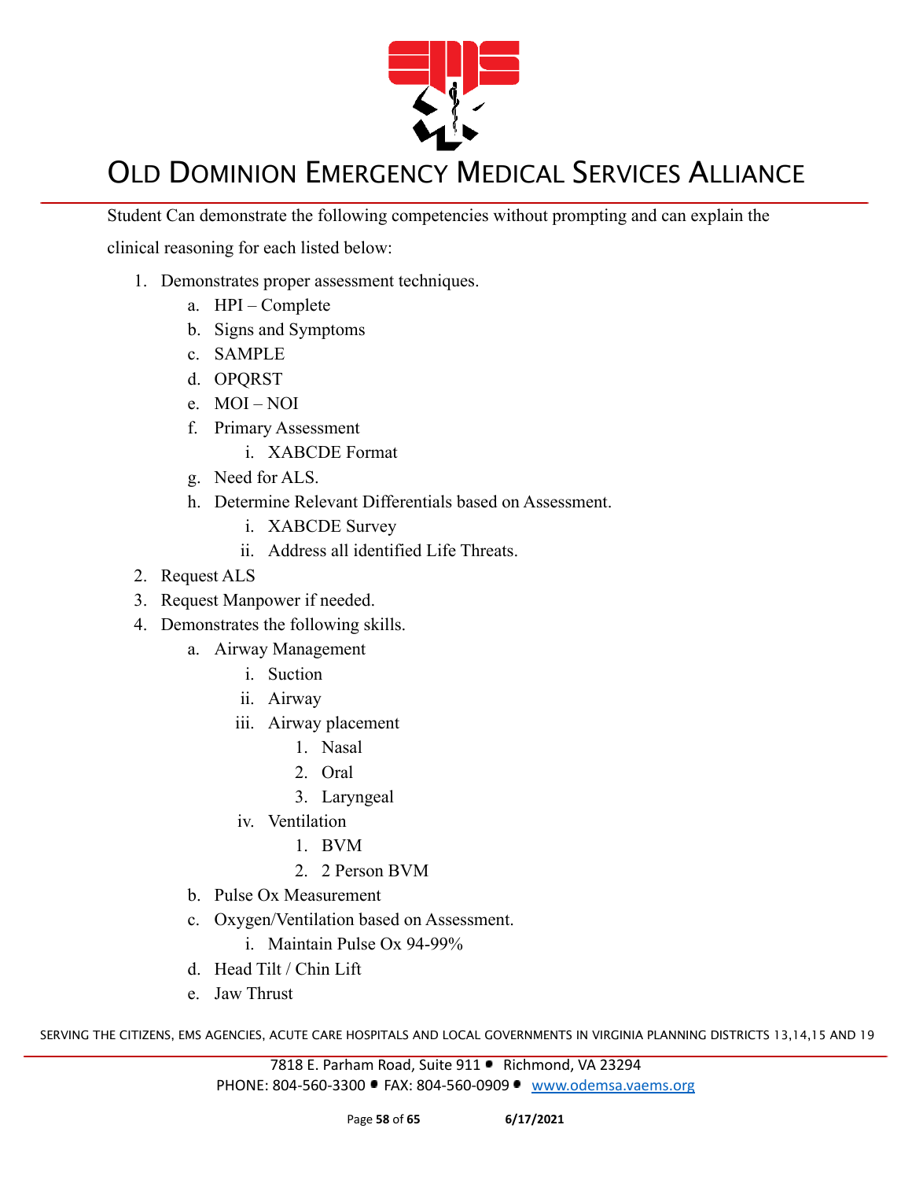Student Can demonstrate the following competencies without prompting and can explain the clinical reasoning for each listed below:

1. Demonstrates proper assessment techniques.
    a. HPI – Complete
    b. Signs and Symptoms
    c. SAMPLE
    d. OPQRST
    e. MOI – NOI
    f. Primary Assessment
        i. XABCDE Format
    g. Need for ALS.
    h. Determine Relevant Differentials based on Assessment.
        i. XABCDE Survey
        ii. Address all identified Life Threats.
2. Request ALS
3. Request Manpower if needed.
4. Demonstrates the following skills.
    a. Airway Management
        i. Suction
        ii. Airway
        iii. Airway placement
            1. Nasal
            2. Oral
            3. Laryngeal
        iv. Ventilation
            1. BVM
            2. 2 Person BVM
    b. Pulse Ox Measurement
    c. Oxygen/Ventilation based on Assessment.
        i. Maintain Pulse Ox 94-99%
    d. Head Tilt / Chin Lift
    e. Jaw Thrust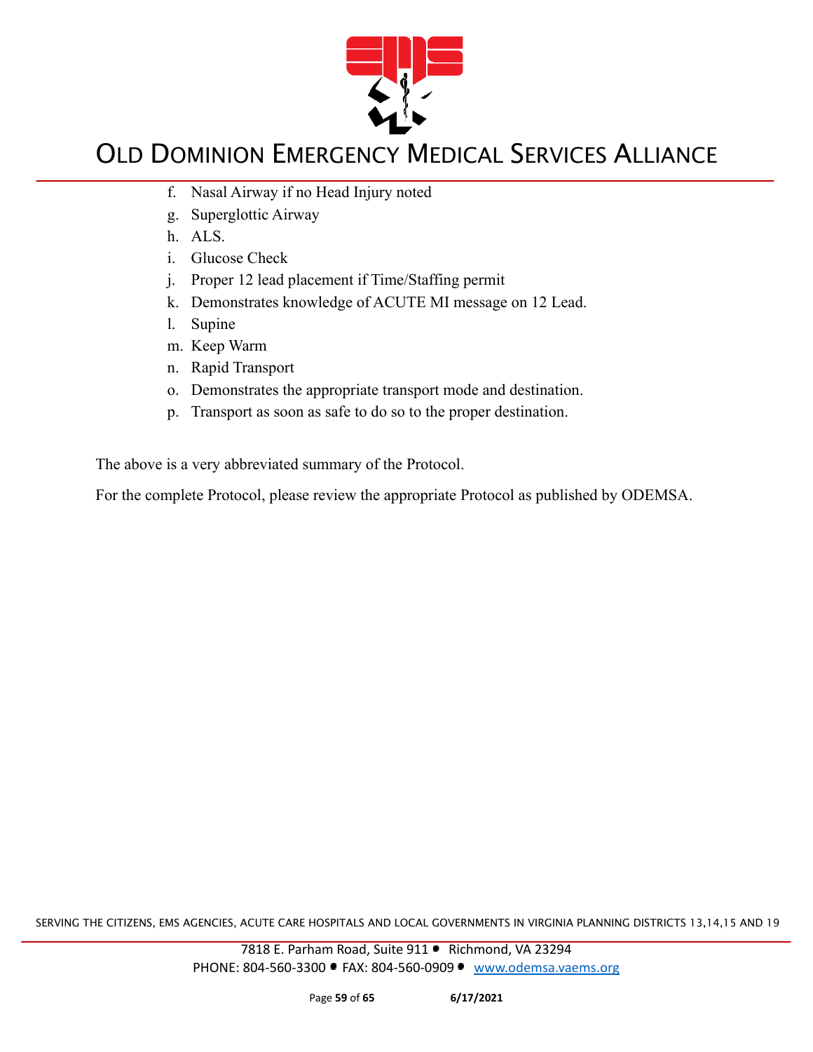f. Nasal Airway if no Head Injury noted
g. Superglottic Airway
h. ALS.
i. Glucose Check
j. Proper 12 lead placement if Time/Staffing permit
k. Demonstrates knowledge of ACUTE MI message on 12 Lead.
l. Supine
m. Keep Warm
n. Rapid Transport
o. Demonstrates the appropriate transport mode and destination.
p. Transport as soon as safe to do so to the proper destination.

The above is a very abbreviated summary of the Protocol.

For the complete Protocol, please review the appropriate Protocol as published by ODEMSA.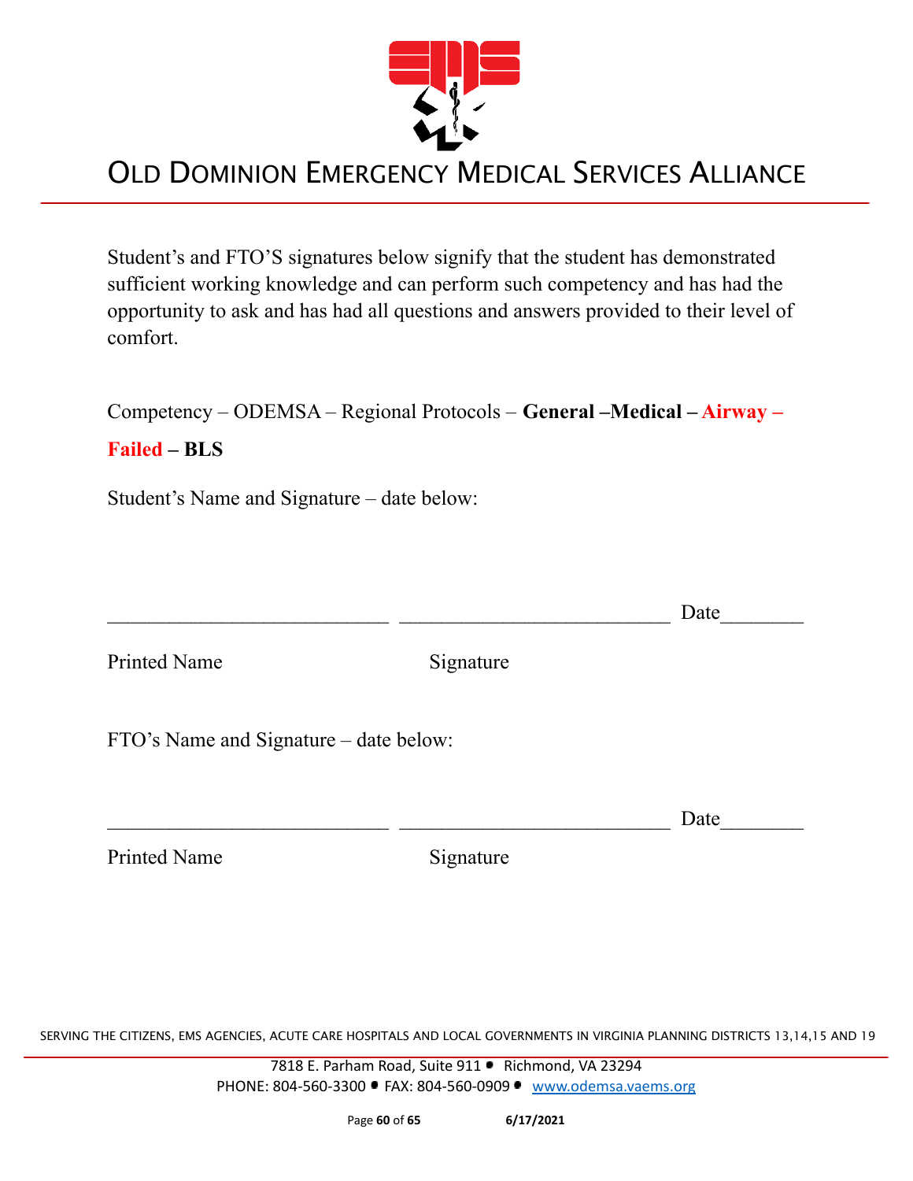# OLD DOMINION EMERGENCY MEDICAL SERVICES ALLIANCE

Student's and FTO'S signatures below signify that the student has demonstrated sufficient working knowledge and can perform such competency and has had the opportunity to ask and has had all questions and answers provided to their level of comfort.

Competency – ODEMSA – Regional Protocols – **General –Medical – Airway – Failed – BLS**

Student's Name and Signature – date below:

\_\_\_\_\_\_\_\_\_\_\_\_\_\_\_\_\_\_\_\_\_\_\_\_\_\_\_ \_\_\_\_\_\_\_\_\_\_\_\_\_\_\_\_\_\_\_\_\_\_\_\_\_\_ Date\_\_\_\_\_\_\_\_

Printed Name Signature

FTO's Name and Signature – date below:

\_\_\_\_\_\_\_\_\_\_\_\_\_\_\_\_\_\_\_\_\_\_\_\_\_\_\_ \_\_\_\_\_\_\_\_\_\_\_\_\_\_\_\_\_\_\_\_\_\_\_\_\_\_ Date\_\_\_\_\_\_\_\_

Printed Name Signature

SERVING THE CITIZENS, EMS AGENCIES, ACUTE CARE HOSPITALS AND LOCAL GOVERNMENTS IN VIRGINIA PLANNING DISTRICTS 13,14,15 AND 19

7818 E. Parham Road, Suite 911 • Richmond, VA 23294
PHONE: 804-560-3300 • FAX: 804-560-0909 • www.odemsa.vaems.org

6/17/2021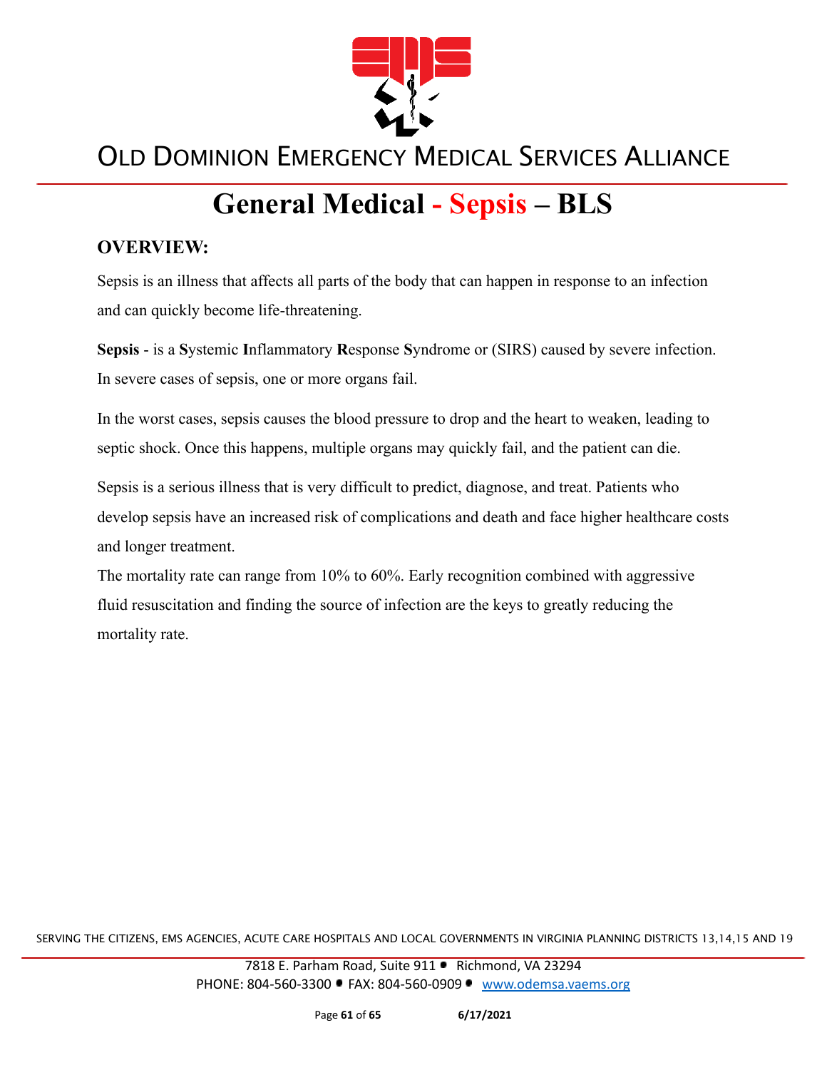# General Medical - Sepsis – BLS

## OVERVIEW:

Sepsis is an illness that affects all parts of the body that can happen in response to an infection and can quickly become life-threatening.

**Sepsis** - is a **S**ystemic **I**nflammatory **R**esponse **S**yndrome or (SIRS) caused by severe infection. In severe cases of sepsis, one or more organs fail.

In the worst cases, sepsis causes the blood pressure to drop and the heart to weaken, leading to septic shock. Once this happens, multiple organs may quickly fail, and the patient can die.

Sepsis is a serious illness that is very difficult to predict, diagnose, and treat. Patients who develop sepsis have an increased risk of complications and death and face higher healthcare costs and longer treatment.

The mortality rate can range from 10% to 60%. Early recognition combined with aggressive fluid resuscitation and finding the source of infection are the keys to greatly reducing the mortality rate.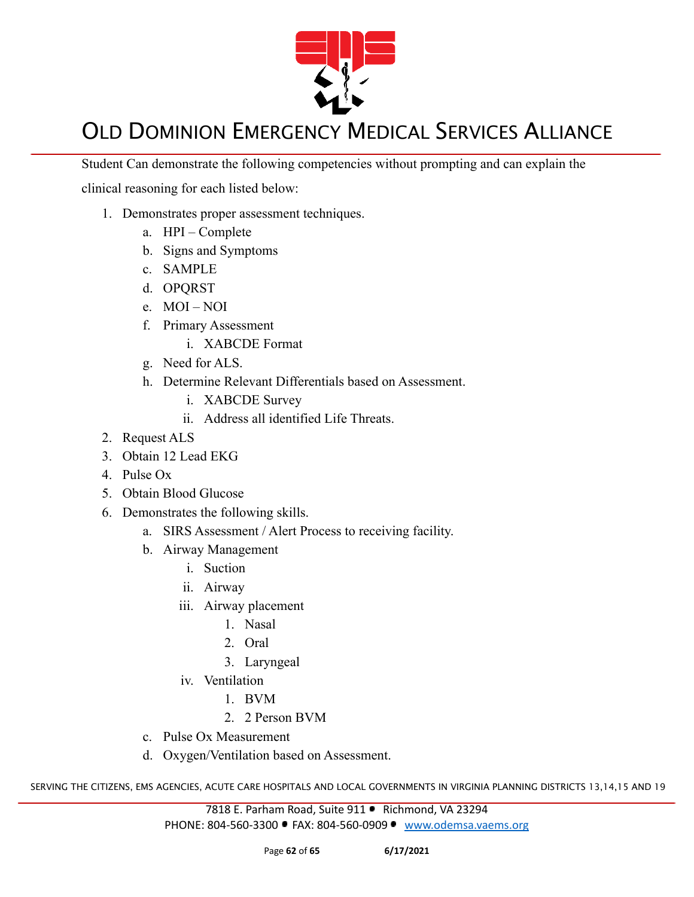Student Can demonstrate the following competencies without prompting and can explain the clinical reasoning for each listed below:

1. Demonstrates proper assessment techniques.
    a. HPI – Complete
    b. Signs and Symptoms
    c. SAMPLE
    d. OPQRST
    e. MOI – NOI
    f. Primary Assessment
        i. XABCDE Format
    g. Need for ALS.
    h. Determine Relevant Differentials based on Assessment.
        i. XABCDE Survey
        ii. Address all identified Life Threats.
2. Request ALS
3. Obtain 12 Lead EKG
4. Pulse Ox
5. Obtain Blood Glucose
6. Demonstrates the following skills.
    a. SIRS Assessment / Alert Process to receiving facility.
    b. Airway Management
        i. Suction
        ii. Airway
        iii. Airway placement
            1. Nasal
            2. Oral
            3. Laryngeal
        iv. Ventilation
            1. BVM
            2. 2 Person BVM
    c. Pulse Ox Measurement
    d. Oxygen/Ventilation based on Assessment.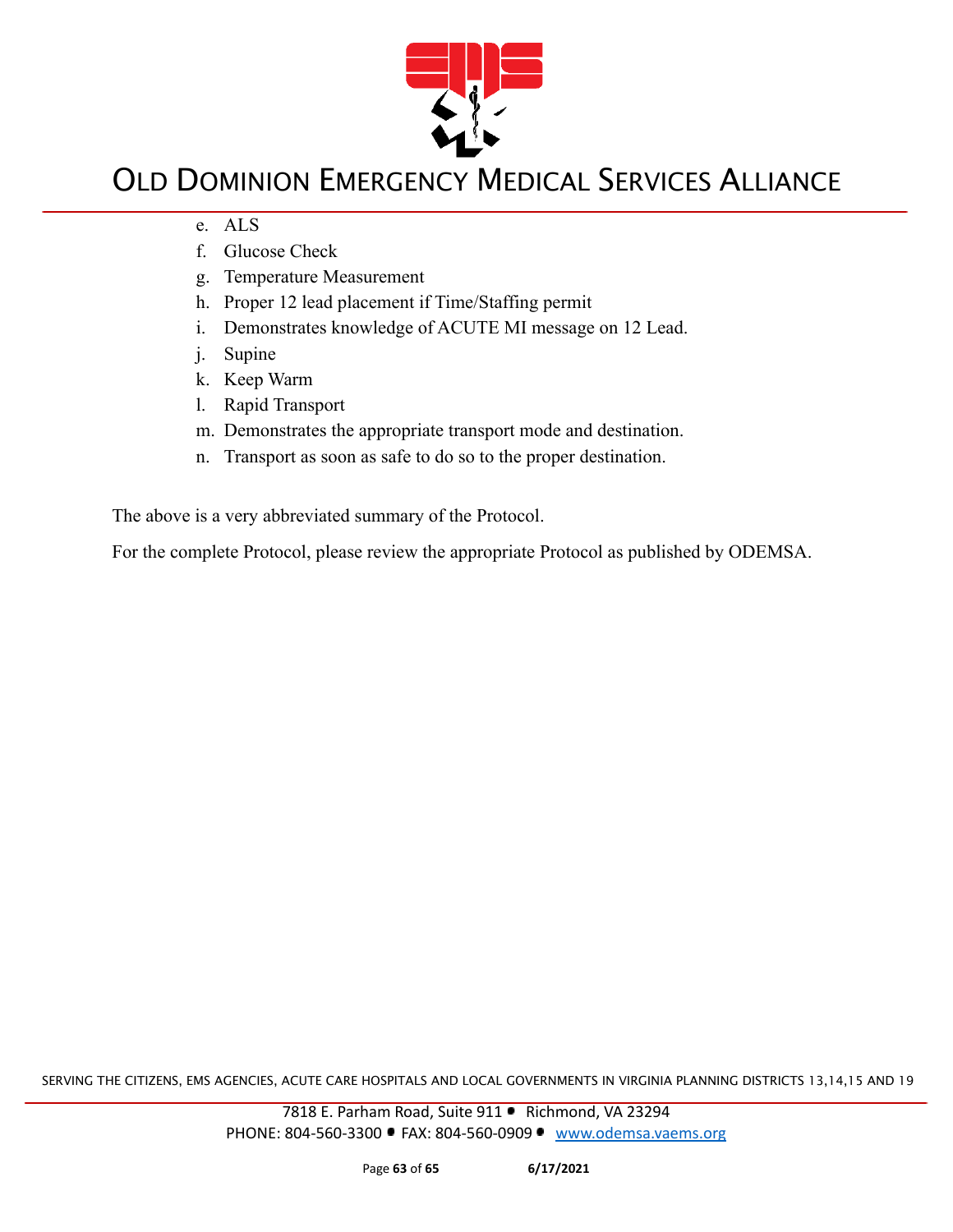e. ALS
f. Glucose Check
g. Temperature Measurement
h. Proper 12 lead placement if Time/Staffing permit
i. Demonstrates knowledge of ACUTE MI message on 12 Lead.
j. Supine
k. Keep Warm
l. Rapid Transport
m. Demonstrates the appropriate transport mode and destination.
n. Transport as soon as safe to do so to the proper destination.

The above is a very abbreviated summary of the Protocol.

For the complete Protocol, please review the appropriate Protocol as published by ODEMSA.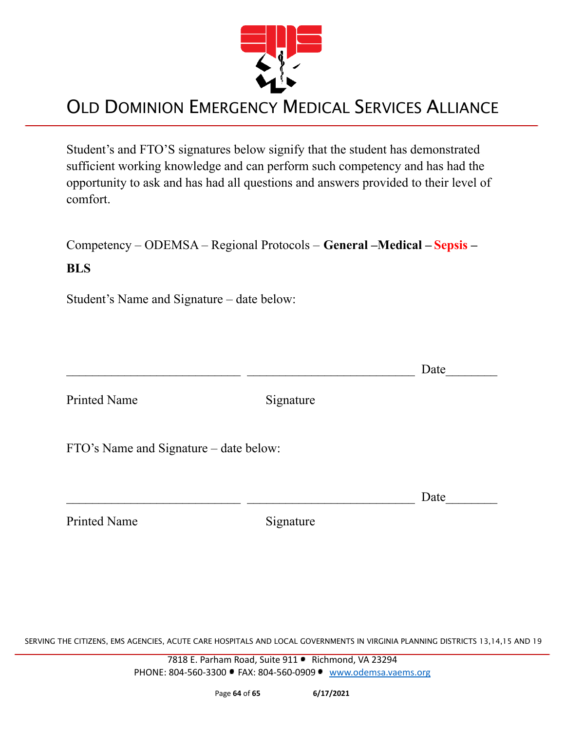# OLD DOMINION EMERGENCY MEDICAL SERVICES ALLIANCE

Student's and FTO'S signatures below signify that the student has demonstrated sufficient working knowledge and can perform such competency and has had the opportunity to ask and has had all questions and answers provided to their level of comfort.

Competency – ODEMSA – Regional Protocols – **General –Medical – Sepsis – BLS**

Student's Name and Signature – date below:

\_\_\_\_\_\_\_\_\_\_\_\_\_\_\_\_\_\_\_\_\_\_\_\_\_\_\_\_ \_\_\_\_\_\_\_\_\_\_\_\_\_\_\_\_\_\_\_\_\_\_\_\_\_\_\_ Date\_\_\_\_\_\_\_\_

Printed Name Signature

FTO's Name and Signature – date below:

\_\_\_\_\_\_\_\_\_\_\_\_\_\_\_\_\_\_\_\_\_\_\_\_\_\_\_\_ \_\_\_\_\_\_\_\_\_\_\_\_\_\_\_\_\_\_\_\_\_\_\_\_\_\_\_ Date\_\_\_\_\_\_\_\_

Printed Name Signature

SERVING THE CITIZENS, EMS AGENCIES, ACUTE CARE HOSPITALS AND LOCAL GOVERNMENTS IN VIRGINIA PLANNING DISTRICTS 13,14,15 AND 19

7818 E. Parham Road, Suite 911 • Richmond, VA 23294
PHONE: 804-560-3300 • FAX: 804-560-0909 • www.odemsa.vaems.org